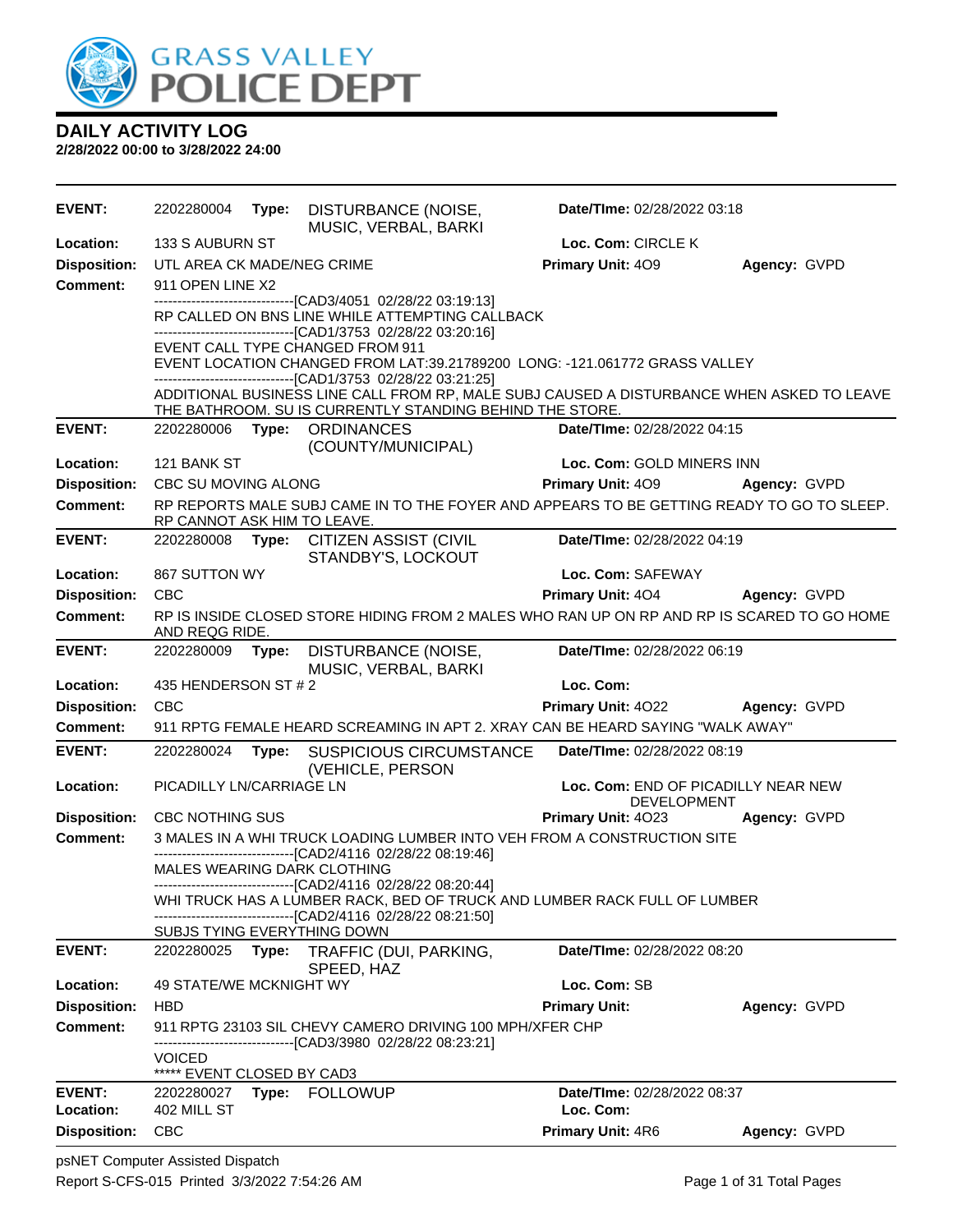# DAILY ACTIVITY LOG

**2/28/2022 00:00 to 3/28/2022 24:00**

---

**EVENT:** 2202280004 **Type:** DISTURBANCE (NOISE, MUSIC, VERBAL, BARKI **Date/TIme:** 02/28/2022 03:18
**Location:** 133 S AUBURN ST **Loc. Com:** CIRCLE K
**Disposition:** UTL AREA CK MADE/NEG CRIME **Primary Unit:** 4O9 **Agency:** GVPD
**Comment:** 911 OPEN LINE X2
------------------------------[CAD3/4051 02/28/22 03:19:13]
RP CALLED ON BNS LINE WHILE ATTEMPTING CALLBACK
------------------------------[CAD1/3753 02/28/22 03:20:16]
EVENT CALL TYPE CHANGED FROM 911
EVENT LOCATION CHANGED FROM LAT:39.21789200 LONG: -121.061772 GRASS VALLEY
------------------------------[CAD1/3753 02/28/22 03:21:25]
ADDITIONAL BUSINESS LINE CALL FROM RP, MALE SUBJ CAUSED A DISTURBANCE WHEN ASKED TO LEAVE THE BATHROOM. SU IS CURRENTLY STANDING BEHIND THE STORE.

---

**EVENT:** 2202280006 **Type:** ORDINANCES (COUNTY/MUNICIPAL) **Date/TIme:** 02/28/2022 04:15
**Location:** 121 BANK ST **Loc. Com:** GOLD MINERS INN
**Disposition:** CBC SU MOVING ALONG **Primary Unit:** 4O9 **Agency:** GVPD
**Comment:** RP REPORTS MALE SUBJ CAME IN TO THE FOYER AND APPEARS TO BE GETTING READY TO GO TO SLEEP. RP CANNOT ASK HIM TO LEAVE.

---

**EVENT:** 2202280008 **Type:** CITIZEN ASSIST (CIVIL STANDBY'S, LOCKOUT **Date/TIme:** 02/28/2022 04:19
**Location:** 867 SUTTON WY **Loc. Com:** SAFEWAY
**Disposition:** CBC **Primary Unit:** 4O4 **Agency:** GVPD
**Comment:** RP IS INSIDE CLOSED STORE HIDING FROM 2 MALES WHO RAN UP ON RP AND RP IS SCARED TO GO HOME AND REQG RIDE.

---

**EVENT:** 2202280009 **Type:** DISTURBANCE (NOISE, MUSIC, VERBAL, BARKI **Date/TIme:** 02/28/2022 06:19
**Location:** 435 HENDERSON ST # 2 **Loc. Com:**
**Disposition:** CBC **Primary Unit:** 4O22 **Agency:** GVPD
**Comment:** 911 RPTG FEMALE HEARD SCREAMING IN APT 2. XRAY CAN BE HEARD SAYING "WALK AWAY"

---

**EVENT:** 2202280024 **Type:** SUSPICIOUS CIRCUMSTANCE (VEHICLE, PERSON **Date/TIme:** 02/28/2022 08:19
**Location:** PICADILLY LN/CARRIAGE LN **Loc. Com:** END OF PICADILLY NEAR NEW DEVELOPMENT
**Disposition:** CBC NOTHING SUS **Primary Unit:** 4O23 **Agency:** GVPD
**Comment:** 3 MALES IN A WHI TRUCK LOADING LUMBER INTO VEH FROM A CONSTRUCTION SITE
------------------------------[CAD2/4116 02/28/22 08:19:46]
MALES WEARING DARK CLOTHING
------------------------------[CAD2/4116 02/28/22 08:20:44]
WHI TRUCK HAS A LUMBER RACK, BED OF TRUCK AND LUMBER RACK FULL OF LUMBER
------------------------------[CAD2/4116 02/28/22 08:21:50]
SUBJS TYING EVERYTHING DOWN

---

**EVENT:** 2202280025 **Type:** TRAFFIC (DUI, PARKING, SPEED, HAZ **Date/TIme:** 02/28/2022 08:20
**Location:** 49 STATE/WE MCKNIGHT WY **Loc. Com:** SB
**Disposition:** HBD **Primary Unit:** **Agency:** GVPD
**Comment:** 911 RPTG 23103 SIL CHEVY CAMERO DRIVING 100 MPH/XFER CHP
------------------------------[CAD3/3980 02/28/22 08:23:21]
VOICED
***** EVENT CLOSED BY CAD3

---

**EVENT:** 2202280027 **Type:** FOLLOWUP **Date/TIme:** 02/28/2022 08:37
**Location:** 402 MILL ST **Loc. Com:**
**Disposition:** CBC **Primary Unit:** 4R6 **Agency:** GVPD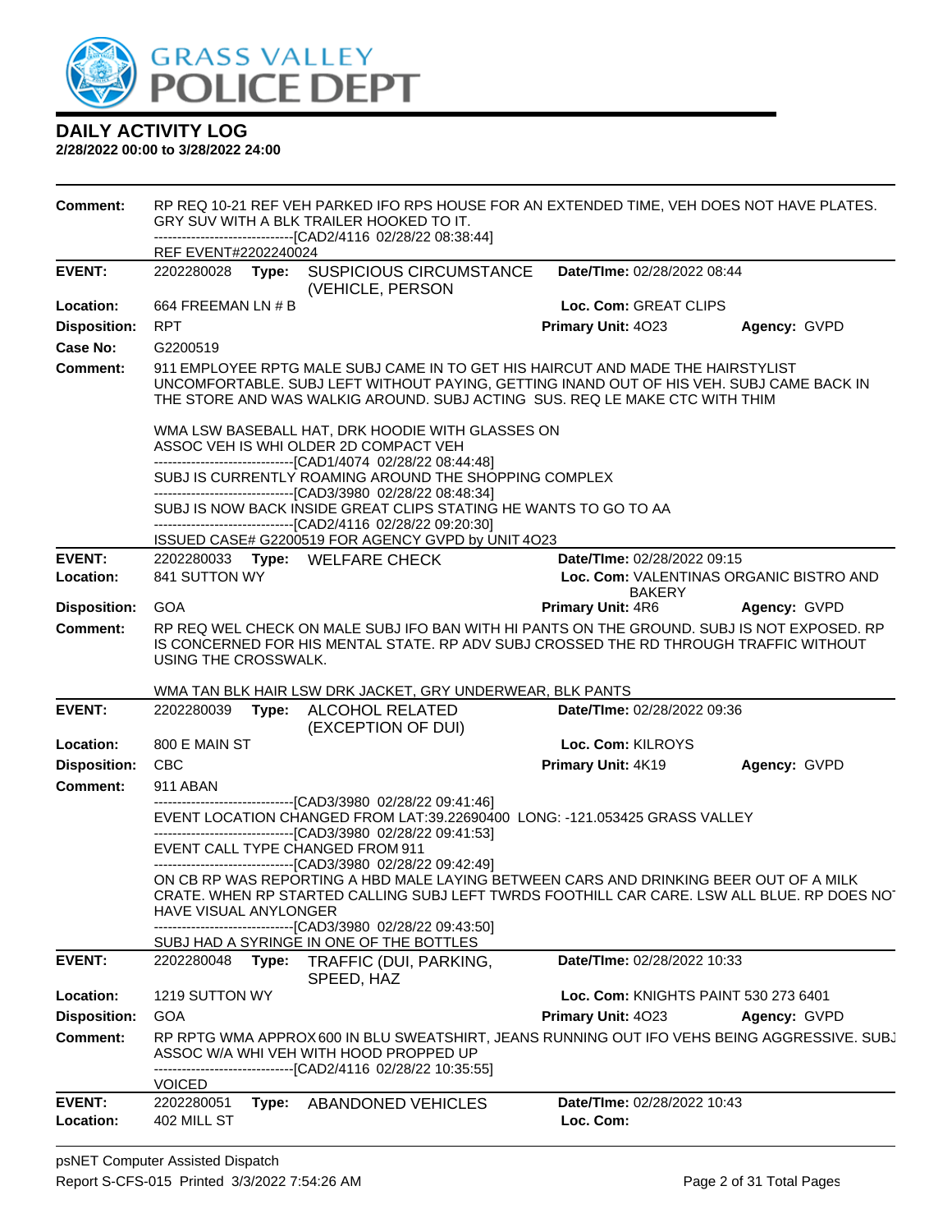# DAILY ACTIVITY LOG

**2/28/2022 00:00 to 3/28/2022 24:00**

**Comment:** RP REQ 10-21 REF VEH PARKED IFO RPS HOUSE FOR AN EXTENDED TIME, VEH DOES NOT HAVE PLATES. GRY SUV WITH A BLK TRAILER HOOKED TO IT.
------------------------------[CAD2/4116 02/28/22 08:38:44]
REF EVENT#2202240024

---

**EVENT:** 2202280028 **Type:** SUSPICIOUS CIRCUMSTANCE (VEHICLE, PERSON **Date/TIme:** 02/28/2022 08:44
**Location:** 664 FREEMAN LN # B **Loc. Com:** GREAT CLIPS
**Disposition:** RPT **Primary Unit:** 4O23 **Agency:** GVPD
**Case No:** G2200519
**Comment:** 911 EMPLOYEE RPTG MALE SUBJ CAME IN TO GET HIS HAIRCUT AND MADE THE HAIRSTYLIST UNCOMFORTABLE. SUBJ LEFT WITHOUT PAYING, GETTING INAND OUT OF HIS VEH. SUBJ CAME BACK IN THE STORE AND WAS WALKIG AROUND. SUBJ ACTING SUS. REQ LE MAKE CTC WITH THIM

WMA LSW BASEBALL HAT, DRK HOODIE WITH GLASSES ON
ASSOC VEH IS WHI OLDER 2D COMPACT VEH
------------------------------[CAD1/4074 02/28/22 08:44:48]
SUBJ IS CURRENTLY ROAMING AROUND THE SHOPPING COMPLEX
------------------------------[CAD3/3980 02/28/22 08:48:34]
SUBJ IS NOW BACK INSIDE GREAT CLIPS STATING HE WANTS TO GO TO AA
------------------------------[CAD2/4116 02/28/22 09:20:30]
ISSUED CASE# G2200519 FOR AGENCY GVPD by UNIT 4O23

---

**EVENT:** 2202280033 **Type:** WELFARE CHECK **Date/TIme:** 02/28/2022 09:15
**Location:** 841 SUTTON WY **Loc. Com:** VALENTINAS ORGANIC BISTRO AND BAKERY
**Disposition:** GOA **Primary Unit:** 4R6 **Agency:** GVPD
**Comment:** RP REQ WEL CHECK ON MALE SUBJ IFO BAN WITH HI PANTS ON THE GROUND. SUBJ IS NOT EXPOSED. RP IS CONCERNED FOR HIS MENTAL STATE. RP ADV SUBJ CROSSED THE RD THROUGH TRAFFIC WITHOUT USING THE CROSSWALK.

WMA TAN BLK HAIR LSW DRK JACKET, GRY UNDERWEAR, BLK PANTS

---

**EVENT:** 2202280039 **Type:** ALCOHOL RELATED (EXCEPTION OF DUI) **Date/TIme:** 02/28/2022 09:36
**Location:** 800 E MAIN ST **Loc. Com:** KILROYS
**Disposition:** CBC **Primary Unit:** 4K19 **Agency:** GVPD
**Comment:** 911 ABAN
------------------------------[CAD3/3980 02/28/22 09:41:46]
EVENT LOCATION CHANGED FROM LAT:39.22690400 LONG: -121.053425 GRASS VALLEY
------------------------------[CAD3/3980 02/28/22 09:41:53]
EVENT CALL TYPE CHANGED FROM 911
------------------------------[CAD3/3980 02/28/22 09:42:49]
ON CB RP WAS REPORTING A HBD MALE LAYING BETWEEN CARS AND DRINKING BEER OUT OF A MILK CRATE. WHEN RP STARTED CALLING SUBJ LEFT TWRDS FOOTHILL CAR CARE. LSW ALL BLUE. RP DOES NOT HAVE VISUAL ANYLONGER
------------------------------[CAD3/3980 02/28/22 09:43:50]
SUBJ HAD A SYRINGE IN ONE OF THE BOTTLES

---

**EVENT:** 2202280048 **Type:** TRAFFIC (DUI, PARKING, SPEED, HAZ **Date/TIme:** 02/28/2022 10:33
**Location:** 1219 SUTTON WY **Loc. Com:** KNIGHTS PAINT 530 273 6401
**Disposition:** GOA **Primary Unit:** 4O23 **Agency:** GVPD
**Comment:** RP RPTG WMA APPROX 600 IN BLU SWEATSHIRT, JEANS RUNNING OUT IFO VEHS BEING AGGRESSIVE. SUBJ ASSOC W/A WHI VEH WITH HOOD PROPPED UP
------------------------------[CAD2/4116 02/28/22 10:35:55]
VOICED

---

**EVENT:** 2202280051 **Type:** ABANDONED VEHICLES **Date/TIme:** 02/28/2022 10:43
**Location:** 402 MILL ST **Loc. Com:**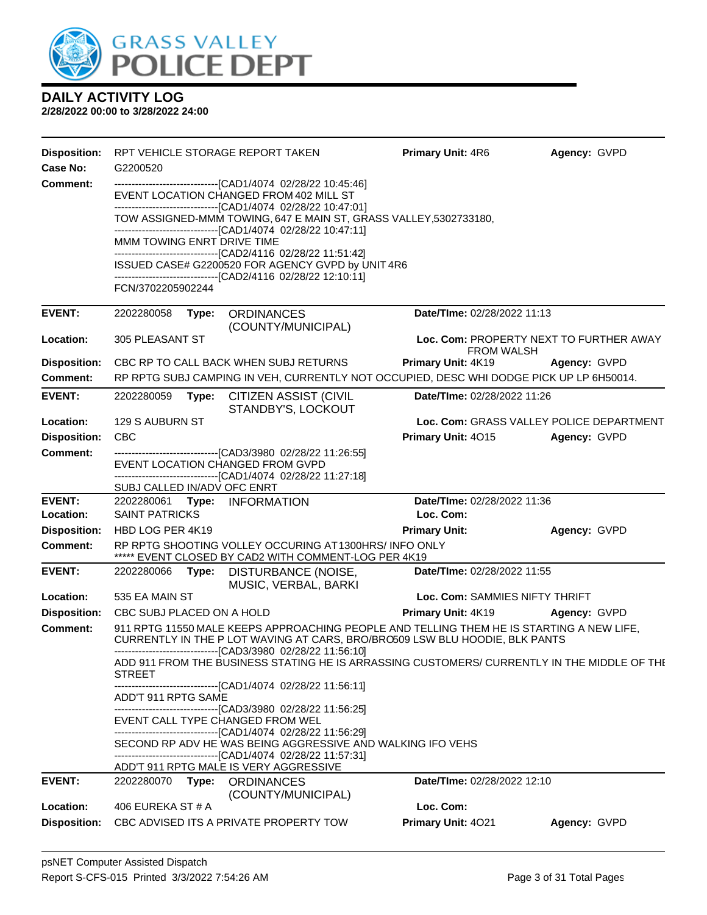# DAILY ACTIVITY LOG

**2/28/2022 00:00 to 3/28/2022 24:00**

**Disposition:** RPT VEHICLE STORAGE REPORT TAKEN **Primary Unit:** 4R6 **Agency:** GVPD
**Case No:** G2200520
**Comment:**
------------------------------[CAD1/4074 02/28/22 10:45:46]
EVENT LOCATION CHANGED FROM 402 MILL ST
------------------------------[CAD1/4074 02/28/22 10:47:01]
TOW ASSIGNED-MMM TOWING, 647 E MAIN ST, GRASS VALLEY,5302733180,
------------------------------[CAD1/4074 02/28/22 10:47:11]
MMM TOWING ENRT DRIVE TIME
------------------------------[CAD2/4116 02/28/22 11:51:42]
ISSUED CASE# G2200520 FOR AGENCY GVPD by UNIT 4R6
------------------------------[CAD2/4116 02/28/22 12:10:11]
FCN/3702205902244

---

**EVENT:** 2202280058 **Type:** ORDINANCES (COUNTY/MUNICIPAL) **Date/TIme:** 02/28/2022 11:13
**Location:** 305 PLEASANT ST **Loc. Com:** PROPERTY NEXT TO FURTHER AWAY FROM WALSH
**Disposition:** CBC RP TO CALL BACK WHEN SUBJ RETURNS **Primary Unit:** 4K19 **Agency:** GVPD
**Comment:** RP RPTG SUBJ CAMPING IN VEH, CURRENTLY NOT OCCUPIED, DESC WHI DODGE PICK UP LP 6H50014.

---

**EVENT:** 2202280059 **Type:** CITIZEN ASSIST (CIVIL STANDBY'S, LOCKOUT **Date/TIme:** 02/28/2022 11:26
**Location:** 129 S AUBURN ST **Loc. Com:** GRASS VALLEY POLICE DEPARTMENT
**Disposition:** CBC **Primary Unit:** 4O15 **Agency:** GVPD
**Comment:**
------------------------------[CAD3/3980 02/28/22 11:26:55]
EVENT LOCATION CHANGED FROM GVPD
------------------------------[CAD1/4074 02/28/22 11:27:18]
SUBJ CALLED IN/ADV OFC ENRT

---

**EVENT:** 2202280061 **Type:** INFORMATION **Date/TIme:** 02/28/2022 11:36
**Location:** SAINT PATRICKS **Loc. Com:**
**Disposition:** HBD LOG PER 4K19 **Primary Unit:** **Agency:** GVPD
**Comment:** RP RPTG SHOOTING VOLLEY OCCURING AT 1300HRS/ INFO ONLY
***** EVENT CLOSED BY CAD2 WITH COMMENT-LOG PER 4K19

---

**EVENT:** 2202280066 **Type:** DISTURBANCE (NOISE, MUSIC, VERBAL, BARKI **Date/TIme:** 02/28/2022 11:55
**Location:** 535 EA MAIN ST **Loc. Com:** SAMMIES NIFTY THRIFT
**Disposition:** CBC SUBJ PLACED ON A HOLD **Primary Unit:** 4K19 **Agency:** GVPD
**Comment:** 911 RPTG 11550 MALE KEEPS APPROACHING PEOPLE AND TELLING THEM HE IS STARTING A NEW LIFE, CURRENTLY IN THE P LOT WAVING AT CARS, BRO/BRO509 LSW BLU HOODIE, BLK PANTS
------------------------------[CAD3/3980 02/28/22 11:56:10]
ADD 911 FROM THE BUSINESS STATING HE IS ARRASSING CUSTOMERS/ CURRENTLY IN THE MIDDLE OF THE STREET
------------------------------[CAD1/4074 02/28/22 11:56:11]
ADD'T 911 RPTG SAME
------------------------------[CAD3/3980 02/28/22 11:56:25]
EVENT CALL TYPE CHANGED FROM WEL
------------------------------[CAD1/4074 02/28/22 11:56:29]
SECOND RP ADV HE WAS BEING AGGRESSIVE AND WALKING IFO VEHS
------------------------------[CAD1/4074 02/28/22 11:57:31]
ADD'T 911 RPTG MALE IS VERY AGGRESSIVE

---

**EVENT:** 2202280070 **Type:** ORDINANCES (COUNTY/MUNICIPAL) **Date/TIme:** 02/28/2022 12:10
**Location:** 406 EUREKA ST # A **Loc. Com:**
**Disposition:** CBC ADVISED ITS A PRIVATE PROPERTY TOW **Primary Unit:** 4O21 **Agency:** GVPD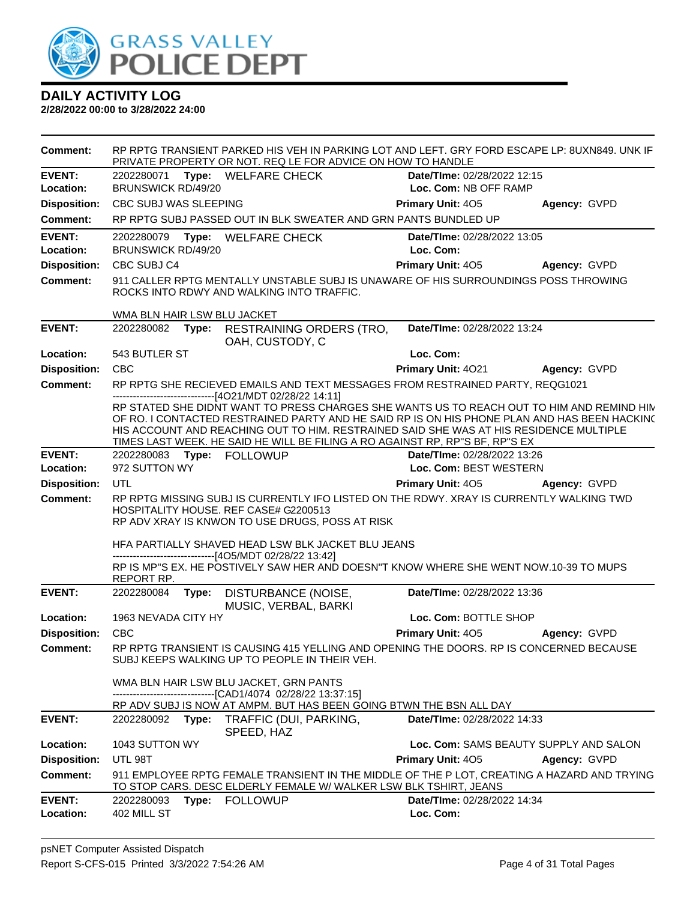# DAILY ACTIVITY LOG

**2/28/2022 00:00 to 3/28/2022 24:00**

**Comment:** RP RPTG TRANSIENT PARKED HIS VEH IN PARKING LOT AND LEFT. GRY FORD ESCAPE LP: 8UXN849. UNK IF PRIVATE PROPERTY OR NOT. REQ LE FOR ADVICE ON HOW TO HANDLE

---

**EVENT:** 2202280071 **Type:** WELFARE CHECK **Date/TIme:** 02/28/2022 12:15
**Location:** BRUNSWICK RD/49/20 **Loc. Com:** NB OFF RAMP
**Disposition:** CBC SUBJ WAS SLEEPING **Primary Unit:** 4O5 **Agency:** GVPD
**Comment:** RP RPTG SUBJ PASSED OUT IN BLK SWEATER AND GRN PANTS BUNDLED UP

---

**EVENT:** 2202280079 **Type:** WELFARE CHECK **Date/TIme:** 02/28/2022 13:05
**Location:** BRUNSWICK RD/49/20 **Loc. Com:**
**Disposition:** CBC SUBJ C4 **Primary Unit:** 4O5 **Agency:** GVPD
**Comment:** 911 CALLER RPTG MENTALLY UNSTABLE SUBJ IS UNAWARE OF HIS SURROUNDINGS POSS THROWING ROCKS INTO RDWY AND WALKING INTO TRAFFIC.

WMA BLN HAIR LSW BLU JACKET

---

**EVENT:** 2202280082 **Type:** RESTRAINING ORDERS (TRO, OAH, CUSTODY, C **Date/TIme:** 02/28/2022 13:24
**Location:** 543 BUTLER ST **Loc. Com:**
**Disposition:** CBC **Primary Unit:** 4O21 **Agency:** GVPD
**Comment:** RP RPTG SHE RECIEVED EMAILS AND TEXT MESSAGES FROM RESTRAINED PARTY, REQG1021

------------------------------[4O21/MDT 02/28/22 14:11]

RP STATED SHE DIDNT WANT TO PRESS CHARGES SHE WANTS US TO REACH OUT TO HIM AND REMIND HIM OF RO. I CONTACTED RESTRAINED PARTY AND HE SAID RP IS ON HIS PHONE PLAN AND HAS BEEN HACKING HIS ACCOUNT AND REACHING OUT TO HIM. RESTRAINED SAID SHE WAS AT HIS RESIDENCE MULTIPLE TIMES LAST WEEK. HE SAID HE WILL BE FILING A RO AGAINST RP, RP"S BF, RP"S EX

---

**EVENT:** 2202280083 **Type:** FOLLOWUP **Date/TIme:** 02/28/2022 13:26
**Location:** 972 SUTTON WY **Loc. Com:** BEST WESTERN
**Disposition:** UTL **Primary Unit:** 4O5 **Agency:** GVPD
**Comment:** RP RPTG MISSING SUBJ IS CURRENTLY IFO LISTED ON THE RDWY. XRAY IS CURRENTLY WALKING TWD HOSPITALITY HOUSE. REF CASE# G2200513
RP ADV XRAY IS KNWON TO USE DRUGS, POSS AT RISK

HFA PARTIALLY SHAVED HEAD LSW BLK JACKET BLU JEANS

------------------------------[4O5/MDT 02/28/22 13:42]

RP IS MP"S EX. HE POSTIVELY SAW HER AND DOESN"T KNOW WHERE SHE WENT NOW.10-39 TO MUPS REPORT RP.

---

**EVENT:** 2202280084 **Type:** DISTURBANCE (NOISE, MUSIC, VERBAL, BARKI **Date/TIme:** 02/28/2022 13:36
**Location:** 1963 NEVADA CITY HY **Loc. Com:** BOTTLE SHOP
**Disposition:** CBC **Primary Unit:** 4O5 **Agency:** GVPD
**Comment:** RP RPTG TRANSIENT IS CAUSING 415 YELLING AND OPENING THE DOORS. RP IS CONCERNED BECAUSE SUBJ KEEPS WALKING UP TO PEOPLE IN THEIR VEH.

WMA BLN HAIR LSW BLU JACKET, GRN PANTS

------------------------------[CAD1/4074 02/28/22 13:37:15]

RP ADV SUBJ IS NOW AT AMPM. BUT HAS BEEN GOING BTWN THE BSN ALL DAY

---

**EVENT:** 2202280092 **Type:** TRAFFIC (DUI, PARKING, SPEED, HAZ **Date/TIme:** 02/28/2022 14:33
**Location:** 1043 SUTTON WY **Loc. Com:** SAMS BEAUTY SUPPLY AND SALON
**Disposition:** UTL 98T **Primary Unit:** 4O5 **Agency:** GVPD
**Comment:** 911 EMPLOYEE RPTG FEMALE TRANSIENT IN THE MIDDLE OF THE P LOT, CREATING A HAZARD AND TRYING TO STOP CARS. DESC ELDERLY FEMALE W/ WALKER LSW BLK TSHIRT, JEANS

---

**EVENT:** 2202280093 **Type:** FOLLOWUP **Date/TIme:** 02/28/2022 14:34
**Location:** 402 MILL ST **Loc. Com:**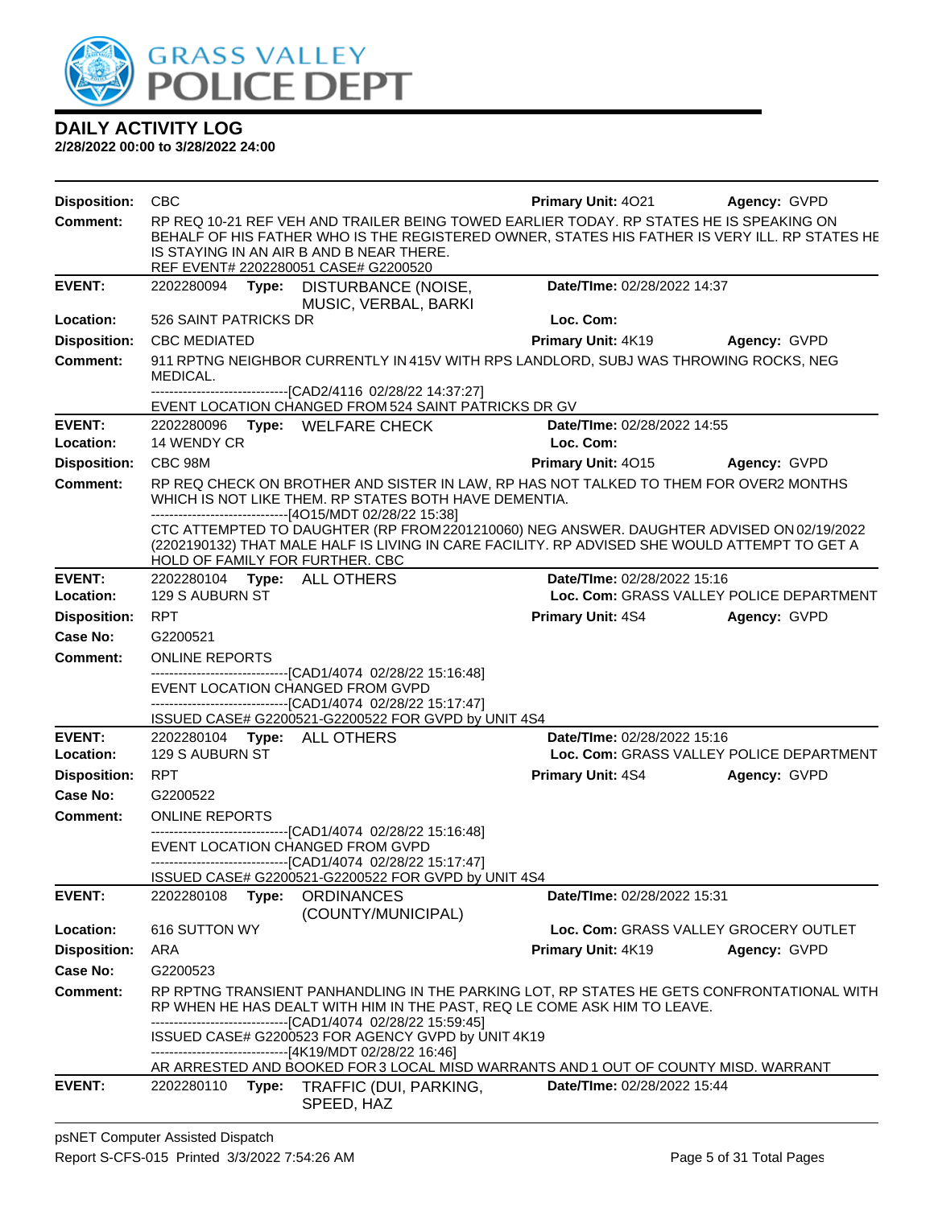# DAILY ACTIVITY LOG

**2/28/2022 00:00 to 3/28/2022 24:00**

**Disposition:** CBC **Primary Unit:** 4O21 **Agency:** GVPD

**Comment:** RP REQ 10-21 REF VEH AND TRAILER BEING TOWED EARLIER TODAY. RP STATES HE IS SPEAKING ON BEHALF OF HIS FATHER WHO IS THE REGISTERED OWNER, STATES HIS FATHER IS VERY ILL. RP STATES HE IS STAYING IN AN AIR B AND B NEAR THERE.
REF EVENT# 2202280051 CASE# G2200520

---

**EVENT:** 2202280094 **Type:** DISTURBANCE (NOISE, MUSIC, VERBAL, BARKI **Date/TIme:** 02/28/2022 14:37

**Location:** 526 SAINT PATRICKS DR **Loc. Com:**

**Disposition:** CBC MEDIATED **Primary Unit:** 4K19 **Agency:** GVPD

**Comment:** 911 RPTNG NEIGHBOR CURRENTLY IN 415V WITH RPS LANDLORD, SUBJ WAS THROWING ROCKS, NEG MEDICAL.
------------------------------[CAD2/4116 02/28/22 14:37:27]
EVENT LOCATION CHANGED FROM 524 SAINT PATRICKS DR GV

---

**EVENT:** 2202280096 **Type:** WELFARE CHECK **Date/TIme:** 02/28/2022 14:55

**Location:** 14 WENDY CR **Loc. Com:**

**Disposition:** CBC 98M **Primary Unit:** 4O15 **Agency:** GVPD

**Comment:** RP REQ CHECK ON BROTHER AND SISTER IN LAW, RP HAS NOT TALKED TO THEM FOR OVER2 MONTHS WHICH IS NOT LIKE THEM. RP STATES BOTH HAVE DEMENTIA.
------------------------------[4O15/MDT 02/28/22 15:38]
CTC ATTEMPTED TO DAUGHTER (RP FROM2201210060) NEG ANSWER. DAUGHTER ADVISED ON 02/19/2022 (2202190132) THAT MALE HALF IS LIVING IN CARE FACILITY. RP ADVISED SHE WOULD ATTEMPT TO GET A HOLD OF FAMILY FOR FURTHER. CBC

---

**EVENT:** 2202280104 **Type:** ALL OTHERS **Date/TIme:** 02/28/2022 15:16

**Location:** 129 S AUBURN ST **Loc. Com:** GRASS VALLEY POLICE DEPARTMENT

**Disposition:** RPT **Primary Unit:** 4S4 **Agency:** GVPD

**Case No:** G2200521

**Comment:** ONLINE REPORTS
------------------------------[CAD1/4074 02/28/22 15:16:48]
EVENT LOCATION CHANGED FROM GVPD
------------------------------[CAD1/4074 02/28/22 15:17:47]
ISSUED CASE# G2200521-G2200522 FOR GVPD by UNIT 4S4

---

**EVENT:** 2202280104 **Type:** ALL OTHERS **Date/TIme:** 02/28/2022 15:16

**Location:** 129 S AUBURN ST **Loc. Com:** GRASS VALLEY POLICE DEPARTMENT

**Disposition:** RPT **Primary Unit:** 4S4 **Agency:** GVPD

**Case No:** G2200522

**Comment:** ONLINE REPORTS
------------------------------[CAD1/4074 02/28/22 15:16:48]
EVENT LOCATION CHANGED FROM GVPD
------------------------------[CAD1/4074 02/28/22 15:17:47]
ISSUED CASE# G2200521-G2200522 FOR GVPD by UNIT 4S4

---

**EVENT:** 2202280108 **Type:** ORDINANCES (COUNTY/MUNICIPAL) **Date/TIme:** 02/28/2022 15:31

**Location:** 616 SUTTON WY **Loc. Com:** GRASS VALLEY GROCERY OUTLET

**Disposition:** ARA **Primary Unit:** 4K19 **Agency:** GVPD

**Case No:** G2200523

**Comment:** RP RPTNG TRANSIENT PANHANDLING IN THE PARKING LOT, RP STATES HE GETS CONFRONTATIONAL WITH RP WHEN HE HAS DEALT WITH HIM IN THE PAST, REQ LE COME ASK HIM TO LEAVE.
------------------------------[CAD1/4074 02/28/22 15:59:45]
ISSUED CASE# G2200523 FOR AGENCY GVPD by UNIT 4K19
------------------------------[4K19/MDT 02/28/22 16:46]
AR ARRESTED AND BOOKED FOR 3 LOCAL MISD WARRANTS AND 1 OUT OF COUNTY MISD. WARRANT

---

**EVENT:** 2202280110 **Type:** TRAFFIC (DUI, PARKING, SPEED, HAZ **Date/TIme:** 02/28/2022 15:44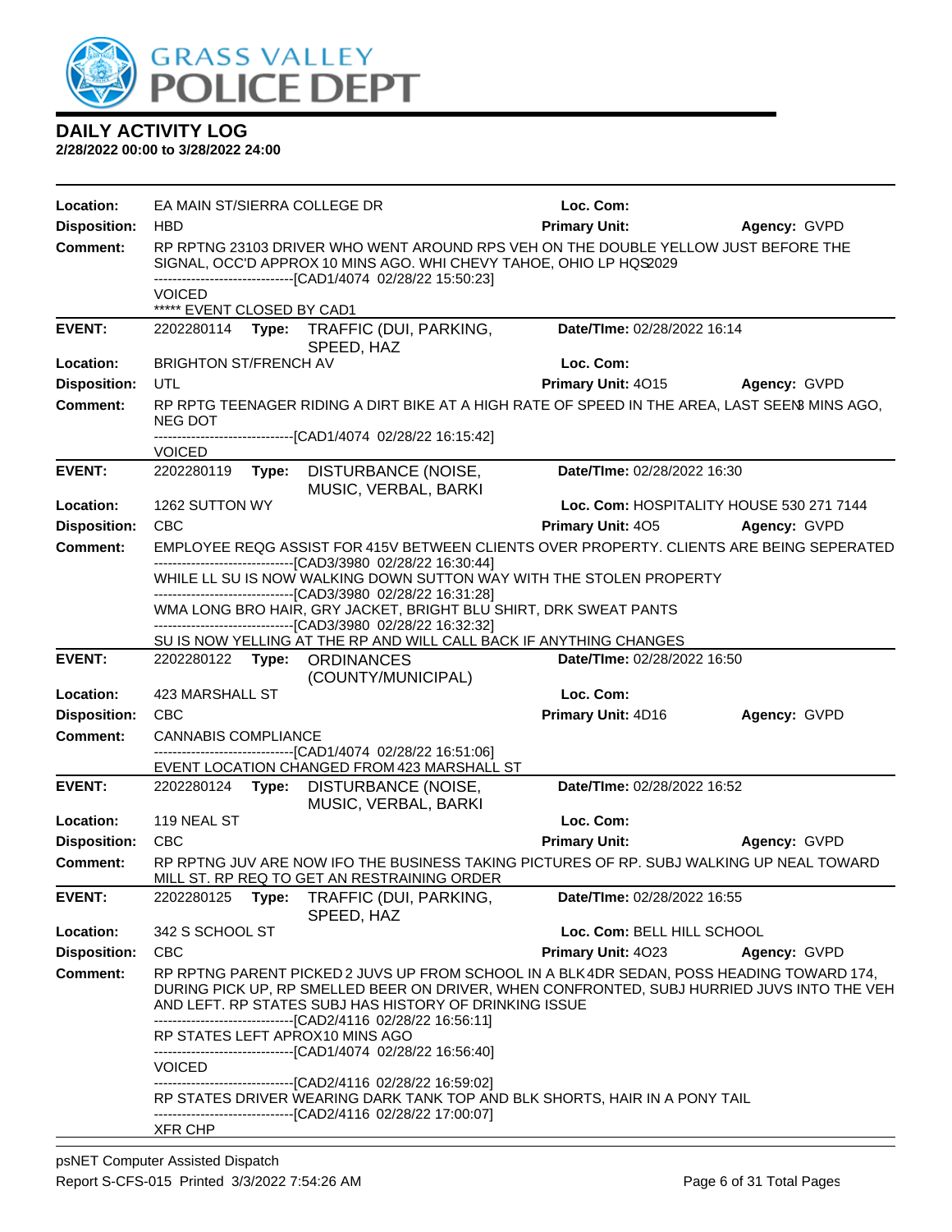**DAILY ACTIVITY LOG**
**2/28/2022 00:00 to 3/28/2022 24:00**

**Location:** EA MAIN ST/SIERRA COLLEGE DR **Loc. Com:**
**Disposition:** HBD **Primary Unit:** **Agency:** GVPD
**Comment:** RP RPTNG 23103 DRIVER WHO WENT AROUND RPS VEH ON THE DOUBLE YELLOW JUST BEFORE THE SIGNAL, OCC'D APPROX 10 MINS AGO. WHI CHEVY TAHOE, OHIO LP HQS2029
------------------------------[CAD1/4074 02/28/22 15:50:23]
VOICED
***** EVENT CLOSED BY CAD1

---

**EVENT:** 2202280114 **Type:** TRAFFIC (DUI, PARKING, SPEED, HAZ **Date/TIme:** 02/28/2022 16:14
**Location:** BRIGHTON ST/FRENCH AV **Loc. Com:**
**Disposition:** UTL **Primary Unit:** 4O15 **Agency:** GVPD
**Comment:** RP RPTG TEENAGER RIDING A DIRT BIKE AT A HIGH RATE OF SPEED IN THE AREA, LAST SEEN 8 MINS AGO, NEG DOT
------------------------------[CAD1/4074 02/28/22 16:15:42]
VOICED

---

**EVENT:** 2202280119 **Type:** DISTURBANCE (NOISE, MUSIC, VERBAL, BARKI **Date/TIme:** 02/28/2022 16:30
**Location:** 1262 SUTTON WY **Loc. Com:** HOSPITALITY HOUSE 530 271 7144
**Disposition:** CBC **Primary Unit:** 4O5 **Agency:** GVPD
**Comment:** EMPLOYEE REQG ASSIST FOR 415V BETWEEN CLIENTS OVER PROPERTY. CLIENTS ARE BEING SEPERATED
------------------------------[CAD3/3980 02/28/22 16:30:44]
WHILE LL SU IS NOW WALKING DOWN SUTTON WAY WITH THE STOLEN PROPERTY
------------------------------[CAD3/3980 02/28/22 16:31:28]
WMA LONG BRO HAIR, GRY JACKET, BRIGHT BLU SHIRT, DRK SWEAT PANTS
------------------------------[CAD3/3980 02/28/22 16:32:32]
SU IS NOW YELLING AT THE RP AND WILL CALL BACK IF ANYTHING CHANGES

---

**EVENT:** 2202280122 **Type:** ORDINANCES (COUNTY/MUNICIPAL) **Date/TIme:** 02/28/2022 16:50
**Location:** 423 MARSHALL ST **Loc. Com:**
**Disposition:** CBC **Primary Unit:** 4D16 **Agency:** GVPD
**Comment:** CANNABIS COMPLIANCE
------------------------------[CAD1/4074 02/28/22 16:51:06]
EVENT LOCATION CHANGED FROM 423 MARSHALL ST

---

**EVENT:** 2202280124 **Type:** DISTURBANCE (NOISE, MUSIC, VERBAL, BARKI **Date/TIme:** 02/28/2022 16:52
**Location:** 119 NEAL ST **Loc. Com:**
**Disposition:** CBC **Primary Unit:** **Agency:** GVPD
**Comment:** RP RPTNG JUV ARE NOW IFO THE BUSINESS TAKING PICTURES OF RP. SUBJ WALKING UP NEAL TOWARD MILL ST. RP REQ TO GET AN RESTRAINING ORDER

---

**EVENT:** 2202280125 **Type:** TRAFFIC (DUI, PARKING, SPEED, HAZ **Date/TIme:** 02/28/2022 16:55
**Location:** 342 S SCHOOL ST **Loc. Com:** BELL HILL SCHOOL
**Disposition:** CBC **Primary Unit:** 4O23 **Agency:** GVPD
**Comment:** RP RPTNG PARENT PICKED 2 JUVS UP FROM SCHOOL IN A BLK 4DR SEDAN, POSS HEADING TOWARD 174, DURING PICK UP, RP SMELLED BEER ON DRIVER, WHEN CONFRONTED, SUBJ HURRIED JUVS INTO THE VEH AND LEFT. RP STATES SUBJ HAS HISTORY OF DRINKING ISSUE
------------------------------[CAD2/4116 02/28/22 16:56:11]
RP STATES LEFT APROX10 MINS AGO
------------------------------[CAD1/4074 02/28/22 16:56:40]
VOICED
------------------------------[CAD2/4116 02/28/22 16:59:02]
RP STATES DRIVER WEARING DARK TANK TOP AND BLK SHORTS, HAIR IN A PONY TAIL
------------------------------[CAD2/4116 02/28/22 17:00:07]
XFR CHP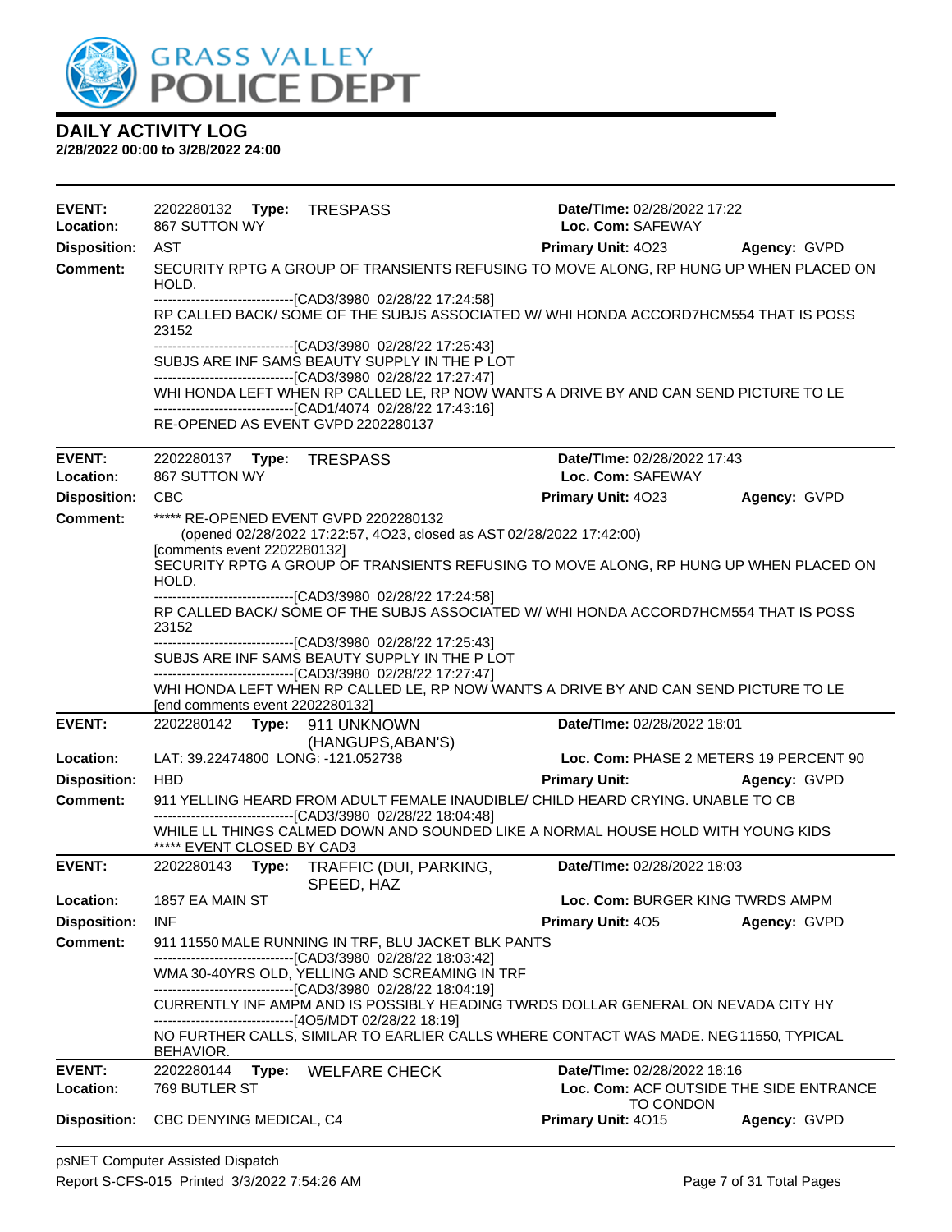# DAILY ACTIVITY LOG

**2/28/2022 00:00 to 3/28/2022 24:00**

---

**EVENT:** 2202280132 **Type:** TRESPASS **Date/TIme:** 02/28/2022 17:22
**Location:** 867 SUTTON WY **Loc. Com:** SAFEWAY
**Disposition:** AST **Primary Unit:** 4O23 **Agency:** GVPD
**Comment:** SECURITY RPTG A GROUP OF TRANSIENTS REFUSING TO MOVE ALONG, RP HUNG UP WHEN PLACED ON HOLD.

------------------------------[CAD3/3980 02/28/22 17:24:58]
RP CALLED BACK/ SOME OF THE SUBJS ASSOCIATED W/ WHI HONDA ACCORD7HCM554 THAT IS POSS 23152
------------------------------[CAD3/3980 02/28/22 17:25:43]
SUBJS ARE INF SAMS BEAUTY SUPPLY IN THE P LOT
------------------------------[CAD3/3980 02/28/22 17:27:47]
WHI HONDA LEFT WHEN RP CALLED LE, RP NOW WANTS A DRIVE BY AND CAN SEND PICTURE TO LE
------------------------------[CAD1/4074 02/28/22 17:43:16]
RE-OPENED AS EVENT GVPD 2202280137

---

**EVENT:** 2202280137 **Type:** TRESPASS **Date/TIme:** 02/28/2022 17:43
**Location:** 867 SUTTON WY **Loc. Com:** SAFEWAY
**Disposition:** CBC **Primary Unit:** 4O23 **Agency:** GVPD
**Comment:** ***** RE-OPENED EVENT GVPD 2202280132
(opened 02/28/2022 17:22:57, 4O23, closed as AST 02/28/2022 17:42:00)
[comments event 2202280132]
SECURITY RPTG A GROUP OF TRANSIENTS REFUSING TO MOVE ALONG, RP HUNG UP WHEN PLACED ON HOLD.
------------------------------[CAD3/3980 02/28/22 17:24:58]
RP CALLED BACK/ SOME OF THE SUBJS ASSOCIATED W/ WHI HONDA ACCORD7HCM554 THAT IS POSS 23152
------------------------------[CAD3/3980 02/28/22 17:25:43]
SUBJS ARE INF SAMS BEAUTY SUPPLY IN THE P LOT
------------------------------[CAD3/3980 02/28/22 17:27:47]
WHI HONDA LEFT WHEN RP CALLED LE, RP NOW WANTS A DRIVE BY AND CAN SEND PICTURE TO LE
[end comments event 2202280132]

---

**EVENT:** 2202280142 **Type:** 911 UNKNOWN (HANGUPS,ABAN'S) **Date/TIme:** 02/28/2022 18:01
**Location:** LAT: 39.22474800 LONG: -121.052738 **Loc. Com:** PHASE 2 METERS 19 PERCENT 90
**Disposition:** HBD **Primary Unit:** **Agency:** GVPD
**Comment:** 911 YELLING HEARD FROM ADULT FEMALE INAUDIBLE/ CHILD HEARD CRYING. UNABLE TO CB
------------------------------[CAD3/3980 02/28/22 18:04:48]
WHILE LL THINGS CALMED DOWN AND SOUNDED LIKE A NORMAL HOUSE HOLD WITH YOUNG KIDS
***** EVENT CLOSED BY CAD3

---

**EVENT:** 2202280143 **Type:** TRAFFIC (DUI, PARKING, SPEED, HAZ **Date/TIme:** 02/28/2022 18:03
**Location:** 1857 EA MAIN ST **Loc. Com:** BURGER KING TWRDS AMPM
**Disposition:** INF **Primary Unit:** 4O5 **Agency:** GVPD
**Comment:** 911 11550 MALE RUNNING IN TRF, BLU JACKET BLK PANTS
------------------------------[CAD3/3980 02/28/22 18:03:42]
WMA 30-40YRS OLD, YELLING AND SCREAMING IN TRF
------------------------------[CAD3/3980 02/28/22 18:04:19]
CURRENTLY INF AMPM AND IS POSSIBLY HEADING TWRDS DOLLAR GENERAL ON NEVADA CITY HY
------------------------------[4O5/MDT 02/28/22 18:19]
NO FURTHER CALLS, SIMILAR TO EARLIER CALLS WHERE CONTACT WAS MADE. NEG 11550, TYPICAL BEHAVIOR.

---

**EVENT:** 2202280144 **Type:** WELFARE CHECK **Date/TIme:** 02/28/2022 18:16
**Location:** 769 BUTLER ST **Loc. Com:** ACF OUTSIDE THE SIDE ENTRANCE TO CONDON
**Disposition:** CBC DENYING MEDICAL, C4 **Primary Unit:** 4O15 **Agency:** GVPD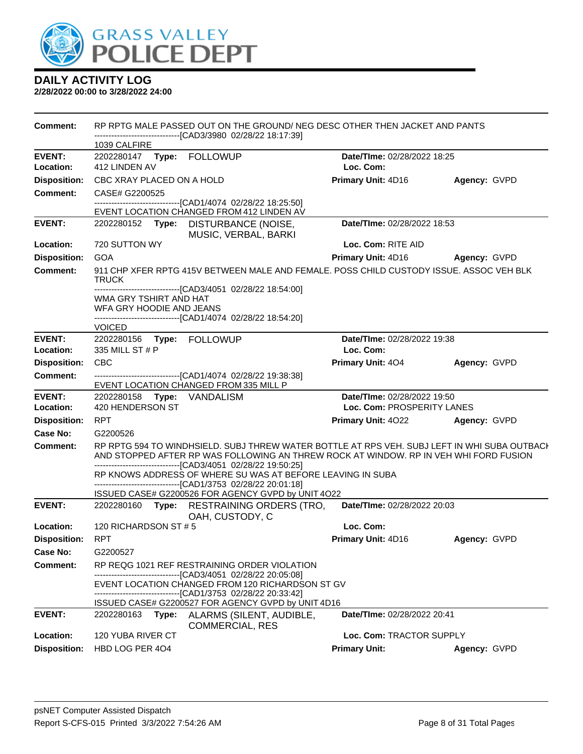# DAILY ACTIVITY LOG

**2/28/2022 00:00 to 3/28/2022 24:00**

**Comment:** RP RPTG MALE PASSED OUT ON THE GROUND/ NEG DESC OTHER THEN JACKET AND PANTS
------------------------------[CAD3/3980 02/28/22 18:17:39]
1039 CALFIRE

---

**EVENT:** 2202280147 **Type:** FOLLOWUP **Date/TIme:** 02/28/2022 18:25
**Location:** 412 LINDEN AV **Loc. Com:**
**Disposition:** CBC XRAY PLACED ON A HOLD **Primary Unit:** 4D16 **Agency:** GVPD
**Comment:** CASE# G2200525
------------------------------[CAD1/4074 02/28/22 18:25:50]
EVENT LOCATION CHANGED FROM 412 LINDEN AV

---

**EVENT:** 2202280152 **Type:** DISTURBANCE (NOISE, MUSIC, VERBAL, BARKI **Date/TIme:** 02/28/2022 18:53
**Location:** 720 SUTTON WY **Loc. Com:** RITE AID
**Disposition:** GOA **Primary Unit:** 4D16 **Agency:** GVPD
**Comment:** 911 CHP XFER RPTG 415V BETWEEN MALE AND FEMALE. POSS CHILD CUSTODY ISSUE. ASSOC VEH BLK TRUCK
------------------------------[CAD3/4051 02/28/22 18:54:00]
WMA GRY TSHIRT AND HAT
WFA GRY HOODIE AND JEANS
------------------------------[CAD1/4074 02/28/22 18:54:20]
VOICED

---

**EVENT:** 2202280156 **Type:** FOLLOWUP **Date/TIme:** 02/28/2022 19:38
**Location:** 335 MILL ST # P **Loc. Com:**
**Disposition:** CBC **Primary Unit:** 4O4 **Agency:** GVPD
**Comment:** ------------------------------[CAD1/4074 02/28/22 19:38:38]
EVENT LOCATION CHANGED FROM 335 MILL P

---

**EVENT:** 2202280158 **Type:** VANDALISM **Date/TIme:** 02/28/2022 19:50
**Location:** 420 HENDERSON ST **Loc. Com:** PROSPERITY LANES
**Disposition:** RPT **Primary Unit:** 4O22 **Agency:** GVPD
**Case No:** G2200526
**Comment:** RP RPTG 594 TO WINDHSIELD. SUBJ THREW WATER BOTTLE AT RPS VEH. SUBJ LEFT IN WHI SUBA OUTBACI AND STOPPED AFTER RP WAS FOLLOWING AN THREW ROCK AT WINDOW. RP IN VEH WHI FORD FUSION
------------------------------[CAD3/4051 02/28/22 19:50:25]
RP KNOWS ADDRESS OF WHERE SU WAS AT BEFORE LEAVING IN SUBA
------------------------------[CAD1/3753 02/28/22 20:01:18]
ISSUED CASE# G2200526 FOR AGENCY GVPD by UNIT 4O22

---

**EVENT:** 2202280160 **Type:** RESTRAINING ORDERS (TRO, OAH, CUSTODY, C **Date/TIme:** 02/28/2022 20:03
**Location:** 120 RICHARDSON ST # 5 **Loc. Com:**
**Disposition:** RPT **Primary Unit:** 4D16 **Agency:** GVPD
**Case No:** G2200527
**Comment:** RP REQG 1021 REF RESTRAINING ORDER VIOLATION
------------------------------[CAD3/4051 02/28/22 20:05:08]
EVENT LOCATION CHANGED FROM 120 RICHARDSON ST GV
------------------------------[CAD1/3753 02/28/22 20:33:42]
ISSUED CASE# G2200527 FOR AGENCY GVPD by UNIT 4D16

---

**EVENT:** 2202280163 **Type:** ALARMS (SILENT, AUDIBLE, COMMERCIAL, RES **Date/TIme:** 02/28/2022 20:41
**Location:** 120 YUBA RIVER CT **Loc. Com:** TRACTOR SUPPLY
**Disposition:** HBD LOG PER 4O4 **Primary Unit:** **Agency:** GVPD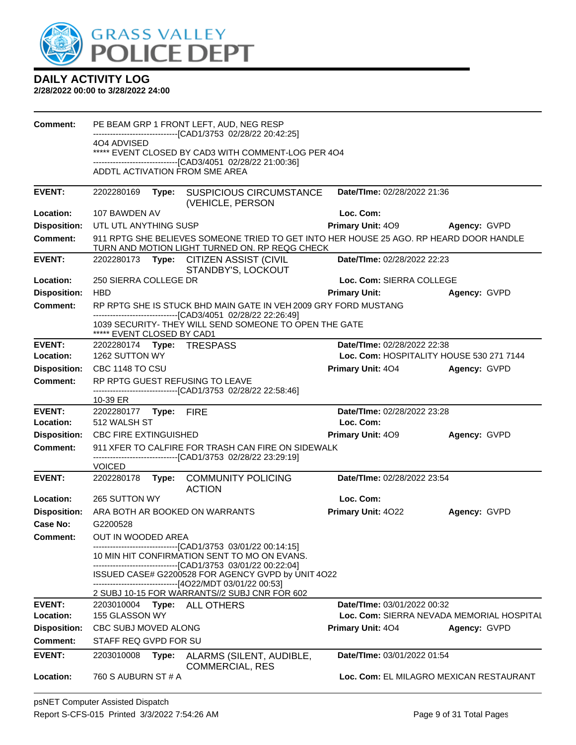# DAILY ACTIVITY LOG

**2/28/2022 00:00 to 3/28/2022 24:00**

**Comment:** PE BEAM GRP 1 FRONT LEFT, AUD, NEG RESP
------------------------------[CAD1/3753 02/28/22 20:42:25]
4O4 ADVISED
***** EVENT CLOSED BY CAD3 WITH COMMENT-LOG PER 4O4
------------------------------[CAD3/4051 02/28/22 21:00:36]
ADDTL ACTIVATION FROM SME AREA

---

**EVENT:** 2202280169 **Type:** SUSPICIOUS CIRCUMSTANCE (VEHICLE, PERSON **Date/TIme:** 02/28/2022 21:36
**Location:** 107 BAWDEN AV **Loc. Com:**
**Disposition:** UTL UTL ANYTHING SUSP **Primary Unit:** 4O9 **Agency:** GVPD
**Comment:** 911 RPTG SHE BELIEVES SOMEONE TRIED TO GET INTO HER HOUSE 25 AGO. RP HEARD DOOR HANDLE TURN AND MOTION LIGHT TURNED ON. RP REQG CHECK

---

**EVENT:** 2202280173 **Type:** CITIZEN ASSIST (CIVIL STANDBY'S, LOCKOUT **Date/TIme:** 02/28/2022 22:23
**Location:** 250 SIERRA COLLEGE DR **Loc. Com:** SIERRA COLLEGE
**Disposition:** HBD **Primary Unit:** **Agency:** GVPD
**Comment:** RP RPTG SHE IS STUCK BHD MAIN GATE IN VEH 2009 GRY FORD MUSTANG
------------------------------[CAD3/4051 02/28/22 22:26:49]
1039 SECURITY- THEY WILL SEND SOMEONE TO OPEN THE GATE
***** EVENT CLOSED BY CAD1

---

**EVENT:** 2202280174 **Type:** TRESPASS **Date/TIme:** 02/28/2022 22:38
**Location:** 1262 SUTTON WY **Loc. Com:** HOSPITALITY HOUSE 530 271 7144
**Disposition:** CBC 1148 TO CSU **Primary Unit:** 4O4 **Agency:** GVPD
**Comment:** RP RPTG GUEST REFUSING TO LEAVE
------------------------------[CAD1/3753 02/28/22 22:58:46]
10-39 ER

---

**EVENT:** 2202280177 **Type:** FIRE **Date/TIme:** 02/28/2022 23:28
**Location:** 512 WALSH ST **Loc. Com:**
**Disposition:** CBC FIRE EXTINGUISHED **Primary Unit:** 4O9 **Agency:** GVPD
**Comment:** 911 XFER TO CALFIRE FOR TRASH CAN FIRE ON SIDEWALK
------------------------------[CAD1/3753 02/28/22 23:29:19]
VOICED

---

**EVENT:** 2202280178 **Type:** COMMUNITY POLICING ACTION **Date/TIme:** 02/28/2022 23:54
**Location:** 265 SUTTON WY **Loc. Com:**
**Disposition:** ARA BOTH AR BOOKED ON WARRANTS **Primary Unit:** 4O22 **Agency:** GVPD
**Case No:** G2200528
**Comment:** OUT IN WOODED AREA
------------------------------[CAD1/3753 03/01/22 00:14:15]
10 MIN HIT CONFIRMATION SENT TO MO ON EVANS.
------------------------------[CAD1/3753 03/01/22 00:22:04]
ISSUED CASE# G2200528 FOR AGENCY GVPD by UNIT 4O22
------------------------------[4O22/MDT 03/01/22 00:53]
2 SUBJ 10-15 FOR WARRANTS//2 SUBJ CNR FOR 602

---

**EVENT:** 2203010004 **Type:** ALL OTHERS **Date/TIme:** 03/01/2022 00:32
**Location:** 155 GLASSON WY **Loc. Com:** SIERRA NEVADA MEMORIAL HOSPITAL
**Disposition:** CBC SUBJ MOVED ALONG **Primary Unit:** 4O4 **Agency:** GVPD
**Comment:** STAFF REQ GVPD FOR SU

---

**EVENT:** 2203010008 **Type:** ALARMS (SILENT, AUDIBLE, COMMERCIAL, RES **Date/TIme:** 03/01/2022 01:54
**Location:** 760 S AUBURN ST # A **Loc. Com:** EL MILAGRO MEXICAN RESTAURANT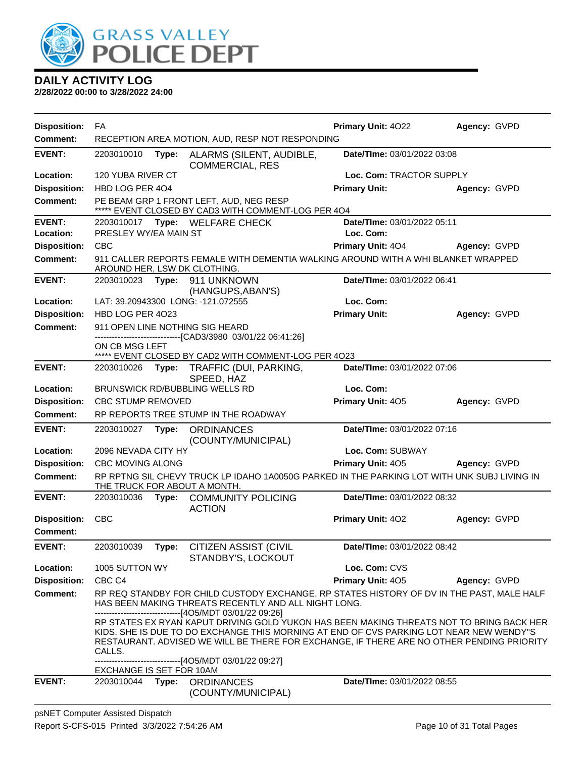# GRASS VALLEY POLICE DEPT

## DAILY ACTIVITY LOG

**2/28/2022 00:00 to 3/28/2022 24:00**

**Disposition:** FA | **Primary Unit:** 4O22 | **Agency:** GVPD
**Comment:** RECEPTION AREA MOTION, AUD, RESP NOT RESPONDING

---

**EVENT:** 2203010010 **Type:** ALARMS (SILENT, AUDIBLE, COMMERCIAL, RES | **Date/TIme:** 03/01/2022 03:08
**Location:** 120 YUBA RIVER CT | **Loc. Com:** TRACTOR SUPPLY
**Disposition:** HBD LOG PER 4O4 | **Primary Unit:** | **Agency:** GVPD
**Comment:** PE BEAM GRP 1 FRONT LEFT, AUD, NEG RESP
***** EVENT CLOSED BY CAD3 WITH COMMENT-LOG PER 4O4

---

**EVENT:** 2203010017 **Type:** WELFARE CHECK | **Date/TIme:** 03/01/2022 05:11
**Location:** PRESLEY WY/EA MAIN ST | **Loc. Com:**
**Disposition:** CBC | **Primary Unit:** 4O4 | **Agency:** GVPD
**Comment:** 911 CALLER REPORTS FEMALE WITH DEMENTIA WALKING AROUND WITH A WHI BLANKET WRAPPED AROUND HER, LSW DK CLOTHING.

---

**EVENT:** 2203010023 **Type:** 911 UNKNOWN (HANGUPS,ABAN'S) | **Date/TIme:** 03/01/2022 06:41
**Location:** LAT: 39.20943300 LONG: -121.072555 | **Loc. Com:**
**Disposition:** HBD LOG PER 4O23 | **Primary Unit:** | **Agency:** GVPD
**Comment:** 911 OPEN LINE NOTHING SIG HEARD
------------------------------[CAD3/3980 03/01/22 06:41:26]
ON CB MSG LEFT
***** EVENT CLOSED BY CAD2 WITH COMMENT-LOG PER 4O23

---

**EVENT:** 2203010026 **Type:** TRAFFIC (DUI, PARKING, SPEED, HAZ | **Date/TIme:** 03/01/2022 07:06
**Location:** BRUNSWICK RD/BUBBLING WELLS RD | **Loc. Com:**
**Disposition:** CBC STUMP REMOVED | **Primary Unit:** 4O5 | **Agency:** GVPD
**Comment:** RP REPORTS TREE STUMP IN THE ROADWAY

---

**EVENT:** 2203010027 **Type:** ORDINANCES (COUNTY/MUNICIPAL) | **Date/TIme:** 03/01/2022 07:16
**Location:** 2096 NEVADA CITY HY | **Loc. Com:** SUBWAY
**Disposition:** CBC MOVING ALONG | **Primary Unit:** 4O5 | **Agency:** GVPD
**Comment:** RP RPTNG SIL CHEVY TRUCK LP IDAHO 1A0050G PARKED IN THE PARKING LOT WITH UNK SUBJ LIVING IN THE TRUCK FOR ABOUT A MONTH.

---

**EVENT:** 2203010036 **Type:** COMMUNITY POLICING ACTION | **Date/TIme:** 03/01/2022 08:32
**Disposition:** CBC | **Primary Unit:** 4O2 | **Agency:** GVPD
**Comment:**

---

**EVENT:** 2203010039 **Type:** CITIZEN ASSIST (CIVIL STANDBY'S, LOCKOUT | **Date/TIme:** 03/01/2022 08:42
**Location:** 1005 SUTTON WY | **Loc. Com:** CVS
**Disposition:** CBC C4 | **Primary Unit:** 4O5 | **Agency:** GVPD
**Comment:** RP REQ STANDBY FOR CHILD CUSTODY EXCHANGE. RP STATES HISTORY OF DV IN THE PAST, MALE HALF HAS BEEN MAKING THREATS RECENTLY AND ALL NIGHT LONG.
------------------------------[4O5/MDT 03/01/22 09:26]
RP STATES EX RYAN KAPUT DRIVING GOLD YUKON HAS BEEN MAKING THREATS NOT TO BRING BACK HER KIDS. SHE IS DUE TO EXCHANGE THIS MORNING AT END OF CVS PARKING LOT NEAR NEW WENDY"S RESTAURANT. ADVISED WE WILL BE THERE FOR EXCHANGE, IF THERE ARE NO OTHER PENDING PRIORITY CALLS.
------------------------------[4O5/MDT 03/01/22 09:27]
EXCHANGE IS SET FOR 10AM

---

**EVENT:** 2203010044 **Type:** ORDINANCES (COUNTY/MUNICIPAL) | **Date/TIme:** 03/01/2022 08:55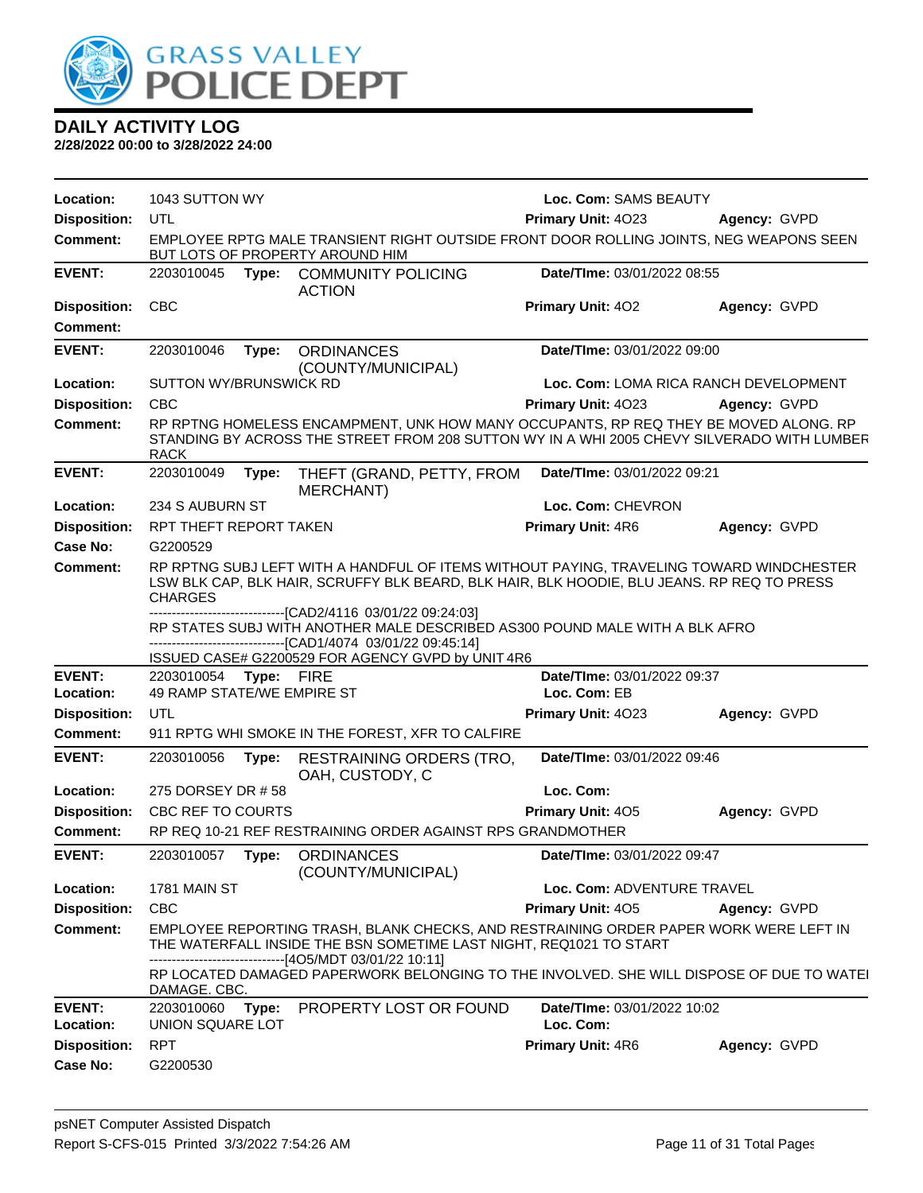# DAILY ACTIVITY LOG

**2/28/2022 00:00 to 3/28/2022 24:00**

**Location:** 1043 SUTTON WY **Loc. Com:** SAMS BEAUTY
**Disposition:** UTL **Primary Unit:** 4O23 **Agency:** GVPD
**Comment:** EMPLOYEE RPTG MALE TRANSIENT RIGHT OUTSIDE FRONT DOOR ROLLING JOINTS, NEG WEAPONS SEEN BUT LOTS OF PROPERTY AROUND HIM

---

**EVENT:** 2203010045 **Type:** COMMUNITY POLICING ACTION **Date/TIme:** 03/01/2022 08:55
**Disposition:** CBC **Primary Unit:** 4O2 **Agency:** GVPD
**Comment:**

---

**EVENT:** 2203010046 **Type:** ORDINANCES (COUNTY/MUNICIPAL) **Date/TIme:** 03/01/2022 09:00
**Location:** SUTTON WY/BRUNSWICK RD **Loc. Com:** LOMA RICA RANCH DEVELOPMENT
**Disposition:** CBC **Primary Unit:** 4O23 **Agency:** GVPD
**Comment:** RP RPTNG HOMELESS ENCAMPMENT, UNK HOW MANY OCCUPANTS, RP REQ THEY BE MOVED ALONG. RP STANDING BY ACROSS THE STREET FROM 208 SUTTON WY IN A WHI 2005 CHEVY SILVERADO WITH LUMBER RACK

---

**EVENT:** 2203010049 **Type:** THEFT (GRAND, PETTY, FROM MERCHANT) **Date/TIme:** 03/01/2022 09:21
**Location:** 234 S AUBURN ST **Loc. Com:** CHEVRON
**Disposition:** RPT THEFT REPORT TAKEN **Primary Unit:** 4R6 **Agency:** GVPD
**Case No:** G2200529
**Comment:** RP RPTNG SUBJ LEFT WITH A HANDFUL OF ITEMS WITHOUT PAYING, TRAVELING TOWARD WINDCHESTER LSW BLK CAP, BLK HAIR, SCRUFFY BLK BEARD, BLK HAIR, BLK HOODIE, BLU JEANS. RP REQ TO PRESS CHARGES

------------------------------[CAD2/4116 03/01/22 09:24:03]

RP STATES SUBJ WITH ANOTHER MALE DESCRIBED AS300 POUND MALE WITH A BLK AFRO

------------------------------[CAD1/4074 03/01/22 09:45:14]

ISSUED CASE# G2200529 FOR AGENCY GVPD by UNIT 4R6

---

**EVENT:** 2203010054 **Type:** FIRE **Date/TIme:** 03/01/2022 09:37
**Location:** 49 RAMP STATE/WE EMPIRE ST **Loc. Com:** EB
**Disposition:** UTL **Primary Unit:** 4O23 **Agency:** GVPD
**Comment:** 911 RPTG WHI SMOKE IN THE FOREST, XFR TO CALFIRE

---

**EVENT:** 2203010056 **Type:** RESTRAINING ORDERS (TRO, OAH, CUSTODY, C **Date/TIme:** 03/01/2022 09:46
**Location:** 275 DORSEY DR # 58 **Loc. Com:**
**Disposition:** CBC REF TO COURTS **Primary Unit:** 4O5 **Agency:** GVPD
**Comment:** RP REQ 10-21 REF RESTRAINING ORDER AGAINST RPS GRANDMOTHER

---

**EVENT:** 2203010057 **Type:** ORDINANCES (COUNTY/MUNICIPAL) **Date/TIme:** 03/01/2022 09:47
**Location:** 1781 MAIN ST **Loc. Com:** ADVENTURE TRAVEL
**Disposition:** CBC **Primary Unit:** 4O5 **Agency:** GVPD
**Comment:** EMPLOYEE REPORTING TRASH, BLANK CHECKS, AND RESTRAINING ORDER PAPER WORK WERE LEFT IN THE WATERFALL INSIDE THE BSN SOMETIME LAST NIGHT, REQ1021 TO START

------------------------------[4O5/MDT 03/01/22 10:11]

RP LOCATED DAMAGED PAPERWORK BELONGING TO THE INVOLVED. SHE WILL DISPOSE OF DUE TO WATER DAMAGE. CBC.

---

**EVENT:** 2203010060 **Type:** PROPERTY LOST OR FOUND **Date/TIme:** 03/01/2022 10:02
**Location:** UNION SQUARE LOT **Loc. Com:**
**Disposition:** RPT **Primary Unit:** 4R6 **Agency:** GVPD
**Case No:** G2200530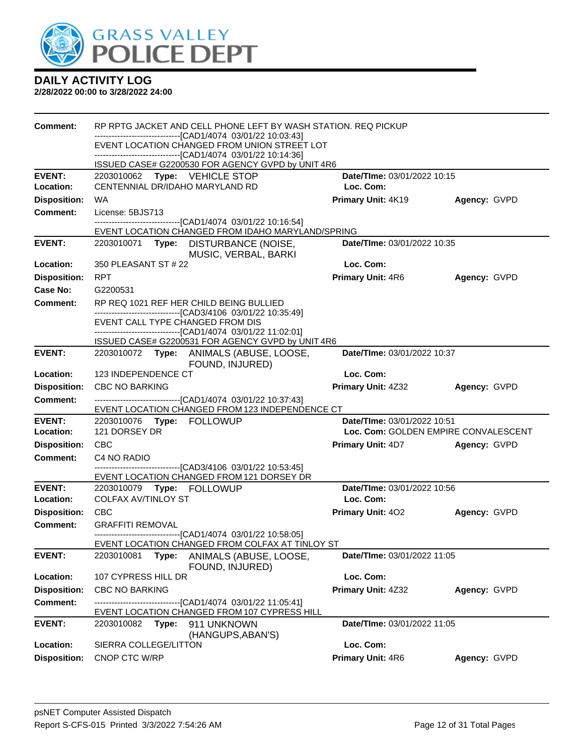# GRASS VALLEY POLICE DEPT

## DAILY ACTIVITY LOG

**2/28/2022 00:00 to 3/28/2022 24:00**

**Comment:** RP RPTG JACKET AND CELL PHONE LEFT BY WASH STATION. REQ PICKUP
------------------------------[CAD1/4074 03/01/22 10:03:43]
EVENT LOCATION CHANGED FROM UNION STREET LOT
------------------------------[CAD1/4074 03/01/22 10:14:36]
ISSUED CASE# G2200530 FOR AGENCY GVPD by UNIT 4R6

---

**EVENT:** 2203010062 **Type:** VEHICLE STOP **Date/TIme:** 03/01/2022 10:15
**Location:** CENTENNIAL DR/IDAHO MARYLAND RD **Loc. Com:**
**Disposition:** WA **Primary Unit:** 4K19 **Agency:** GVPD
**Comment:** License: 5BJS713
------------------------------[CAD1/4074 03/01/22 10:16:54]
EVENT LOCATION CHANGED FROM IDAHO MARYLAND/SPRING

---

**EVENT:** 2203010071 **Type:** DISTURBANCE (NOISE, MUSIC, VERBAL, BARKI **Date/TIme:** 03/01/2022 10:35
**Location:** 350 PLEASANT ST # 22 **Loc. Com:**
**Disposition:** RPT **Primary Unit:** 4R6 **Agency:** GVPD
**Case No:** G2200531
**Comment:** RP REQ 1021 REF HER CHILD BEING BULLIED
------------------------------[CAD3/4106 03/01/22 10:35:49]
EVENT CALL TYPE CHANGED FROM DIS
------------------------------[CAD1/4074 03/01/22 11:02:01]
ISSUED CASE# G2200531 FOR AGENCY GVPD by UNIT 4R6

---

**EVENT:** 2203010072 **Type:** ANIMALS (ABUSE, LOOSE, FOUND, INJURED) **Date/TIme:** 03/01/2022 10:37
**Location:** 123 INDEPENDENCE CT **Loc. Com:**
**Disposition:** CBC NO BARKING **Primary Unit:** 4Z32 **Agency:** GVPD
**Comment:** ------------------------------[CAD1/4074 03/01/22 10:37:43]
EVENT LOCATION CHANGED FROM 123 INDEPENDENCE CT

---

**EVENT:** 2203010076 **Type:** FOLLOWUP **Date/TIme:** 03/01/2022 10:51
**Location:** 121 DORSEY DR **Loc. Com:** GOLDEN EMPIRE CONVALESCENT
**Disposition:** CBC **Primary Unit:** 4D7 **Agency:** GVPD
**Comment:** C4 NO RADIO
------------------------------[CAD3/4106 03/01/22 10:53:45]
EVENT LOCATION CHANGED FROM 121 DORSEY DR

---

**EVENT:** 2203010079 **Type:** FOLLOWUP **Date/TIme:** 03/01/2022 10:56
**Location:** COLFAX AV/TINLOY ST **Loc. Com:**
**Disposition:** CBC **Primary Unit:** 4O2 **Agency:** GVPD
**Comment:** GRAFFITI REMOVAL
------------------------------[CAD1/4074 03/01/22 10:58:05]
EVENT LOCATION CHANGED FROM COLFAX AT TINLOY ST

---

**EVENT:** 2203010081 **Type:** ANIMALS (ABUSE, LOOSE, FOUND, INJURED) **Date/TIme:** 03/01/2022 11:05
**Location:** 107 CYPRESS HILL DR **Loc. Com:**
**Disposition:** CBC NO BARKING **Primary Unit:** 4Z32 **Agency:** GVPD
**Comment:** ------------------------------[CAD1/4074 03/01/22 11:05:41]
EVENT LOCATION CHANGED FROM 107 CYPRESS HILL

---

**EVENT:** 2203010082 **Type:** 911 UNKNOWN (HANGUPS,ABAN'S) **Date/TIme:** 03/01/2022 11:05
**Location:** SIERRA COLLEGE/LITTON **Loc. Com:**
**Disposition:** CNOP CTC W/RP **Primary Unit:** 4R6 **Agency:** GVPD

psNET Computer Assisted Dispatch
Report S-CFS-015 Printed 3/3/2022 7:54:26 AM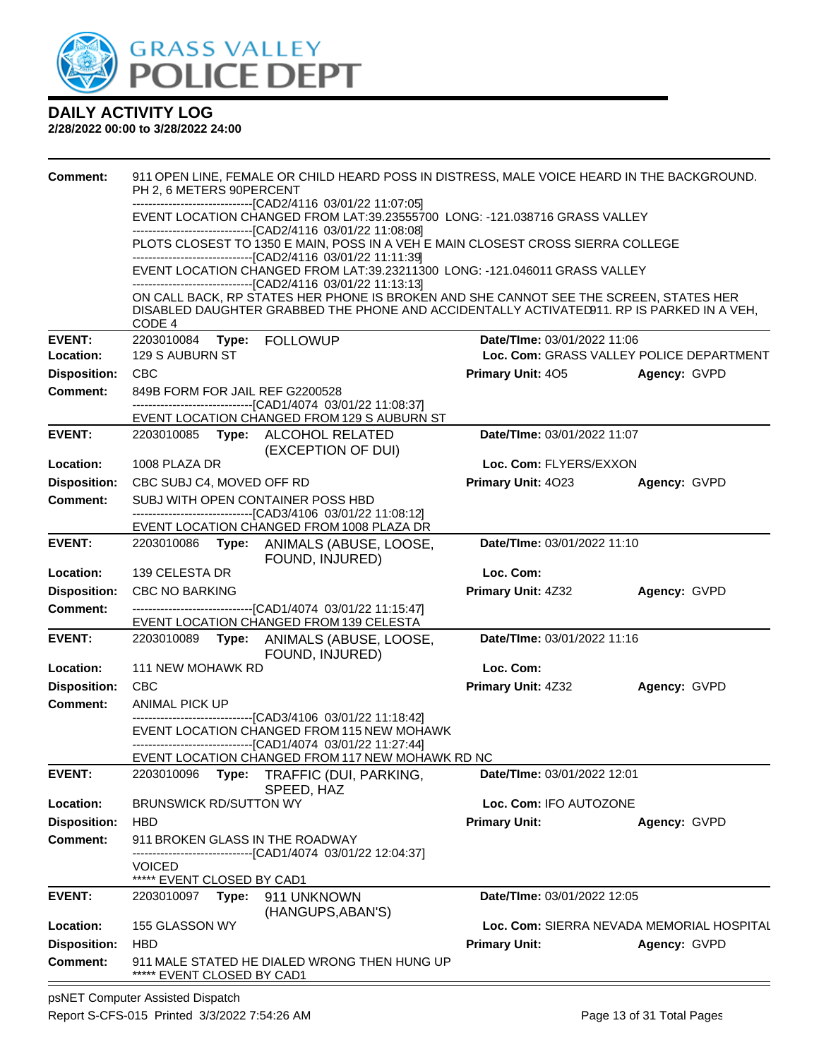# DAILY ACTIVITY LOG

**2/28/2022 00:00 to 3/28/2022 24:00**

**Comment:** 911 OPEN LINE, FEMALE OR CHILD HEARD POSS IN DISTRESS, MALE VOICE HEARD IN THE BACKGROUND. PH 2, 6 METERS 90PERCENT
------------------------------[CAD2/4116 03/01/22 11:07:05]
EVENT LOCATION CHANGED FROM LAT:39.23555700 LONG: -121.038716 GRASS VALLEY
------------------------------[CAD2/4116 03/01/22 11:08:08]
PLOTS CLOSEST TO 1350 E MAIN, POSS IN A VEH E MAIN CLOSEST CROSS SIERRA COLLEGE
------------------------------[CAD2/4116 03/01/22 11:11:39]
EVENT LOCATION CHANGED FROM LAT:39.23211300 LONG: -121.046011 GRASS VALLEY
------------------------------[CAD2/4116 03/01/22 11:13:13]
ON CALL BACK, RP STATES HER PHONE IS BROKEN AND SHE CANNOT SEE THE SCREEN, STATES HER DISABLED DAUGHTER GRABBED THE PHONE AND ACCIDENTALLY ACTIVATED911. RP IS PARKED IN A VEH, CODE 4

---

**EVENT:** 2203010084 **Type:** FOLLOWUP | **Date/TIme:** 03/01/2022 11:06
**Location:** 129 S AUBURN ST | **Loc. Com:** GRASS VALLEY POLICE DEPARTMENT
**Disposition:** CBC | **Primary Unit:** 4O5 | **Agency:** GVPD
**Comment:** 849B FORM FOR JAIL REF G2200528
------------------------------[CAD1/4074 03/01/22 11:08:37]
EVENT LOCATION CHANGED FROM 129 S AUBURN ST

---

**EVENT:** 2203010085 **Type:** ALCOHOL RELATED (EXCEPTION OF DUI) | **Date/TIme:** 03/01/2022 11:07
**Location:** 1008 PLAZA DR | **Loc. Com:** FLYERS/EXXON
**Disposition:** CBC SUBJ C4, MOVED OFF RD | **Primary Unit:** 4O23 | **Agency:** GVPD
**Comment:** SUBJ WITH OPEN CONTAINER POSS HBD
------------------------------[CAD3/4106 03/01/22 11:08:12]
EVENT LOCATION CHANGED FROM 1008 PLAZA DR

---

**EVENT:** 2203010086 **Type:** ANIMALS (ABUSE, LOOSE, FOUND, INJURED) | **Date/TIme:** 03/01/2022 11:10
**Location:** 139 CELESTA DR | **Loc. Com:**
**Disposition:** CBC NO BARKING | **Primary Unit:** 4Z32 | **Agency:** GVPD
**Comment:** ------------------------------[CAD1/4074 03/01/22 11:15:47]
EVENT LOCATION CHANGED FROM 139 CELESTA

---

**EVENT:** 2203010089 **Type:** ANIMALS (ABUSE, LOOSE, FOUND, INJURED) | **Date/TIme:** 03/01/2022 11:16
**Location:** 111 NEW MOHAWK RD | **Loc. Com:**
**Disposition:** CBC | **Primary Unit:** 4Z32 | **Agency:** GVPD
**Comment:** ANIMAL PICK UP
------------------------------[CAD3/4106 03/01/22 11:18:42]
EVENT LOCATION CHANGED FROM 115 NEW MOHAWK
------------------------------[CAD1/4074 03/01/22 11:27:44]
EVENT LOCATION CHANGED FROM 117 NEW MOHAWK RD NC

---

**EVENT:** 2203010096 **Type:** TRAFFIC (DUI, PARKING, SPEED, HAZ | **Date/TIme:** 03/01/2022 12:01
**Location:** BRUNSWICK RD/SUTTON WY | **Loc. Com:** IFO AUTOZONE
**Disposition:** HBD | **Primary Unit:** | **Agency:** GVPD
**Comment:** 911 BROKEN GLASS IN THE ROADWAY
------------------------------[CAD1/4074 03/01/22 12:04:37]
VOICED
***** EVENT CLOSED BY CAD1

---

**EVENT:** 2203010097 **Type:** 911 UNKNOWN (HANGUPS,ABAN'S) | **Date/TIme:** 03/01/2022 12:05
**Location:** 155 GLASSON WY | **Loc. Com:** SIERRA NEVADA MEMORIAL HOSPITAL
**Disposition:** HBD | **Primary Unit:** | **Agency:** GVPD
**Comment:** 911 MALE STATED HE DIALED WRONG THEN HUNG UP
***** EVENT CLOSED BY CAD1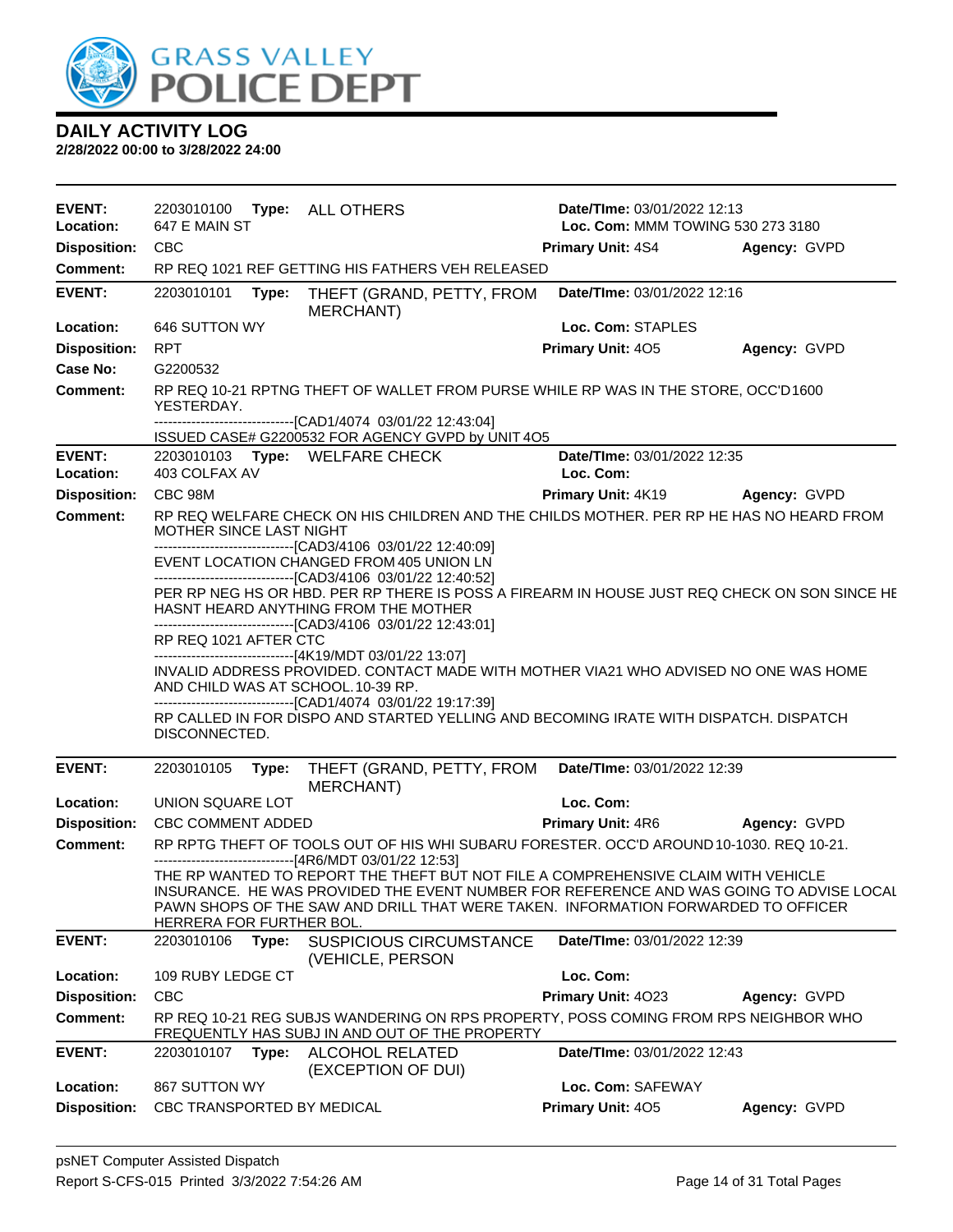# DAILY ACTIVITY LOG

**2/28/2022 00:00 to 3/28/2022 24:00**

| | | | |
|---|---|---|---|
| **EVENT:** 2203010100 **Type:** ALL OTHERS | | **Date/TIme:** 03/01/2022 12:13 | |
| **Location:** 647 E MAIN ST | | **Loc. Com:** MMM TOWING 530 273 3180 | |
| **Disposition:** CBC | | **Primary Unit:** 4S4 | **Agency:** GVPD |
| **Comment:** RP REQ 1021 REF GETTING HIS FATHERS VEH RELEASED | | | |

| | | | |
|---|---|---|---|
| **EVENT:** 2203010101 **Type:** THEFT (GRAND, PETTY, FROM MERCHANT) | | **Date/TIme:** 03/01/2022 12:16 | |
| **Location:** 646 SUTTON WY | | **Loc. Com:** STAPLES | |
| **Disposition:** RPT | | **Primary Unit:** 4O5 | **Agency:** GVPD |
| **Case No:** G2200532 | | | |

**Comment:** RP REQ 10-21 RPTNG THEFT OF WALLET FROM PURSE WHILE RP WAS IN THE STORE, OCC'D1600 YESTERDAY.
------------------------------[CAD1/4074 03/01/22 12:43:04]
ISSUED CASE# G2200532 FOR AGENCY GVPD by UNIT 4O5

| | | | |
|---|---|---|---|
| **EVENT:** 2203010103 **Type:** WELFARE CHECK | | **Date/TIme:** 03/01/2022 12:35 | |
| **Location:** 403 COLFAX AV | | **Loc. Com:** | |
| **Disposition:** CBC 98M | | **Primary Unit:** 4K19 | **Agency:** GVPD |

**Comment:** RP REQ WELFARE CHECK ON HIS CHILDREN AND THE CHILDS MOTHER. PER RP HE HAS NO HEARD FROM MOTHER SINCE LAST NIGHT
------------------------------[CAD3/4106 03/01/22 12:40:09]
EVENT LOCATION CHANGED FROM 405 UNION LN
------------------------------[CAD3/4106 03/01/22 12:40:52]
PER RP NEG HS OR HBD. PER RP THERE IS POSS A FIREARM IN HOUSE JUST REQ CHECK ON SON SINCE HE HASNT HEARD ANYTHING FROM THE MOTHER
------------------------------[CAD3/4106 03/01/22 12:43:01]
RP REQ 1021 AFTER CTC
------------------------------[4K19/MDT 03/01/22 13:07]
INVALID ADDRESS PROVIDED. CONTACT MADE WITH MOTHER VIA21 WHO ADVISED NO ONE WAS HOME AND CHILD WAS AT SCHOOL. 10-39 RP.
------------------------------[CAD1/4074 03/01/22 19:17:39]
RP CALLED IN FOR DISPO AND STARTED YELLING AND BECOMING IRATE WITH DISPATCH. DISPATCH DISCONNECTED.

| | | | |
|---|---|---|---|
| **EVENT:** 2203010105 **Type:** THEFT (GRAND, PETTY, FROM MERCHANT) | | **Date/TIme:** 03/01/2022 12:39 | |
| **Location:** UNION SQUARE LOT | | **Loc. Com:** | |
| **Disposition:** CBC COMMENT ADDED | | **Primary Unit:** 4R6 | **Agency:** GVPD |

**Comment:** RP RPTG THEFT OF TOOLS OUT OF HIS WHI SUBARU FORESTER. OCC'D AROUND 10-1030. REQ 10-21.
------------------------------[4R6/MDT 03/01/22 12:53]
THE RP WANTED TO REPORT THE THEFT BUT NOT FILE A COMPREHENSIVE CLAIM WITH VEHICLE INSURANCE. HE WAS PROVIDED THE EVENT NUMBER FOR REFERENCE AND WAS GOING TO ADVISE LOCAL PAWN SHOPS OF THE SAW AND DRILL THAT WERE TAKEN. INFORMATION FORWARDED TO OFFICER HERRERA FOR FURTHER BOL.

| | | | |
|---|---|---|---|
| **EVENT:** 2203010106 **Type:** SUSPICIOUS CIRCUMSTANCE (VEHICLE, PERSON | | **Date/TIme:** 03/01/2022 12:39 | |
| **Location:** 109 RUBY LEDGE CT | | **Loc. Com:** | |
| **Disposition:** CBC | | **Primary Unit:** 4O23 | **Agency:** GVPD |

**Comment:** RP REQ 10-21 REG SUBJS WANDERING ON RPS PROPERTY, POSS COMING FROM RPS NEIGHBOR WHO FREQUENTLY HAS SUBJ IN AND OUT OF THE PROPERTY

| | | | |
|---|---|---|---|
| **EVENT:** 2203010107 **Type:** ALCOHOL RELATED (EXCEPTION OF DUI) | | **Date/TIme:** 03/01/2022 12:43 | |
| **Location:** 867 SUTTON WY | | **Loc. Com:** SAFEWAY | |
| **Disposition:** CBC TRANSPORTED BY MEDICAL | | **Primary Unit:** 4O5 | **Agency:** GVPD |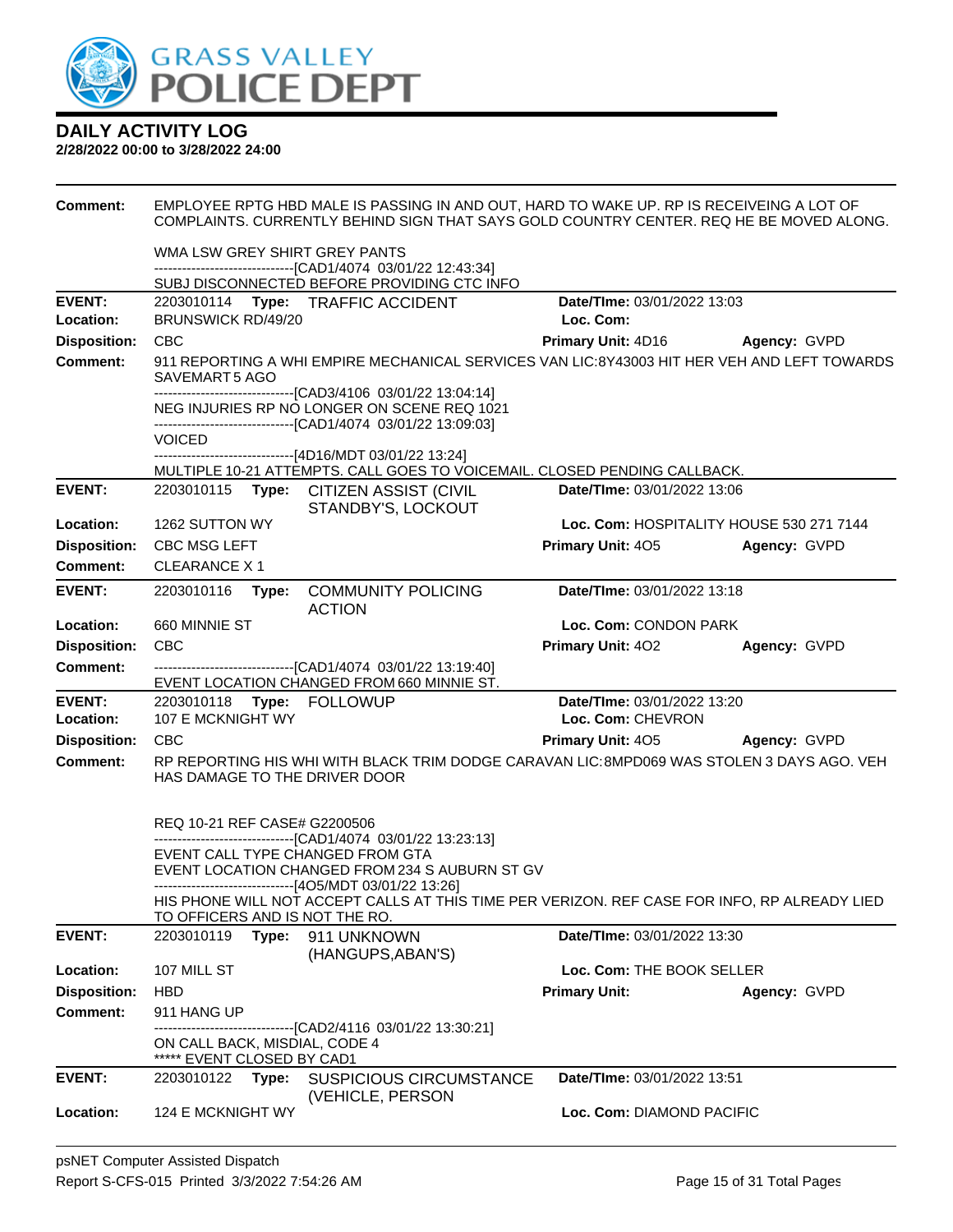# DAILY ACTIVITY LOG

**2/28/2022 00:00 to 3/28/2022 24:00**

**Comment:** EMPLOYEE RPTG HBD MALE IS PASSING IN AND OUT, HARD TO WAKE UP. RP IS RECEIVEING A LOT OF COMPLAINTS. CURRENTLY BEHIND SIGN THAT SAYS GOLD COUNTRY CENTER. REQ HE BE MOVED ALONG.

WMA LSW GREY SHIRT GREY PANTS
------------------------------[CAD1/4074 03/01/22 12:43:34]
SUBJ DISCONNECTED BEFORE PROVIDING CTC INFO

---

**EVENT:** 2203010114 **Type:** TRAFFIC ACCIDENT **Date/TIme:** 03/01/2022 13:03
**Location:** BRUNSWICK RD/49/20 **Loc. Com:**
**Disposition:** CBC **Primary Unit:** 4D16 **Agency:** GVPD
**Comment:** 911 REPORTING A WHI EMPIRE MECHANICAL SERVICES VAN LIC:8Y43003 HIT HER VEH AND LEFT TOWARDS SAVEMART 5 AGO
------------------------------[CAD3/4106 03/01/22 13:04:14]
NEG INJURIES RP NO LONGER ON SCENE REQ 1021
------------------------------[CAD1/4074 03/01/22 13:09:03]
VOICED
------------------------------[4D16/MDT 03/01/22 13:24]
MULTIPLE 10-21 ATTEMPTS. CALL GOES TO VOICEMAIL. CLOSED PENDING CALLBACK.

---

**EVENT:** 2203010115 **Type:** CITIZEN ASSIST (CIVIL STANDBY'S, LOCKOUT **Date/TIme:** 03/01/2022 13:06
**Location:** 1262 SUTTON WY **Loc. Com:** HOSPITALITY HOUSE 530 271 7144
**Disposition:** CBC MSG LEFT **Primary Unit:** 4O5 **Agency:** GVPD
**Comment:** CLEARANCE X 1

---

**EVENT:** 2203010116 **Type:** COMMUNITY POLICING ACTION **Date/TIme:** 03/01/2022 13:18
**Location:** 660 MINNIE ST **Loc. Com:** CONDON PARK
**Disposition:** CBC **Primary Unit:** 4O2 **Agency:** GVPD
**Comment:** ------------------------------[CAD1/4074 03/01/22 13:19:40]
EVENT LOCATION CHANGED FROM 660 MINNIE ST.

---

**EVENT:** 2203010118 **Type:** FOLLOWUP **Date/TIme:** 03/01/2022 13:20
**Location:** 107 E MCKNIGHT WY **Loc. Com:** CHEVRON
**Disposition:** CBC **Primary Unit:** 4O5 **Agency:** GVPD
**Comment:** RP REPORTING HIS WHI WITH BLACK TRIM DODGE CARAVAN LIC:8MPD069 WAS STOLEN 3 DAYS AGO. VEH HAS DAMAGE TO THE DRIVER DOOR

REQ 10-21 REF CASE# G2200506
------------------------------[CAD1/4074 03/01/22 13:23:13]
EVENT CALL TYPE CHANGED FROM GTA
EVENT LOCATION CHANGED FROM 234 S AUBURN ST GV
------------------------------[4O5/MDT 03/01/22 13:26]
HIS PHONE WILL NOT ACCEPT CALLS AT THIS TIME PER VERIZON. REF CASE FOR INFO, RP ALREADY LIED TO OFFICERS AND IS NOT THE RO.

---

**EVENT:** 2203010119 **Type:** 911 UNKNOWN (HANGUPS,ABAN'S) **Date/TIme:** 03/01/2022 13:30
**Location:** 107 MILL ST **Loc. Com:** THE BOOK SELLER
**Disposition:** HBD **Primary Unit:** **Agency:** GVPD
**Comment:** 911 HANG UP
------------------------------[CAD2/4116 03/01/22 13:30:21]
ON CALL BACK, MISDIAL, CODE 4
***** EVENT CLOSED BY CAD1

---

**EVENT:** 2203010122 **Type:** SUSPICIOUS CIRCUMSTANCE (VEHICLE, PERSON **Date/TIme:** 03/01/2022 13:51
**Location:** 124 E MCKNIGHT WY **Loc. Com:** DIAMOND PACIFIC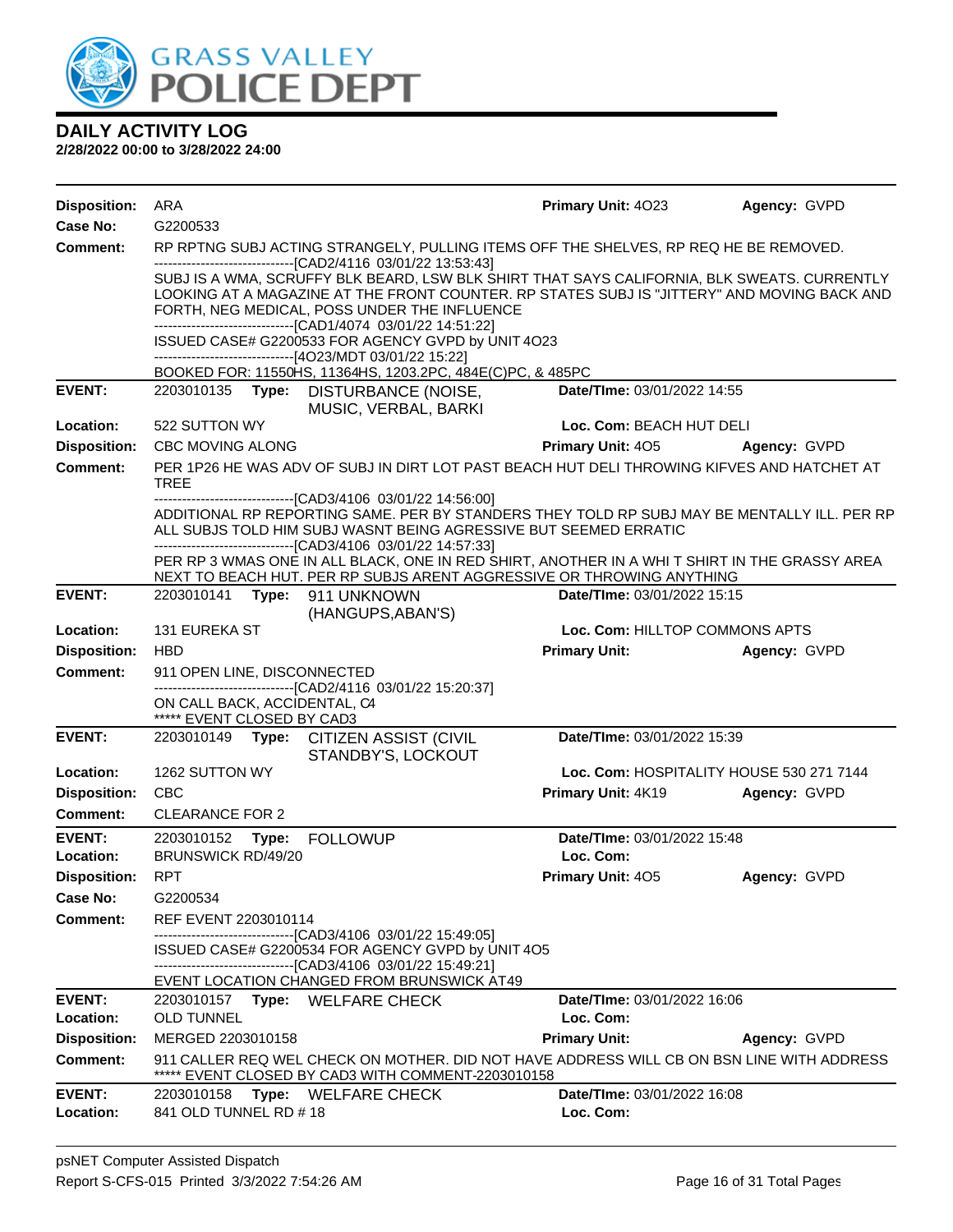# DAILY ACTIVITY LOG

**2/28/2022 00:00 to 3/28/2022 24:00**

**Disposition:** ARA **Primary Unit:** 4O23 **Agency:** GVPD
**Case No:** G2200533
**Comment:** RP RPTNG SUBJ ACTING STRANGELY, PULLING ITEMS OFF THE SHELVES, RP REQ HE BE REMOVED.
------------------------------[CAD2/4116 03/01/22 13:53:43]
SUBJ IS A WMA, SCRUFFY BLK BEARD, LSW BLK SHIRT THAT SAYS CALIFORNIA, BLK SWEATS. CURRENTLY LOOKING AT A MAGAZINE AT THE FRONT COUNTER. RP STATES SUBJ IS "JITTERY" AND MOVING BACK AND FORTH, NEG MEDICAL, POSS UNDER THE INFLUENCE
------------------------------[CAD1/4074 03/01/22 14:51:22]
ISSUED CASE# G2200533 FOR AGENCY GVPD by UNIT 4O23
------------------------------[4O23/MDT 03/01/22 15:22]
BOOKED FOR: 11550HS, 11364HS, 1203.2PC, 484E(C)PC, & 485PC

---

**EVENT:** 2203010135 **Type:** DISTURBANCE (NOISE, MUSIC, VERBAL, BARKI **Date/TIme:** 03/01/2022 14:55
**Location:** 522 SUTTON WY **Loc. Com:** BEACH HUT DELI
**Disposition:** CBC MOVING ALONG **Primary Unit:** 4O5 **Agency:** GVPD
**Comment:** PER 1P26 HE WAS ADV OF SUBJ IN DIRT LOT PAST BEACH HUT DELI THROWING KIFVES AND HATCHET AT TREE
------------------------------[CAD3/4106 03/01/22 14:56:00]
ADDITIONAL RP REPORTING SAME. PER BY STANDERS THEY TOLD RP SUBJ MAY BE MENTALLY ILL. PER RP ALL SUBJS TOLD HIM SUBJ WASNT BEING AGRESSIVE BUT SEEMED ERRATIC
------------------------------[CAD3/4106 03/01/22 14:57:33]
PER RP 3 WMAS ONE IN ALL BLACK, ONE IN RED SHIRT, ANOTHER IN A WHI T SHIRT IN THE GRASSY AREA NEXT TO BEACH HUT. PER RP SUBJS ARENT AGGRESSIVE OR THROWING ANYTHING

---

**EVENT:** 2203010141 **Type:** 911 UNKNOWN (HANGUPS,ABAN'S) **Date/TIme:** 03/01/2022 15:15
**Location:** 131 EUREKA ST **Loc. Com:** HILLTOP COMMONS APTS
**Disposition:** HBD **Primary Unit:** **Agency:** GVPD
**Comment:** 911 OPEN LINE, DISCONNECTED
------------------------------[CAD2/4116 03/01/22 15:20:37]
ON CALL BACK, ACCIDENTAL, C4
***** EVENT CLOSED BY CAD3

---

**EVENT:** 2203010149 **Type:** CITIZEN ASSIST (CIVIL STANDBY'S, LOCKOUT **Date/TIme:** 03/01/2022 15:39
**Location:** 1262 SUTTON WY **Loc. Com:** HOSPITALITY HOUSE 530 271 7144
**Disposition:** CBC **Primary Unit:** 4K19 **Agency:** GVPD
**Comment:** CLEARANCE FOR 2

---

**EVENT:** 2203010152 **Type:** FOLLOWUP **Date/TIme:** 03/01/2022 15:48
**Location:** BRUNSWICK RD/49/20 **Loc. Com:**
**Disposition:** RPT **Primary Unit:** 4O5 **Agency:** GVPD
**Case No:** G2200534
**Comment:** REF EVENT 2203010114
------------------------------[CAD3/4106 03/01/22 15:49:05]
ISSUED CASE# G2200534 FOR AGENCY GVPD by UNIT 4O5
------------------------------[CAD3/4106 03/01/22 15:49:21]
EVENT LOCATION CHANGED FROM BRUNSWICK AT49

---

**EVENT:** 2203010157 **Type:** WELFARE CHECK **Date/TIme:** 03/01/2022 16:06
**Location:** OLD TUNNEL **Loc. Com:**
**Disposition:** MERGED 2203010158 **Primary Unit:** **Agency:** GVPD
**Comment:** 911 CALLER REQ WEL CHECK ON MOTHER. DID NOT HAVE ADDRESS WILL CB ON BSN LINE WITH ADDRESS
***** EVENT CLOSED BY CAD3 WITH COMMENT-2203010158

---

**EVENT:** 2203010158 **Type:** WELFARE CHECK **Date/TIme:** 03/01/2022 16:08
**Location:** 841 OLD TUNNEL RD # 18 **Loc. Com:**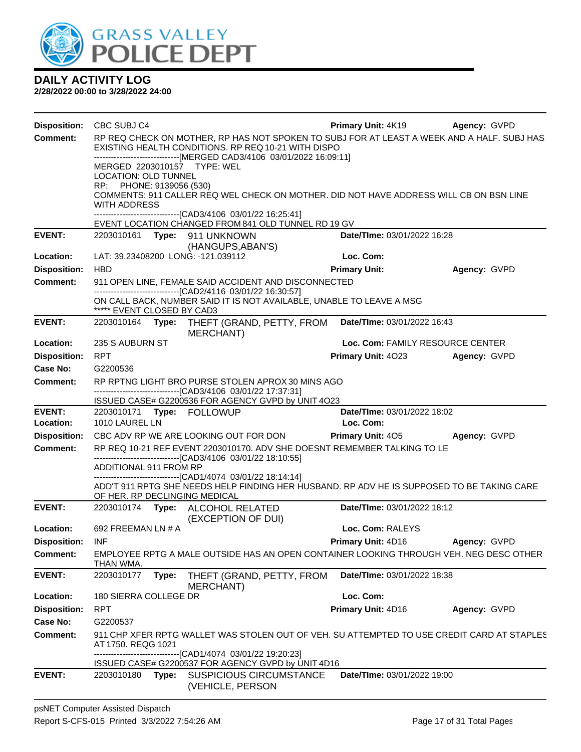# DAILY ACTIVITY LOG

**2/28/2022 00:00 to 3/28/2022 24:00**

**Disposition:** CBC SUBJ C4 **Primary Unit:** 4K19 **Agency:** GVPD

**Comment:** RP REQ CHECK ON MOTHER, RP HAS NOT SPOKEN TO SUBJ FOR AT LEAST A WEEK AND A HALF. SUBJ HAS EXISTING HEALTH CONDITIONS. RP REQ 10-21 WITH DISPO
------------------------------[MERGED CAD3/4106 03/01/2022 16:09:11]
MERGED 2203010157 TYPE: WEL
LOCATION: OLD TUNNEL
RP: PHONE: 9139056 (530)
COMMENTS: 911 CALLER REQ WEL CHECK ON MOTHER. DID NOT HAVE ADDRESS WILL CB ON BSN LINE WITH ADDRESS
------------------------------[CAD3/4106 03/01/22 16:25:41]
EVENT LOCATION CHANGED FROM 841 OLD TUNNEL RD 19 GV

---

**EVENT:** 2203010161 **Type:** 911 UNKNOWN (HANGUPS,ABAN'S) **Date/TIme:** 03/01/2022 16:28

**Location:** LAT: 39.23408200 LONG: -121.039112 **Loc. Com:**

**Disposition:** HBD **Primary Unit:** **Agency:** GVPD

**Comment:** 911 OPEN LINE, FEMALE SAID ACCIDENT AND DISCONNECTED
------------------------------[CAD2/4116 03/01/22 16:30:57]
ON CALL BACK, NUMBER SAID IT IS NOT AVAILABLE, UNABLE TO LEAVE A MSG
***** EVENT CLOSED BY CAD3

---

**EVENT:** 2203010164 **Type:** THEFT (GRAND, PETTY, FROM MERCHANT) **Date/TIme:** 03/01/2022 16:43

**Location:** 235 S AUBURN ST **Loc. Com:** FAMILY RESOURCE CENTER

**Disposition:** RPT **Primary Unit:** 4O23 **Agency:** GVPD

**Case No:** G2200536

**Comment:** RP RPTNG LIGHT BRO PURSE STOLEN APROX 30 MINS AGO
------------------------------[CAD3/4106 03/01/22 17:37:31]
ISSUED CASE# G2200536 FOR AGENCY GVPD by UNIT 4O23

---

**EVENT:** 2203010171 **Type:** FOLLOWUP **Date/TIme:** 03/01/2022 18:02

**Location:** 1010 LAUREL LN **Loc. Com:**

**Disposition:** CBC ADV RP WE ARE LOOKING OUT FOR DON **Primary Unit:** 4O5 **Agency:** GVPD

**Comment:** RP REQ 10-21 REF EVENT 2203010170. ADV SHE DOESNT REMEMBER TALKING TO LE
------------------------------[CAD3/4106 03/01/22 18:10:55]
ADDITIONAL 911 FROM RP
------------------------------[CAD1/4074 03/01/22 18:14:14]
ADD'T 911 RPTG SHE NEEDS HELP FINDING HER HUSBAND. RP ADV HE IS SUPPOSED TO BE TAKING CARE OF HER. RP DECLINGING MEDICAL

---

**EVENT:** 2203010174 **Type:** ALCOHOL RELATED (EXCEPTION OF DUI) **Date/TIme:** 03/01/2022 18:12

**Location:** 692 FREEMAN LN # A **Loc. Com:** RALEYS

**Disposition:** INF **Primary Unit:** 4D16 **Agency:** GVPD

**Comment:** EMPLOYEE RPTG A MALE OUTSIDE HAS AN OPEN CONTAINER LOOKING THROUGH VEH. NEG DESC OTHER THAN WMA.

---

**EVENT:** 2203010177 **Type:** THEFT (GRAND, PETTY, FROM MERCHANT) **Date/TIme:** 03/01/2022 18:38

**Location:** 180 SIERRA COLLEGE DR **Loc. Com:**

**Disposition:** RPT **Primary Unit:** 4D16 **Agency:** GVPD

**Case No:** G2200537

**Comment:** 911 CHP XFER RPTG WALLET WAS STOLEN OUT OF VEH. SU ATTEMPTED TO USE CREDIT CARD AT STAPLES AT 1750. REQG 1021
------------------------------[CAD1/4074 03/01/22 19:20:23]
ISSUED CASE# G2200537 FOR AGENCY GVPD by UNIT 4D16

---

**EVENT:** 2203010180 **Type:** SUSPICIOUS CIRCUMSTANCE (VEHICLE, PERSON **Date/TIme:** 03/01/2022 19:00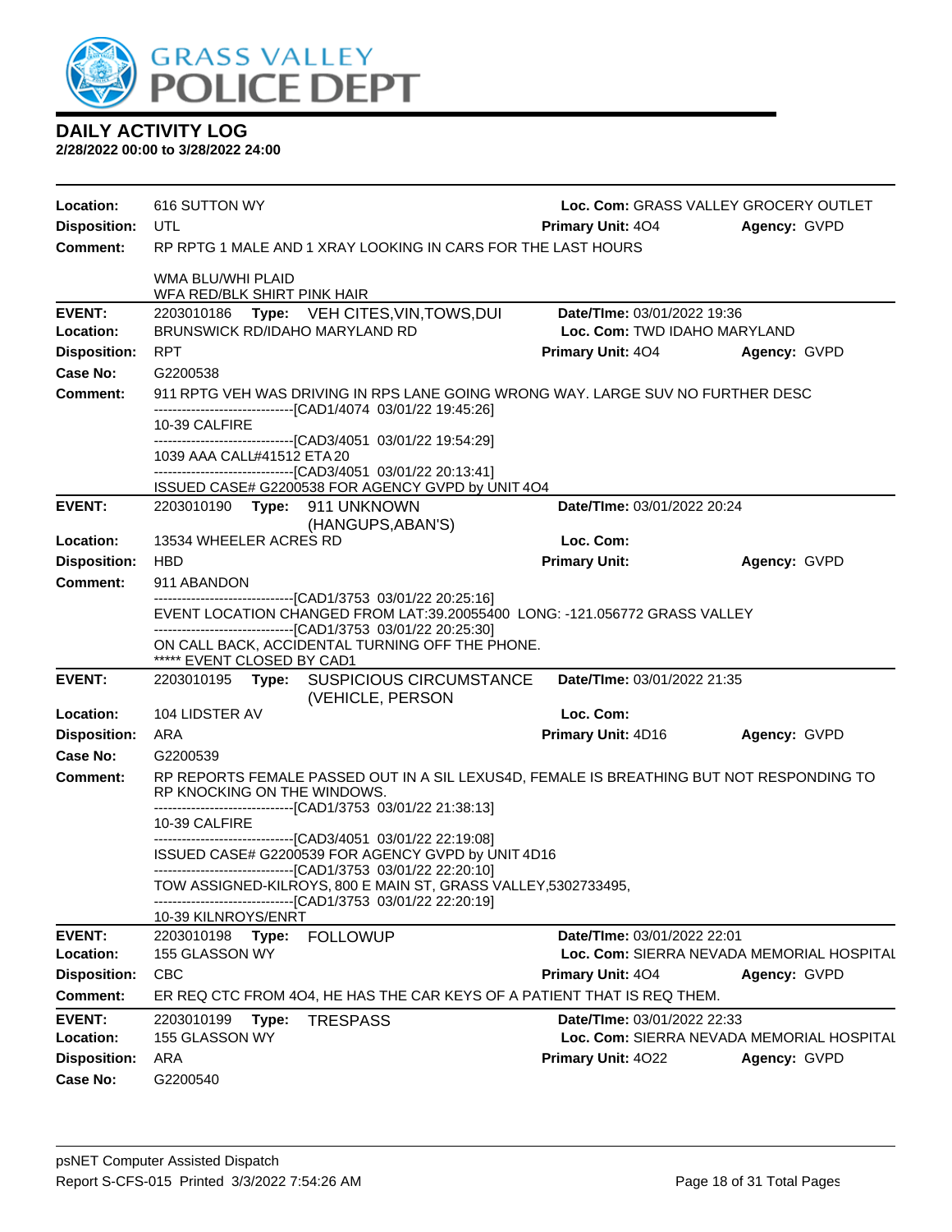# DAILY ACTIVITY LOG

**2/28/2022 00:00 to 3/28/2022 24:00**

**Location:** 616 SUTTON WY **Loc. Com:** GRASS VALLEY GROCERY OUTLET
**Disposition:** UTL **Primary Unit:** 4O4 **Agency:** GVPD
**Comment:** RP RPTG 1 MALE AND 1 XRAY LOOKING IN CARS FOR THE LAST HOURS

WMA BLU/WHI PLAID
WFA RED/BLK SHIRT PINK HAIR

---

**EVENT:** 2203010186 **Type:** VEH CITES,VIN,TOWS,DUI **Date/TIme:** 03/01/2022 19:36
**Location:** BRUNSWICK RD/IDAHO MARYLAND RD **Loc. Com:** TWD IDAHO MARYLAND
**Disposition:** RPT **Primary Unit:** 4O4 **Agency:** GVPD
**Case No:** G2200538
**Comment:** 911 RPTG VEH WAS DRIVING IN RPS LANE GOING WRONG WAY. LARGE SUV NO FURTHER DESC
------------------------------[CAD1/4074 03/01/22 19:45:26]
10-39 CALFIRE
------------------------------[CAD3/4051 03/01/22 19:54:29]
1039 AAA CALL#41512 ETA 20
------------------------------[CAD3/4051 03/01/22 20:13:41]
ISSUED CASE# G2200538 FOR AGENCY GVPD by UNIT 4O4

---

**EVENT:** 2203010190 **Type:** 911 UNKNOWN (HANGUPS,ABAN'S) **Date/TIme:** 03/01/2022 20:24
**Location:** 13534 WHEELER ACRES RD **Loc. Com:**
**Disposition:** HBD **Primary Unit:** **Agency:** GVPD
**Comment:** 911 ABANDON
------------------------------[CAD1/3753 03/01/22 20:25:16]
EVENT LOCATION CHANGED FROM LAT:39.20055400 LONG: -121.056772 GRASS VALLEY
------------------------------[CAD1/3753 03/01/22 20:25:30]
ON CALL BACK, ACCIDENTAL TURNING OFF THE PHONE.
***** EVENT CLOSED BY CAD1

---

**EVENT:** 2203010195 **Type:** SUSPICIOUS CIRCUMSTANCE (VEHICLE, PERSON **Date/TIme:** 03/01/2022 21:35
**Location:** 104 LIDSTER AV **Loc. Com:**
**Disposition:** ARA **Primary Unit:** 4D16 **Agency:** GVPD
**Case No:** G2200539
**Comment:** RP REPORTS FEMALE PASSED OUT IN A SIL LEXUS4D, FEMALE IS BREATHING BUT NOT RESPONDING TO RP KNOCKING ON THE WINDOWS.
------------------------------[CAD1/3753 03/01/22 21:38:13]
10-39 CALFIRE
------------------------------[CAD3/4051 03/01/22 22:19:08]
ISSUED CASE# G2200539 FOR AGENCY GVPD by UNIT 4D16
------------------------------[CAD1/3753 03/01/22 22:20:10]
TOW ASSIGNED-KILROYS, 800 E MAIN ST, GRASS VALLEY,5302733495,
------------------------------[CAD1/3753 03/01/22 22:20:19]
10-39 KILNROYS/ENRT

---

**EVENT:** 2203010198 **Type:** FOLLOWUP **Date/TIme:** 03/01/2022 22:01
**Location:** 155 GLASSON WY **Loc. Com:** SIERRA NEVADA MEMORIAL HOSPITAL
**Disposition:** CBC **Primary Unit:** 4O4 **Agency:** GVPD
**Comment:** ER REQ CTC FROM 4O4, HE HAS THE CAR KEYS OF A PATIENT THAT IS REQ THEM.

---

**EVENT:** 2203010199 **Type:** TRESPASS **Date/TIme:** 03/01/2022 22:33
**Location:** 155 GLASSON WY **Loc. Com:** SIERRA NEVADA MEMORIAL HOSPITAL
**Disposition:** ARA **Primary Unit:** 4O22 **Agency:** GVPD
**Case No:** G2200540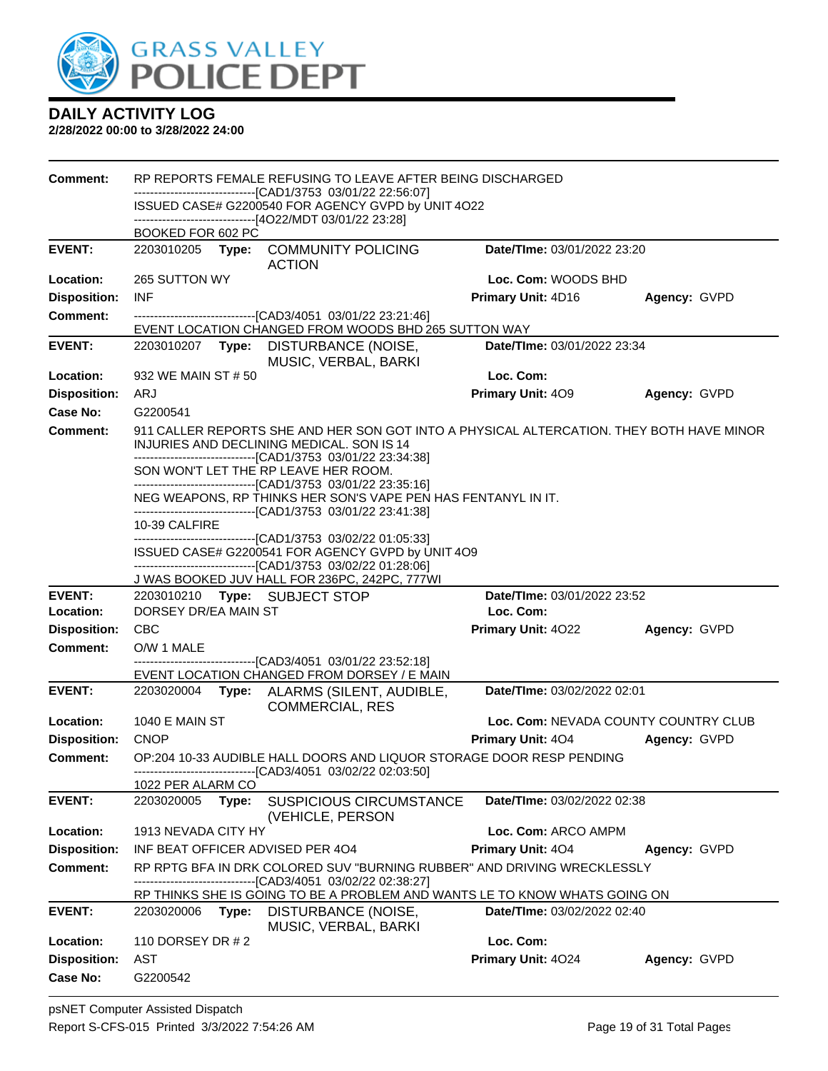# DAILY ACTIVITY LOG

**2/28/2022 00:00 to 3/28/2022 24:00**

**Comment:** RP REPORTS FEMALE REFUSING TO LEAVE AFTER BEING DISCHARGED
------------------------------[CAD1/3753 03/01/22 22:56:07]
ISSUED CASE# G2200540 FOR AGENCY GVPD by UNIT 4O22
------------------------------[4O22/MDT 03/01/22 23:28]
BOOKED FOR 602 PC

---

**EVENT:** 2203010205 **Type:** COMMUNITY POLICING ACTION **Date/TIme:** 03/01/2022 23:20
**Location:** 265 SUTTON WY **Loc. Com:** WOODS BHD
**Disposition:** INF **Primary Unit:** 4D16 **Agency:** GVPD
**Comment:** ------------------------------[CAD3/4051 03/01/22 23:21:46]
EVENT LOCATION CHANGED FROM WOODS BHD 265 SUTTON WAY

---

**EVENT:** 2203010207 **Type:** DISTURBANCE (NOISE, MUSIC, VERBAL, BARKI **Date/TIme:** 03/01/2022 23:34
**Location:** 932 WE MAIN ST # 50 **Loc. Com:**
**Disposition:** ARJ **Primary Unit:** 4O9 **Agency:** GVPD
**Case No:** G2200541
**Comment:** 911 CALLER REPORTS SHE AND HER SON GOT INTO A PHYSICAL ALTERCATION. THEY BOTH HAVE MINOR INJURIES AND DECLINING MEDICAL. SON IS 14
------------------------------[CAD1/3753 03/01/22 23:34:38]
SON WON'T LET THE RP LEAVE HER ROOM.
------------------------------[CAD1/3753 03/01/22 23:35:16]
NEG WEAPONS, RP THINKS HER SON'S VAPE PEN HAS FENTANYL IN IT.
------------------------------[CAD1/3753 03/01/22 23:41:38]
10-39 CALFIRE
------------------------------[CAD1/3753 03/02/22 01:05:33]
ISSUED CASE# G2200541 FOR AGENCY GVPD by UNIT 4O9
------------------------------[CAD1/3753 03/02/22 01:28:06]
J WAS BOOKED JUV HALL FOR 236PC, 242PC, 777WI

---

**EVENT:** 2203010210 **Type:** SUBJECT STOP **Date/TIme:** 03/01/2022 23:52
**Location:** DORSEY DR/EA MAIN ST **Loc. Com:**
**Disposition:** CBC **Primary Unit:** 4O22 **Agency:** GVPD
**Comment:** O/W 1 MALE
------------------------------[CAD3/4051 03/01/22 23:52:18]
EVENT LOCATION CHANGED FROM DORSEY / E MAIN

---

**EVENT:** 2203020004 **Type:** ALARMS (SILENT, AUDIBLE, COMMERCIAL, RES **Date/TIme:** 03/02/2022 02:01
**Location:** 1040 E MAIN ST **Loc. Com:** NEVADA COUNTY COUNTRY CLUB
**Disposition:** CNOP **Primary Unit:** 4O4 **Agency:** GVPD
**Comment:** OP:204 10-33 AUDIBLE HALL DOORS AND LIQUOR STORAGE DOOR RESP PENDING
------------------------------[CAD3/4051 03/02/22 02:03:50]
1022 PER ALARM CO

---

**EVENT:** 2203020005 **Type:** SUSPICIOUS CIRCUMSTANCE (VEHICLE, PERSON **Date/TIme:** 03/02/2022 02:38
**Location:** 1913 NEVADA CITY HY **Loc. Com:** ARCO AMPM
**Disposition:** INF BEAT OFFICER ADVISED PER 4O4 **Primary Unit:** 4O4 **Agency:** GVPD
**Comment:** RP RPTG BFA IN DRK COLORED SUV "BURNING RUBBER" AND DRIVING WRECKLESSLY
------------------------------[CAD3/4051 03/02/22 02:38:27]
RP THINKS SHE IS GOING TO BE A PROBLEM AND WANTS LE TO KNOW WHATS GOING ON

---

**EVENT:** 2203020006 **Type:** DISTURBANCE (NOISE, MUSIC, VERBAL, BARKI **Date/TIme:** 03/02/2022 02:40
**Location:** 110 DORSEY DR # 2 **Loc. Com:**
**Disposition:** AST **Primary Unit:** 4O24 **Agency:** GVPD
**Case No:** G2200542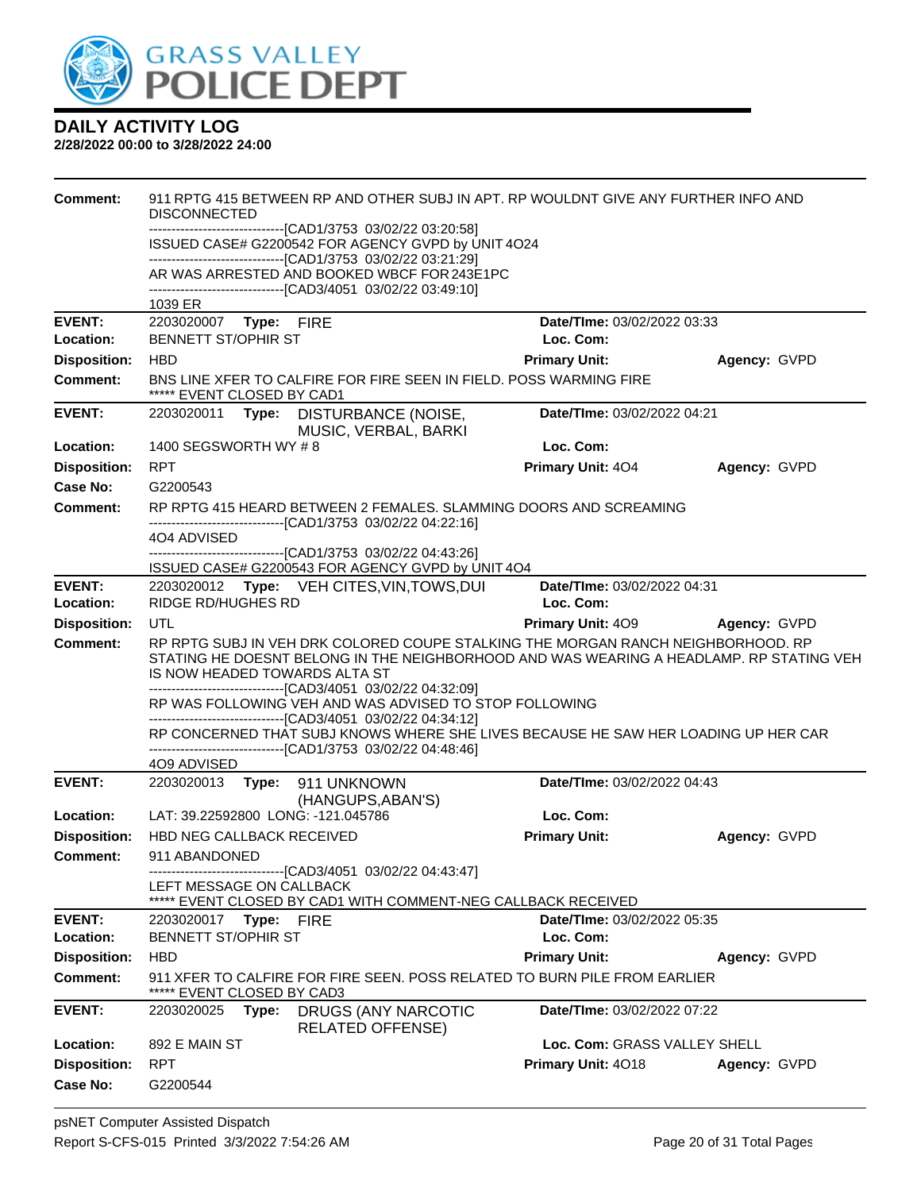**DAILY ACTIVITY LOG**
**2/28/2022 00:00 to 3/28/2022 24:00**

**Comment:** 911 RPTG 415 BETWEEN RP AND OTHER SUBJ IN APT. RP WOULDNT GIVE ANY FURTHER INFO AND DISCONNECTED
------------------------------[CAD1/3753 03/02/22 03:20:58]
ISSUED CASE# G2200542 FOR AGENCY GVPD by UNIT 4O24
------------------------------[CAD1/3753 03/02/22 03:21:29]
AR WAS ARRESTED AND BOOKED WBCF FOR 243E1PC
------------------------------[CAD3/4051 03/02/22 03:49:10]
1039 ER

---

| | | | |
|---|---|---|---|
| **EVENT:** | 2203020007 **Type:** FIRE | **Date/TIme:** 03/02/2022 03:33 | |
| **Location:** | BENNETT ST/OPHIR ST | **Loc. Com:** | |
| **Disposition:** | HBD | **Primary Unit:** | **Agency:** GVPD |

**Comment:** BNS LINE XFER TO CALFIRE FOR FIRE SEEN IN FIELD. POSS WARMING FIRE
***** EVENT CLOSED BY CAD1

---

| | | | |
|---|---|---|---|
| **EVENT:** | 2203020011 **Type:** DISTURBANCE (NOISE, MUSIC, VERBAL, BARKI | **Date/TIme:** 03/02/2022 04:21 | |
| **Location:** | 1400 SEGSWORTH WY # 8 | **Loc. Com:** | |
| **Disposition:** | RPT | **Primary Unit:** 4O4 | **Agency:** GVPD |
| **Case No:** | G2200543 | | |

**Comment:** RP RPTG 415 HEARD BETWEEN 2 FEMALES. SLAMMING DOORS AND SCREAMING
------------------------------[CAD1/3753 03/02/22 04:22:16]
4O4 ADVISED
------------------------------[CAD1/3753 03/02/22 04:43:26]
ISSUED CASE# G2200543 FOR AGENCY GVPD by UNIT 4O4

---

| | | | |
|---|---|---|---|
| **EVENT:** | 2203020012 **Type:** VEH CITES,VIN,TOWS,DUI | **Date/TIme:** 03/02/2022 04:31 | |
| **Location:** | RIDGE RD/HUGHES RD | **Loc. Com:** | |
| **Disposition:** | UTL | **Primary Unit:** 4O9 | **Agency:** GVPD |

**Comment:** RP RPTG SUBJ IN VEH DRK COLORED COUPE STALKING THE MORGAN RANCH NEIGHBORHOOD. RP STATING HE DOESNT BELONG IN THE NEIGHBORHOOD AND WAS WEARING A HEADLAMP. RP STATING VEH IS NOW HEADED TOWARDS ALTA ST
------------------------------[CAD3/4051 03/02/22 04:32:09]
RP WAS FOLLOWING VEH AND WAS ADVISED TO STOP FOLLOWING
------------------------------[CAD3/4051 03/02/22 04:34:12]
RP CONCERNED THAT SUBJ KNOWS WHERE SHE LIVES BECAUSE HE SAW HER LOADING UP HER CAR
------------------------------[CAD1/3753 03/02/22 04:48:46]
4O9 ADVISED

---

| | | | |
|---|---|---|---|
| **EVENT:** | 2203020013 **Type:** 911 UNKNOWN (HANGUPS,ABAN'S) | **Date/TIme:** 03/02/2022 04:43 | |
| **Location:** | LAT: 39.22592800 LONG: -121.045786 | **Loc. Com:** | |
| **Disposition:** | HBD NEG CALLBACK RECEIVED | **Primary Unit:** | **Agency:** GVPD |

**Comment:** 911 ABANDONED
------------------------------[CAD3/4051 03/02/22 04:43:47]
LEFT MESSAGE ON CALLBACK
***** EVENT CLOSED BY CAD1 WITH COMMENT-NEG CALLBACK RECEIVED

---

| | | | |
|---|---|---|---|
| **EVENT:** | 2203020017 **Type:** FIRE | **Date/TIme:** 03/02/2022 05:35 | |
| **Location:** | BENNETT ST/OPHIR ST | **Loc. Com:** | |
| **Disposition:** | HBD | **Primary Unit:** | **Agency:** GVPD |

**Comment:** 911 XFER TO CALFIRE FOR FIRE SEEN. POSS RELATED TO BURN PILE FROM EARLIER
***** EVENT CLOSED BY CAD3

---

| | | | |
|---|---|---|---|
| **EVENT:** | 2203020025 **Type:** DRUGS (ANY NARCOTIC RELATED OFFENSE) | **Date/TIme:** 03/02/2022 07:22 | |
| **Location:** | 892 E MAIN ST | **Loc. Com:** GRASS VALLEY SHELL | |
| **Disposition:** | RPT | **Primary Unit:** 4O18 | **Agency:** GVPD |
| **Case No:** | G2200544 | | |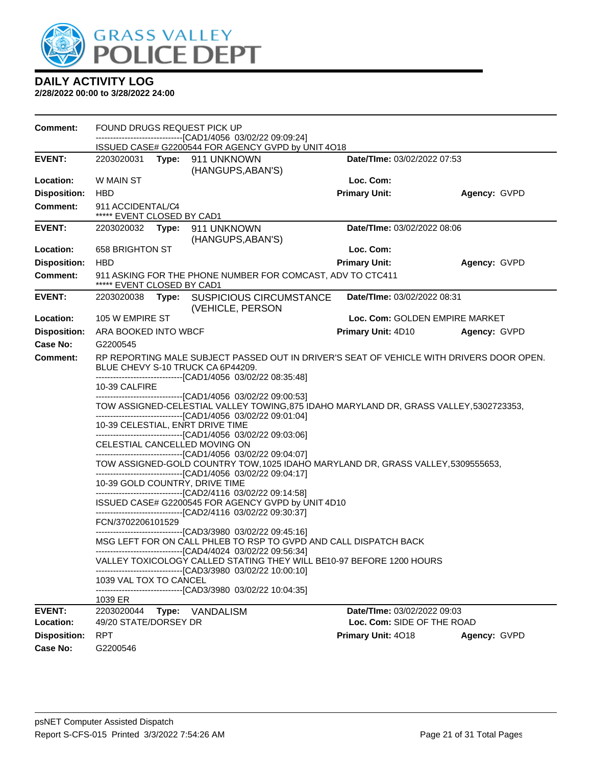# GRASS VALLEY POLICE DEPT

## DAILY ACTIVITY LOG

**2/28/2022 00:00 to 3/28/2022 24:00**

**Comment:** FOUND DRUGS REQUEST PICK UP
------------------------------[CAD1/4056 03/02/22 09:09:24]
ISSUED CASE# G2200544 FOR AGENCY GVPD by UNIT 4O18

---

**EVENT:** 2203020031 **Type:** 911 UNKNOWN (HANGUPS,ABAN'S) **Date/TIme:** 03/02/2022 07:53
**Location:** W MAIN ST **Loc. Com:**
**Disposition:** HBD **Primary Unit:** **Agency:** GVPD
**Comment:** 911 ACCIDENTAL/C4
***** EVENT CLOSED BY CAD1

---

**EVENT:** 2203020032 **Type:** 911 UNKNOWN (HANGUPS,ABAN'S) **Date/TIme:** 03/02/2022 08:06
**Location:** 658 BRIGHTON ST **Loc. Com:**
**Disposition:** HBD **Primary Unit:** **Agency:** GVPD
**Comment:** 911 ASKING FOR THE PHONE NUMBER FOR COMCAST, ADV TO CTC411
***** EVENT CLOSED BY CAD1

---

**EVENT:** 2203020038 **Type:** SUSPICIOUS CIRCUMSTANCE (VEHICLE, PERSON **Date/TIme:** 03/02/2022 08:31
**Location:** 105 W EMPIRE ST **Loc. Com:** GOLDEN EMPIRE MARKET
**Disposition:** ARA BOOKED INTO WBCF **Primary Unit:** 4D10 **Agency:** GVPD
**Case No:** G2200545
**Comment:** RP REPORTING MALE SUBJECT PASSED OUT IN DRIVER'S SEAT OF VEHICLE WITH DRIVERS DOOR OPEN. BLUE CHEVY S-10 TRUCK CA 6P44209.
------------------------------[CAD1/4056 03/02/22 08:35:48]
10-39 CALFIRE
------------------------------[CAD1/4056 03/02/22 09:00:53]
TOW ASSIGNED-CELESTIAL VALLEY TOWING,875 IDAHO MARYLAND DR, GRASS VALLEY,5302723353,
------------------------------[CAD1/4056 03/02/22 09:01:04]
10-39 CELESTIAL, ENRT DRIVE TIME
------------------------------[CAD1/4056 03/02/22 09:03:06]
CELESTIAL CANCELLED MOVING ON
------------------------------[CAD1/4056 03/02/22 09:04:07]
TOW ASSIGNED-GOLD COUNTRY TOW,1025 IDAHO MARYLAND DR, GRASS VALLEY,5309555653,
------------------------------[CAD1/4056 03/02/22 09:04:17]
10-39 GOLD COUNTRY, DRIVE TIME
------------------------------[CAD2/4116 03/02/22 09:14:58]
ISSUED CASE# G2200545 FOR AGENCY GVPD by UNIT 4D10
------------------------------[CAD2/4116 03/02/22 09:30:37]
FCN/3702206101529
------------------------------[CAD3/3980 03/02/22 09:45:16]
MSG LEFT FOR ON CALL PHLEB TO RSP TO GVPD AND CALL DISPATCH BACK
------------------------------[CAD4/4024 03/02/22 09:56:34]
VALLEY TOXICOLOGY CALLED STATING THEY WILL BE10-97 BEFORE 1200 HOURS
------------------------------[CAD3/3980 03/02/22 10:00:10]
1039 VAL TOX TO CANCEL
------------------------------[CAD3/3980 03/02/22 10:04:35]
1039 ER

---

**EVENT:** 2203020044 **Type:** VANDALISM **Date/TIme:** 03/02/2022 09:03
**Location:** 49/20 STATE/DORSEY DR **Loc. Com:** SIDE OF THE ROAD
**Disposition:** RPT **Primary Unit:** 4O18 **Agency:** GVPD
**Case No:** G2200546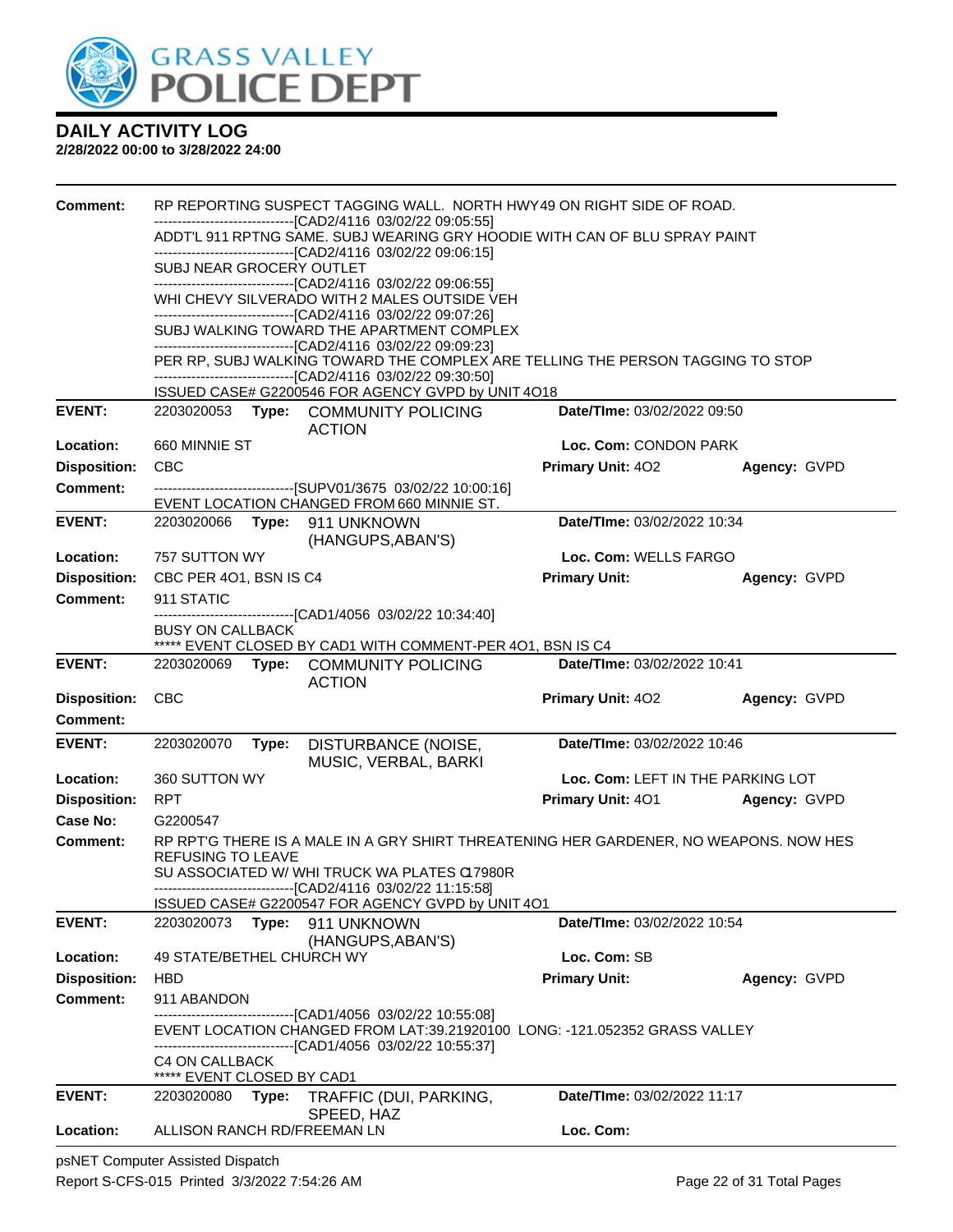# DAILY ACTIVITY LOG

**2/28/2022 00:00 to 3/28/2022 24:00**

**Comment:** RP REPORTING SUSPECT TAGGING WALL. NORTH HWY49 ON RIGHT SIDE OF ROAD.
------------------------------[CAD2/4116 03/02/22 09:05:55]
ADDT'L 911 RPTNG SAME. SUBJ WEARING GRY HOODIE WITH CAN OF BLU SPRAY PAINT
------------------------------[CAD2/4116 03/02/22 09:06:15]
SUBJ NEAR GROCERY OUTLET
------------------------------[CAD2/4116 03/02/22 09:06:55]
WHI CHEVY SILVERADO WITH 2 MALES OUTSIDE VEH
------------------------------[CAD2/4116 03/02/22 09:07:26]
SUBJ WALKING TOWARD THE APARTMENT COMPLEX
------------------------------[CAD2/4116 03/02/22 09:09:23]
PER RP, SUBJ WALKING TOWARD THE COMPLEX ARE TELLING THE PERSON TAGGING TO STOP
------------------------------[CAD2/4116 03/02/22 09:30:50]
ISSUED CASE# G2200546 FOR AGENCY GVPD by UNIT 4O18

---

**EVENT:** 2203020053 **Type:** COMMUNITY POLICING ACTION **Date/TIme:** 03/02/2022 09:50
**Location:** 660 MINNIE ST **Loc. Com:** CONDON PARK
**Disposition:** CBC **Primary Unit:** 4O2 **Agency:** GVPD
**Comment:** ------------------------------[SUPV01/3675 03/02/22 10:00:16]
EVENT LOCATION CHANGED FROM 660 MINNIE ST.

---

**EVENT:** 2203020066 **Type:** 911 UNKNOWN (HANGUPS,ABAN'S) **Date/TIme:** 03/02/2022 10:34
**Location:** 757 SUTTON WY **Loc. Com:** WELLS FARGO
**Disposition:** CBC PER 4O1, BSN IS C4 **Primary Unit:** **Agency:** GVPD
**Comment:** 911 STATIC
------------------------------[CAD1/4056 03/02/22 10:34:40]
BUSY ON CALLBACK
***** EVENT CLOSED BY CAD1 WITH COMMENT-PER 4O1, BSN IS C4

---

**EVENT:** 2203020069 **Type:** COMMUNITY POLICING ACTION **Date/TIme:** 03/02/2022 10:41
**Disposition:** CBC **Primary Unit:** 4O2 **Agency:** GVPD
**Comment:**

---

**EVENT:** 2203020070 **Type:** DISTURBANCE (NOISE, MUSIC, VERBAL, BARKI **Date/TIme:** 03/02/2022 10:46
**Location:** 360 SUTTON WY **Loc. Com:** LEFT IN THE PARKING LOT
**Disposition:** RPT **Primary Unit:** 4O1 **Agency:** GVPD
**Case No:** G2200547
**Comment:** RP RPT'G THERE IS A MALE IN A GRY SHIRT THREATENING HER GARDENER, NO WEAPONS. NOW HES REFUSING TO LEAVE
SU ASSOCIATED W/ WHI TRUCK WA PLATES C17980R
------------------------------[CAD2/4116 03/02/22 11:15:58]
ISSUED CASE# G2200547 FOR AGENCY GVPD by UNIT 4O1

---

**EVENT:** 2203020073 **Type:** 911 UNKNOWN (HANGUPS,ABAN'S) **Date/TIme:** 03/02/2022 10:54
**Location:** 49 STATE/BETHEL CHURCH WY **Loc. Com:** SB
**Disposition:** HBD **Primary Unit:** **Agency:** GVPD
**Comment:** 911 ABANDON
------------------------------[CAD1/4056 03/02/22 10:55:08]
EVENT LOCATION CHANGED FROM LAT:39.21920100 LONG: -121.052352 GRASS VALLEY
------------------------------[CAD1/4056 03/02/22 10:55:37]
C4 ON CALLBACK
***** EVENT CLOSED BY CAD1

---

**EVENT:** 2203020080 **Type:** TRAFFIC (DUI, PARKING, SPEED, HAZ **Date/TIme:** 03/02/2022 11:17
**Location:** ALLISON RANCH RD/FREEMAN LN **Loc. Com:**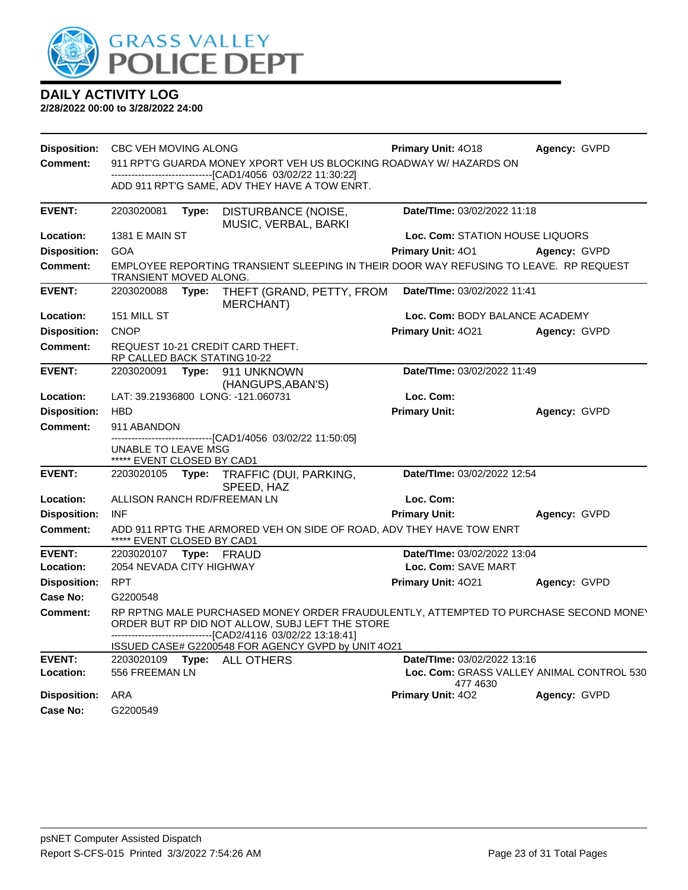# DAILY ACTIVITY LOG

**2/28/2022 00:00 to 3/28/2022 24:00**

| | | | |
|---|---|---|---|
| **Disposition:** | CBC VEH MOVING ALONG | **Primary Unit:** 4O18 | **Agency:** GVPD |
| **Comment:** | 911 RPT'G GUARDA MONEY XPORT VEH US BLOCKING ROADWAY W/ HAZARDS ON<br>------------------------------[CAD1/4056 03/02/22 11:30:22]<br>ADD 911 RPT'G SAME, ADV THEY HAVE A TOW ENRT. | | |

| | | | |
|---|---|---|---|
| **EVENT:** | 2203020081 **Type:** DISTURBANCE (NOISE, MUSIC, VERBAL, BARKI | **Date/TIme:** 03/02/2022 11:18 | |
| **Location:** | 1381 E MAIN ST | **Loc. Com:** STATION HOUSE LIQUORS | |
| **Disposition:** | GOA | **Primary Unit:** 4O1 | **Agency:** GVPD |
| **Comment:** | EMPLOYEE REPORTING TRANSIENT SLEEPING IN THEIR DOOR WAY REFUSING TO LEAVE. RP REQUEST TRANSIENT MOVED ALONG. | | |

| | | | |
|---|---|---|---|
| **EVENT:** | 2203020088 **Type:** THEFT (GRAND, PETTY, FROM MERCHANT) | **Date/TIme:** 03/02/2022 11:41 | |
| **Location:** | 151 MILL ST | **Loc. Com:** BODY BALANCE ACADEMY | |
| **Disposition:** | CNOP | **Primary Unit:** 4O21 | **Agency:** GVPD |
| **Comment:** | REQUEST 10-21 CREDIT CARD THEFT.<br>RP CALLED BACK STATING 10-22 | | |

| | | | |
|---|---|---|---|
| **EVENT:** | 2203020091 **Type:** 911 UNKNOWN (HANGUPS,ABAN'S) | **Date/TIme:** 03/02/2022 11:49 | |
| **Location:** | LAT: 39.21936800 LONG: -121.060731 | **Loc. Com:** | |
| **Disposition:** | HBD | **Primary Unit:** | **Agency:** GVPD |
| **Comment:** | 911 ABANDON<br>------------------------------[CAD1/4056 03/02/22 11:50:05]<br>UNABLE TO LEAVE MSG<br>***** EVENT CLOSED BY CAD1 | | |

| | | | |
|---|---|---|---|
| **EVENT:** | 2203020105 **Type:** TRAFFIC (DUI, PARKING, SPEED, HAZ | **Date/TIme:** 03/02/2022 12:54 | |
| **Location:** | ALLISON RANCH RD/FREEMAN LN | **Loc. Com:** | |
| **Disposition:** | INF | **Primary Unit:** | **Agency:** GVPD |
| **Comment:** | ADD 911 RPTG THE ARMORED VEH ON SIDE OF ROAD, ADV THEY HAVE TOW ENRT<br>***** EVENT CLOSED BY CAD1 | | |

| | | | |
|---|---|---|---|
| **EVENT:** | 2203020107 **Type:** FRAUD | **Date/TIme:** 03/02/2022 13:04 | |
| **Location:** | 2054 NEVADA CITY HIGHWAY | **Loc. Com:** SAVE MART | |
| **Disposition:** | RPT | **Primary Unit:** 4O21 | **Agency:** GVPD |
| **Case No:** | G2200548 | | |
| **Comment:** | RP RPTNG MALE PURCHASED MONEY ORDER FRAUDULENTLY, ATTEMPTED TO PURCHASE SECOND MONEY ORDER BUT RP DID NOT ALLOW, SUBJ LEFT THE STORE<br>------------------------------[CAD2/4116 03/02/22 13:18:41]<br>ISSUED CASE# G2200548 FOR AGENCY GVPD by UNIT 4O21 | | |

| | | | |
|---|---|---|---|
| **EVENT:** | 2203020109 **Type:** ALL OTHERS | **Date/TIme:** 03/02/2022 13:16 | |
| **Location:** | 556 FREEMAN LN | **Loc. Com:** GRASS VALLEY ANIMAL CONTROL 530 477 4630 | |
| **Disposition:** | ARA | **Primary Unit:** 4O2 | **Agency:** GVPD |
| **Case No:** | G2200549 | | |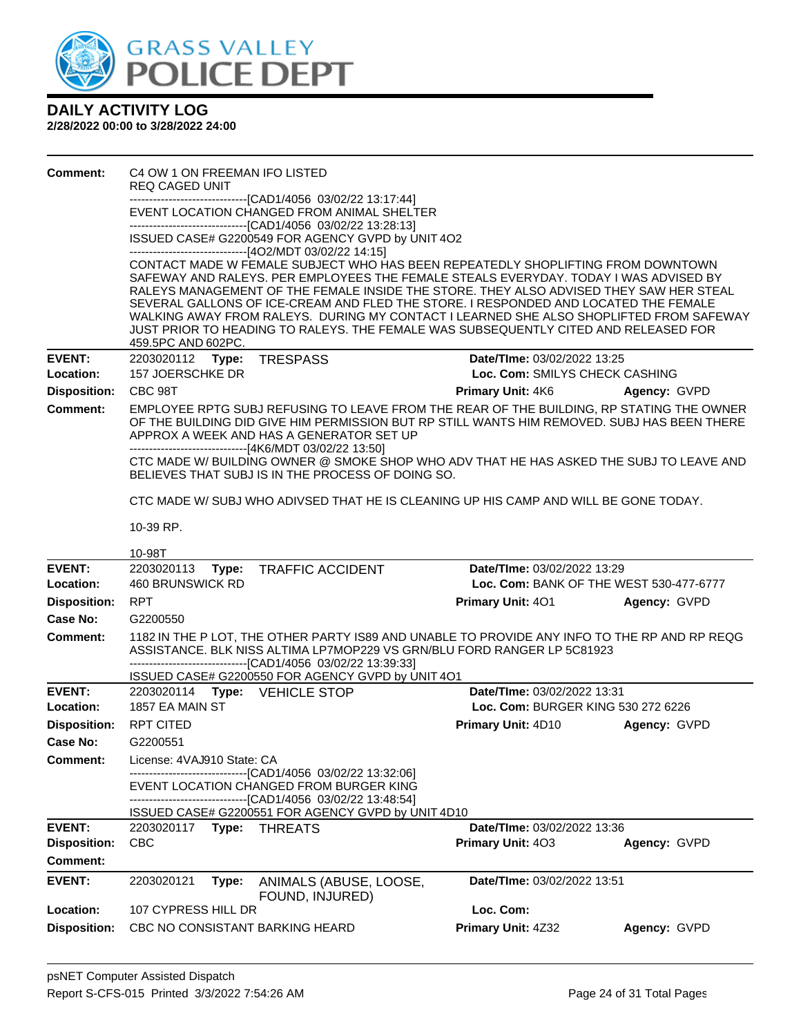# DAILY ACTIVITY LOG

**2/28/2022 00:00 to 3/28/2022 24:00**

**Comment:** C4 OW 1 ON FREEMAN IFO LISTED
REQ CAGED UNIT
------------------------------[CAD1/4056 03/02/22 13:17:44]
EVENT LOCATION CHANGED FROM ANIMAL SHELTER
------------------------------[CAD1/4056 03/02/22 13:28:13]
ISSUED CASE# G2200549 FOR AGENCY GVPD by UNIT 4O2
------------------------------[4O2/MDT 03/02/22 14:15]
CONTACT MADE W FEMALE SUBJECT WHO HAS BEEN REPEATEDLY SHOPLIFTING FROM DOWNTOWN SAFEWAY AND RALEYS. PER EMPLOYEES THE FEMALE STEALS EVERYDAY. TODAY I WAS ADVISED BY RALEYS MANAGEMENT OF THE FEMALE INSIDE THE STORE. THEY ALSO ADVISED THEY SAW HER STEAL SEVERAL GALLONS OF ICE-CREAM AND FLED THE STORE. I RESPONDED AND LOCATED THE FEMALE WALKING AWAY FROM RALEYS. DURING MY CONTACT I LEARNED SHE ALSO SHOPLIFTED FROM SAFEWAY JUST PRIOR TO HEADING TO RALEYS. THE FEMALE WAS SUBSEQUENTLY CITED AND RELEASED FOR 459.5PC AND 602PC.

---

**EVENT:** 2203020112 **Type:** TRESPASS **Date/TIme:** 03/02/2022 13:25
**Location:** 157 JOERSCHKE DR **Loc. Com:** SMILYS CHECK CASHING
**Disposition:** CBC 98T **Primary Unit:** 4K6 **Agency:** GVPD
**Comment:** EMPLOYEE RPTG SUBJ REFUSING TO LEAVE FROM THE REAR OF THE BUILDING, RP STATING THE OWNER OF THE BUILDING DID GIVE HIM PERMISSION BUT RP STILL WANTS HIM REMOVED. SUBJ HAS BEEN THERE APPROX A WEEK AND HAS A GENERATOR SET UP
------------------------------[4K6/MDT 03/02/22 13:50]
CTC MADE W/ BUILDING OWNER @ SMOKE SHOP WHO ADV THAT HE HAS ASKED THE SUBJ TO LEAVE AND BELIEVES THAT SUBJ IS IN THE PROCESS OF DOING SO.

CTC MADE W/ SUBJ WHO ADIVSED THAT HE IS CLEANING UP HIS CAMP AND WILL BE GONE TODAY.

10-39 RP.

10-98T

---

**EVENT:** 2203020113 **Type:** TRAFFIC ACCIDENT **Date/TIme:** 03/02/2022 13:29
**Location:** 460 BRUNSWICK RD **Loc. Com:** BANK OF THE WEST 530-477-6777
**Disposition:** RPT **Primary Unit:** 4O1 **Agency:** GVPD
**Case No:** G2200550
**Comment:** 1182 IN THE P LOT, THE OTHER PARTY IS89 AND UNABLE TO PROVIDE ANY INFO TO THE RP AND RP REQG ASSISTANCE. BLK NISS ALTIMA LP7MOP229 VS GRN/BLU FORD RANGER LP 5C81923
------------------------------[CAD1/4056 03/02/22 13:39:33]
ISSUED CASE# G2200550 FOR AGENCY GVPD by UNIT 4O1

---

**EVENT:** 2203020114 **Type:** VEHICLE STOP **Date/TIme:** 03/02/2022 13:31
**Location:** 1857 EA MAIN ST **Loc. Com:** BURGER KING 530 272 6226
**Disposition:** RPT CITED **Primary Unit:** 4D10 **Agency:** GVPD
**Case No:** G2200551
**Comment:** License: 4VAJ910 State: CA
------------------------------[CAD1/4056 03/02/22 13:32:06]
EVENT LOCATION CHANGED FROM BURGER KING
------------------------------[CAD1/4056 03/02/22 13:48:54]
ISSUED CASE# G2200551 FOR AGENCY GVPD by UNIT 4D10

---

**EVENT:** 2203020117 **Type:** THREATS **Date/TIme:** 03/02/2022 13:36
**Disposition:** CBC **Primary Unit:** 4O3 **Agency:** GVPD
**Comment:**

---

**EVENT:** 2203020121 **Type:** ANIMALS (ABUSE, LOOSE, FOUND, INJURED) **Date/TIme:** 03/02/2022 13:51
**Location:** 107 CYPRESS HILL DR **Loc. Com:**
**Disposition:** CBC NO CONSISTANT BARKING HEARD **Primary Unit:** 4Z32 **Agency:** GVPD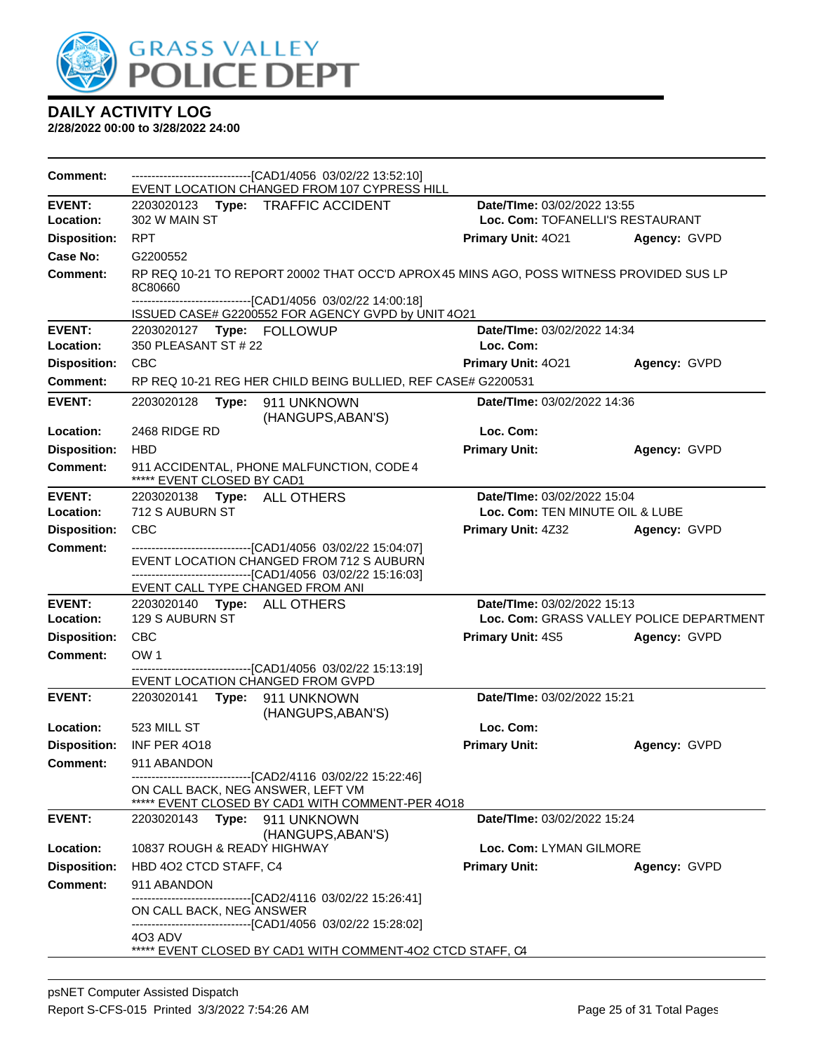# GRASS VALLEY POLICE DEPT

## DAILY ACTIVITY LOG

**2/28/2022 00:00 to 3/28/2022 24:00**

---

**Comment:** ------------------------------[CAD1/4056 03/02/22 13:52:10]
EVENT LOCATION CHANGED FROM 107 CYPRESS HILL

---

**EVENT:** 2203020123 **Type:** TRAFFIC ACCIDENT **Date/TIme:** 03/02/2022 13:55
**Location:** 302 W MAIN ST **Loc. Com:** TOFANELLI'S RESTAURANT
**Disposition:** RPT **Primary Unit:** 4O21 **Agency:** GVPD
**Case No:** G2200552
**Comment:** RP REQ 10-21 TO REPORT 20002 THAT OCC'D APROX 45 MINS AGO, POSS WITNESS PROVIDED SUS LP 8C80660
------------------------------[CAD1/4056 03/02/22 14:00:18]
ISSUED CASE# G2200552 FOR AGENCY GVPD by UNIT 4O21

---

**EVENT:** 2203020127 **Type:** FOLLOWUP **Date/TIme:** 03/02/2022 14:34
**Location:** 350 PLEASANT ST # 22 **Loc. Com:**
**Disposition:** CBC **Primary Unit:** 4O21 **Agency:** GVPD
**Comment:** RP REQ 10-21 REG HER CHILD BEING BULLIED, REF CASE# G2200531

---

**EVENT:** 2203020128 **Type:** 911 UNKNOWN (HANGUPS,ABAN'S) **Date/TIme:** 03/02/2022 14:36
**Location:** 2468 RIDGE RD **Loc. Com:**
**Disposition:** HBD **Primary Unit:** **Agency:** GVPD
**Comment:** 911 ACCIDENTAL, PHONE MALFUNCTION, CODE 4
***** EVENT CLOSED BY CAD1

---

**EVENT:** 2203020138 **Type:** ALL OTHERS **Date/TIme:** 03/02/2022 15:04
**Location:** 712 S AUBURN ST **Loc. Com:** TEN MINUTE OIL & LUBE
**Disposition:** CBC **Primary Unit:** 4Z32 **Agency:** GVPD
**Comment:** ------------------------------[CAD1/4056 03/02/22 15:04:07]
EVENT LOCATION CHANGED FROM 712 S AUBURN
------------------------------[CAD1/4056 03/02/22 15:16:03]
EVENT CALL TYPE CHANGED FROM ANI

---

**EVENT:** 2203020140 **Type:** ALL OTHERS **Date/TIme:** 03/02/2022 15:13
**Location:** 129 S AUBURN ST **Loc. Com:** GRASS VALLEY POLICE DEPARTMENT
**Disposition:** CBC **Primary Unit:** 4S5 **Agency:** GVPD
**Comment:** OW 1
------------------------------[CAD1/4056 03/02/22 15:13:19]
EVENT LOCATION CHANGED FROM GVPD

---

**EVENT:** 2203020141 **Type:** 911 UNKNOWN (HANGUPS,ABAN'S) **Date/TIme:** 03/02/2022 15:21
**Location:** 523 MILL ST **Loc. Com:**
**Disposition:** INF PER 4O18 **Primary Unit:** **Agency:** GVPD
**Comment:** 911 ABANDON
------------------------------[CAD2/4116 03/02/22 15:22:46]
ON CALL BACK, NEG ANSWER, LEFT VM
***** EVENT CLOSED BY CAD1 WITH COMMENT-PER 4O18

---

**EVENT:** 2203020143 **Type:** 911 UNKNOWN (HANGUPS,ABAN'S) **Date/TIme:** 03/02/2022 15:24
**Location:** 10837 ROUGH & READY HIGHWAY **Loc. Com:** LYMAN GILMORE
**Disposition:** HBD 4O2 CTCD STAFF, C4 **Primary Unit:** **Agency:** GVPD
**Comment:** 911 ABANDON
------------------------------[CAD2/4116 03/02/22 15:26:41]
ON CALL BACK, NEG ANSWER
------------------------------[CAD1/4056 03/02/22 15:28:02]
4O3 ADV
***** EVENT CLOSED BY CAD1 WITH COMMENT-4O2 CTCD STAFF, C4

---

psNET Computer Assisted Dispatch
Report S-CFS-015 Printed 3/3/2022 7:54:26 AM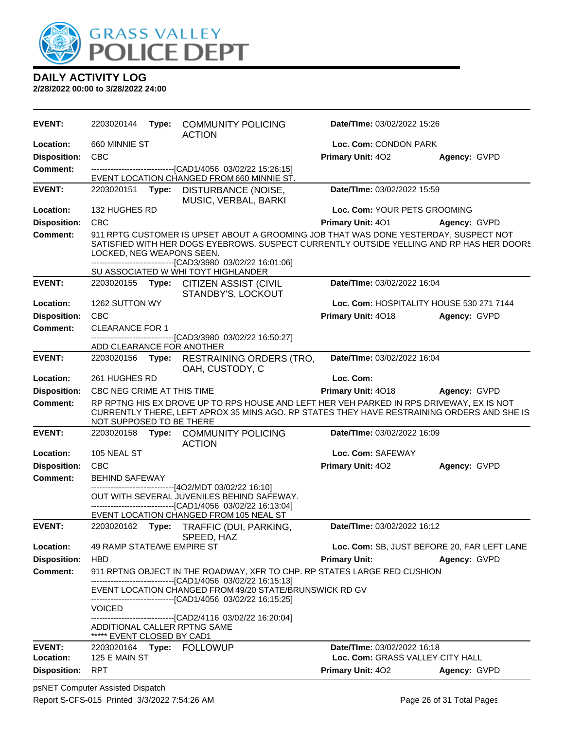# DAILY ACTIVITY LOG

**2/28/2022 00:00 to 3/28/2022 24:00**

| | | | |
|---|---|---|---|
| **EVENT:** | 2203020144 **Type:** COMMUNITY POLICING ACTION | **Date/TIme:** 03/02/2022 15:26 | |
| **Location:** | 660 MINNIE ST | **Loc. Com:** CONDON PARK | |
| **Disposition:** | CBC | **Primary Unit:** 4O2 | **Agency:** GVPD |
| **Comment:** | ------------------------------[CAD1/4056 03/02/22 15:26:15] EVENT LOCATION CHANGED FROM 660 MINNIE ST. | | |

| | | | |
|---|---|---|---|
| **EVENT:** | 2203020151 **Type:** DISTURBANCE (NOISE, MUSIC, VERBAL, BARKI | **Date/TIme:** 03/02/2022 15:59 | |
| **Location:** | 132 HUGHES RD | **Loc. Com:** YOUR PETS GROOMING | |
| **Disposition:** | CBC | **Primary Unit:** 4O1 | **Agency:** GVPD |
| **Comment:** | 911 RPTG CUSTOMER IS UPSET ABOUT A GROOMING JOB THAT WAS DONE YESTERDAY, SUSPECT NOT SATISFIED WITH HER DOGS EYEBROWS. SUSPECT CURRENTLY OUTSIDE YELLING AND RP HAS HER DOORS LOCKED, NEG WEAPONS SEEN. ------------------------------[CAD3/3980 03/02/22 16:01:06] SU ASSOCIATED W WHI TOYT HIGHLANDER | | |

| | | | |
|---|---|---|---|
| **EVENT:** | 2203020155 **Type:** CITIZEN ASSIST (CIVIL STANDBY'S, LOCKOUT | **Date/TIme:** 03/02/2022 16:04 | |
| **Location:** | 1262 SUTTON WY | **Loc. Com:** HOSPITALITY HOUSE 530 271 7144 | |
| **Disposition:** | CBC | **Primary Unit:** 4O18 | **Agency:** GVPD |
| **Comment:** | CLEARANCE FOR 1 ------------------------------[CAD3/3980 03/02/22 16:50:27] ADD CLEARANCE FOR ANOTHER | | |

| | | | |
|---|---|---|---|
| **EVENT:** | 2203020156 **Type:** RESTRAINING ORDERS (TRO, OAH, CUSTODY, C | **Date/TIme:** 03/02/2022 16:04 | |
| **Location:** | 261 HUGHES RD | **Loc. Com:** | |
| **Disposition:** | CBC NEG CRIME AT THIS TIME | **Primary Unit:** 4O18 | **Agency:** GVPD |
| **Comment:** | RP RPTNG HIS EX DROVE UP TO RPS HOUSE AND LEFT HER VEH PARKED IN RPS DRIVEWAY, EX IS NOT CURRENTLY THERE, LEFT APROX 35 MINS AGO. RP STATES THEY HAVE RESTRAINING ORDERS AND SHE IS NOT SUPPOSED TO BE THERE | | |

| | | | |
|---|---|---|---|
| **EVENT:** | 2203020158 **Type:** COMMUNITY POLICING ACTION | **Date/TIme:** 03/02/2022 16:09 | |
| **Location:** | 105 NEAL ST | **Loc. Com:** SAFEWAY | |
| **Disposition:** | CBC | **Primary Unit:** 4O2 | **Agency:** GVPD |
| **Comment:** | BEHIND SAFEWAY ------------------------------[4O2/MDT 03/02/22 16:10] OUT WITH SEVERAL JUVENILES BEHIND SAFEWAY. ------------------------------[CAD1/4056 03/02/22 16:13:04] EVENT LOCATION CHANGED FROM 105 NEAL ST | | |

| | | | |
|---|---|---|---|
| **EVENT:** | 2203020162 **Type:** TRAFFIC (DUI, PARKING, SPEED, HAZ | **Date/TIme:** 03/02/2022 16:12 | |
| **Location:** | 49 RAMP STATE/WE EMPIRE ST | **Loc. Com:** SB, JUST BEFORE 20, FAR LEFT LANE | |
| **Disposition:** | HBD | **Primary Unit:** | **Agency:** GVPD |
| **Comment:** | 911 RPTNG OBJECT IN THE ROADWAY, XFR TO CHP. RP STATES LARGE RED CUSHION ------------------------------[CAD1/4056 03/02/22 16:15:13] EVENT LOCATION CHANGED FROM 49/20 STATE/BRUNSWICK RD GV ------------------------------[CAD1/4056 03/02/22 16:15:25] VOICED ------------------------------[CAD2/4116 03/02/22 16:20:04] ADDITIONAL CALLER RPTNG SAME ***** EVENT CLOSED BY CAD1 | | |

| | | | |
|---|---|---|---|
| **EVENT:** | 2203020164 **Type:** FOLLOWUP | **Date/TIme:** 03/02/2022 16:18 | |
| **Location:** | 125 E MAIN ST | **Loc. Com:** GRASS VALLEY CITY HALL | |
| **Disposition:** | RPT | **Primary Unit:** 4O2 | **Agency:** GVPD |

psNET Computer Assisted Dispatch
Report S-CFS-015 Printed 3/3/2022 7:54:26 AM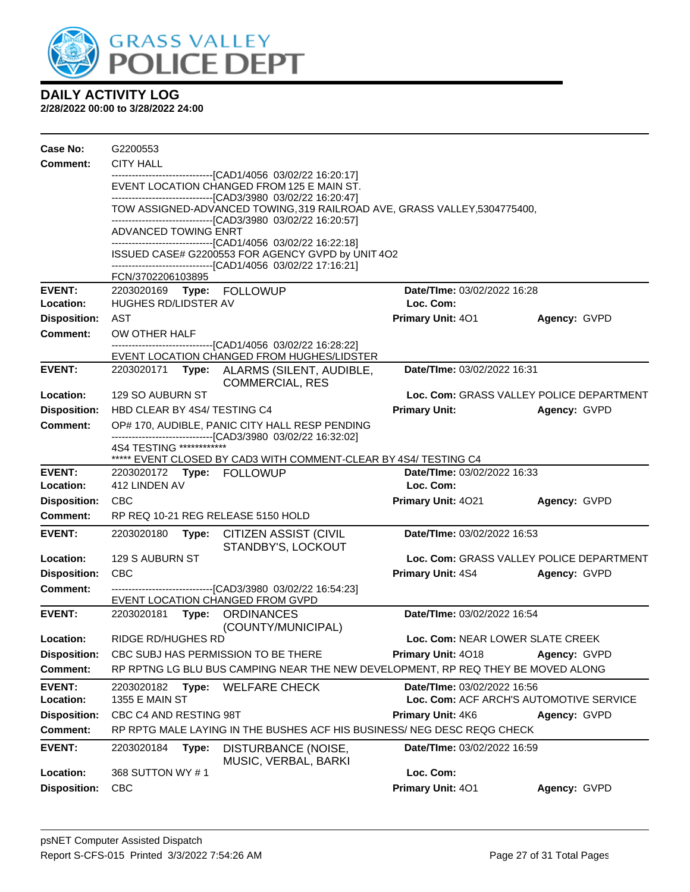# DAILY ACTIVITY LOG

**2/28/2022 00:00 to 3/28/2022 24:00**

**Case No:** G2200553

**Comment:** CITY HALL

------------------------------[CAD1/4056 03/02/22 16:20:17]
EVENT LOCATION CHANGED FROM 125 E MAIN ST.
------------------------------[CAD3/3980 03/02/22 16:20:47]
TOW ASSIGNED-ADVANCED TOWING,319 RAILROAD AVE, GRASS VALLEY,5304775400,
------------------------------[CAD3/3980 03/02/22 16:20:57]
ADVANCED TOWING ENRT
------------------------------[CAD1/4056 03/02/22 16:22:18]
ISSUED CASE# G2200553 FOR AGENCY GVPD by UNIT 4O2
------------------------------[CAD1/4056 03/02/22 17:16:21]
FCN/3702206103895

---

**EVENT:** 2203020169 **Type:** FOLLOWUP **Date/TIme:** 03/02/2022 16:28
**Location:** HUGHES RD/LIDSTER AV **Loc. Com:**
**Disposition:** AST **Primary Unit:** 4O1 **Agency:** GVPD
**Comment:** OW OTHER HALF
------------------------------[CAD1/4056 03/02/22 16:28:22]
EVENT LOCATION CHANGED FROM HUGHES/LIDSTER

---

**EVENT:** 2203020171 **Type:** ALARMS (SILENT, AUDIBLE, COMMERCIAL, RES **Date/TIme:** 03/02/2022 16:31
**Location:** 129 SO AUBURN ST **Loc. Com:** GRASS VALLEY POLICE DEPARTMENT
**Disposition:** HBD CLEAR BY 4S4/ TESTING C4 **Primary Unit:** **Agency:** GVPD
**Comment:** OP# 170, AUDIBLE, PANIC CITY HALL RESP PENDING
------------------------------[CAD3/3980 03/02/22 16:32:02]
4S4 TESTING ************
***** EVENT CLOSED BY CAD3 WITH COMMENT-CLEAR BY 4S4/ TESTING C4

---

**EVENT:** 2203020172 **Type:** FOLLOWUP **Date/TIme:** 03/02/2022 16:33
**Location:** 412 LINDEN AV **Loc. Com:**
**Disposition:** CBC **Primary Unit:** 4O21 **Agency:** GVPD
**Comment:** RP REQ 10-21 REG RELEASE 5150 HOLD

---

**EVENT:** 2203020180 **Type:** CITIZEN ASSIST (CIVIL STANDBY'S, LOCKOUT **Date/TIme:** 03/02/2022 16:53
**Location:** 129 S AUBURN ST **Loc. Com:** GRASS VALLEY POLICE DEPARTMENT
**Disposition:** CBC **Primary Unit:** 4S4 **Agency:** GVPD
**Comment:** ------------------------------[CAD3/3980 03/02/22 16:54:23]
EVENT LOCATION CHANGED FROM GVPD

---

**EVENT:** 2203020181 **Type:** ORDINANCES (COUNTY/MUNICIPAL) **Date/TIme:** 03/02/2022 16:54
**Location:** RIDGE RD/HUGHES RD **Loc. Com:** NEAR LOWER SLATE CREEK
**Disposition:** CBC SUBJ HAS PERMISSION TO BE THERE **Primary Unit:** 4O18 **Agency:** GVPD
**Comment:** RP RPTNG LG BLU BUS CAMPING NEAR THE NEW DEVELOPMENT, RP REQ THEY BE MOVED ALONG

---

**EVENT:** 2203020182 **Type:** WELFARE CHECK **Date/TIme:** 03/02/2022 16:56
**Location:** 1355 E MAIN ST **Loc. Com:** ACF ARCH'S AUTOMOTIVE SERVICE
**Disposition:** CBC C4 AND RESTING 98T **Primary Unit:** 4K6 **Agency:** GVPD
**Comment:** RP RPTG MALE LAYING IN THE BUSHES ACF HIS BUSINESS/ NEG DESC REQG CHECK

---

**EVENT:** 2203020184 **Type:** DISTURBANCE (NOISE, MUSIC, VERBAL, BARKI **Date/TIme:** 03/02/2022 16:59
**Location:** 368 SUTTON WY # 1 **Loc. Com:**
**Disposition:** CBC **Primary Unit:** 4O1 **Agency:** GVPD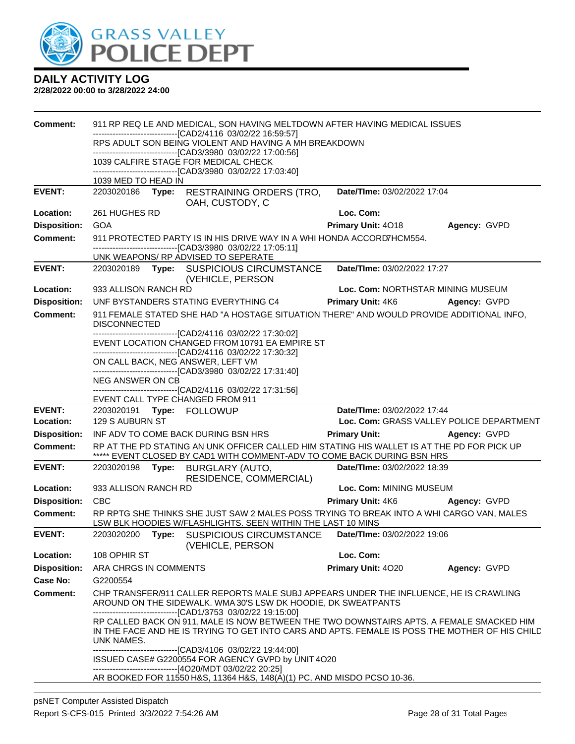**DAILY ACTIVITY LOG**

**2/28/2022 00:00 to 3/28/2022 24:00**

| | | | |
|---|---|---|---|
| **Comment:** | 911 RP REQ LE AND MEDICAL, SON HAVING MELTDOWN AFTER HAVING MEDICAL ISSUES<br>------------------------------[CAD2/4116 03/02/22 16:59:57]<br>RPS ADULT SON BEING VIOLENT AND HAVING A MH BREAKDOWN<br>------------------------------[CAD3/3980 03/02/22 17:00:56]<br>1039 CALFIRE STAGE FOR MEDICAL CHECK<br>------------------------------[CAD3/3980 03/02/22 17:03:40]<br>1039 MED TO HEAD IN | | |
| **EVENT:** | 2203020186 **Type:** RESTRAINING ORDERS (TRO, OAH, CUSTODY, C | **Date/TIme:** 03/02/2022 17:04 | |
| **Location:** | 261 HUGHES RD | **Loc. Com:** | |
| **Disposition:** | GOA | **Primary Unit:** 4O18 | **Agency:** GVPD |
| **Comment:** | 911 PROTECTED PARTY IS IN HIS DRIVE WAY IN A WHI HONDA ACCORD7HCM554.<br>------------------------------[CAD3/3980 03/02/22 17:05:11]<br>UNK WEAPONS/ RP ADVISED TO SEPERATE | | |
| **EVENT:** | 2203020189 **Type:** SUSPICIOUS CIRCUMSTANCE (VEHICLE, PERSON | **Date/TIme:** 03/02/2022 17:27 | |
| **Location:** | 933 ALLISON RANCH RD | **Loc. Com:** NORTHSTAR MINING MUSEUM | |
| **Disposition:** | UNF BYSTANDERS STATING EVERYTHING C4 | **Primary Unit:** 4K6 | **Agency:** GVPD |
| **Comment:** | 911 FEMALE STATED SHE HAD "A HOSTAGE SITUATION THERE" AND WOULD PROVIDE ADDITIONAL INFO, DISCONNECTED<br>------------------------------[CAD2/4116 03/02/22 17:30:02]<br>EVENT LOCATION CHANGED FROM 10791 EA EMPIRE ST<br>------------------------------[CAD2/4116 03/02/22 17:30:32]<br>ON CALL BACK, NEG ANSWER, LEFT VM<br>------------------------------[CAD3/3980 03/02/22 17:31:40]<br>NEG ANSWER ON CB<br>------------------------------[CAD2/4116 03/02/22 17:31:56]<br>EVENT CALL TYPE CHANGED FROM 911 | | |
| **EVENT:** | 2203020191 **Type:** FOLLOWUP | **Date/TIme:** 03/02/2022 17:44 | |
| **Location:** | 129 S AUBURN ST | **Loc. Com:** GRASS VALLEY POLICE DEPARTMENT | |
| **Disposition:** | INF ADV TO COME BACK DURING BSN HRS | **Primary Unit:** | **Agency:** GVPD |
| **Comment:** | RP AT THE PD STATING AN UNK OFFICER CALLED HIM STATING HIS WALLET IS AT THE PD FOR PICK UP<br>***** EVENT CLOSED BY CAD1 WITH COMMENT-ADV TO COME BACK DURING BSN HRS | | |
| **EVENT:** | 2203020198 **Type:** BURGLARY (AUTO, RESIDENCE, COMMERCIAL) | **Date/TIme:** 03/02/2022 18:39 | |
| **Location:** | 933 ALLISON RANCH RD | **Loc. Com:** MINING MUSEUM | |
| **Disposition:** | CBC | **Primary Unit:** 4K6 | **Agency:** GVPD |
| **Comment:** | RP RPTG SHE THINKS SHE JUST SAW 2 MALES POSS TRYING TO BREAK INTO A WHI CARGO VAN, MALES LSW BLK HOODIES W/FLASHLIGHTS. SEEN WITHIN THE LAST 10 MINS | | |
| **EVENT:** | 2203020200 **Type:** SUSPICIOUS CIRCUMSTANCE (VEHICLE, PERSON | **Date/TIme:** 03/02/2022 19:06 | |
| **Location:** | 108 OPHIR ST | **Loc. Com:** | |
| **Disposition:** | ARA CHRGS IN COMMENTS | **Primary Unit:** 4O20 | **Agency:** GVPD |
| **Case No:** | G2200554 | | |
| **Comment:** | CHP TRANSFER/911 CALLER REPORTS MALE SUBJ APPEARS UNDER THE INFLUENCE, HE IS CRAWLING AROUND ON THE SIDEWALK. WMA 30'S LSW DK HOODIE, DK SWEATPANTS<br>------------------------------[CAD1/3753 03/02/22 19:15:00]<br>RP CALLED BACK ON 911, MALE IS NOW BETWEEN THE TWO DOWNSTAIRS APTS. A FEMALE SMACKED HIM IN THE FACE AND HE IS TRYING TO GET INTO CARS AND APTS. FEMALE IS POSS THE MOTHER OF HIS CHILD UNK NAMES.<br>------------------------------[CAD3/4106 03/02/22 19:44:00]<br>ISSUED CASE# G2200554 FOR AGENCY GVPD by UNIT 4O20<br>------------------------------[4O20/MDT 03/02/22 20:25]<br>AR BOOKED FOR 11550 H&S, 11364 H&S, 148(A)(1) PC, AND MISDO PCSO 10-36. | | |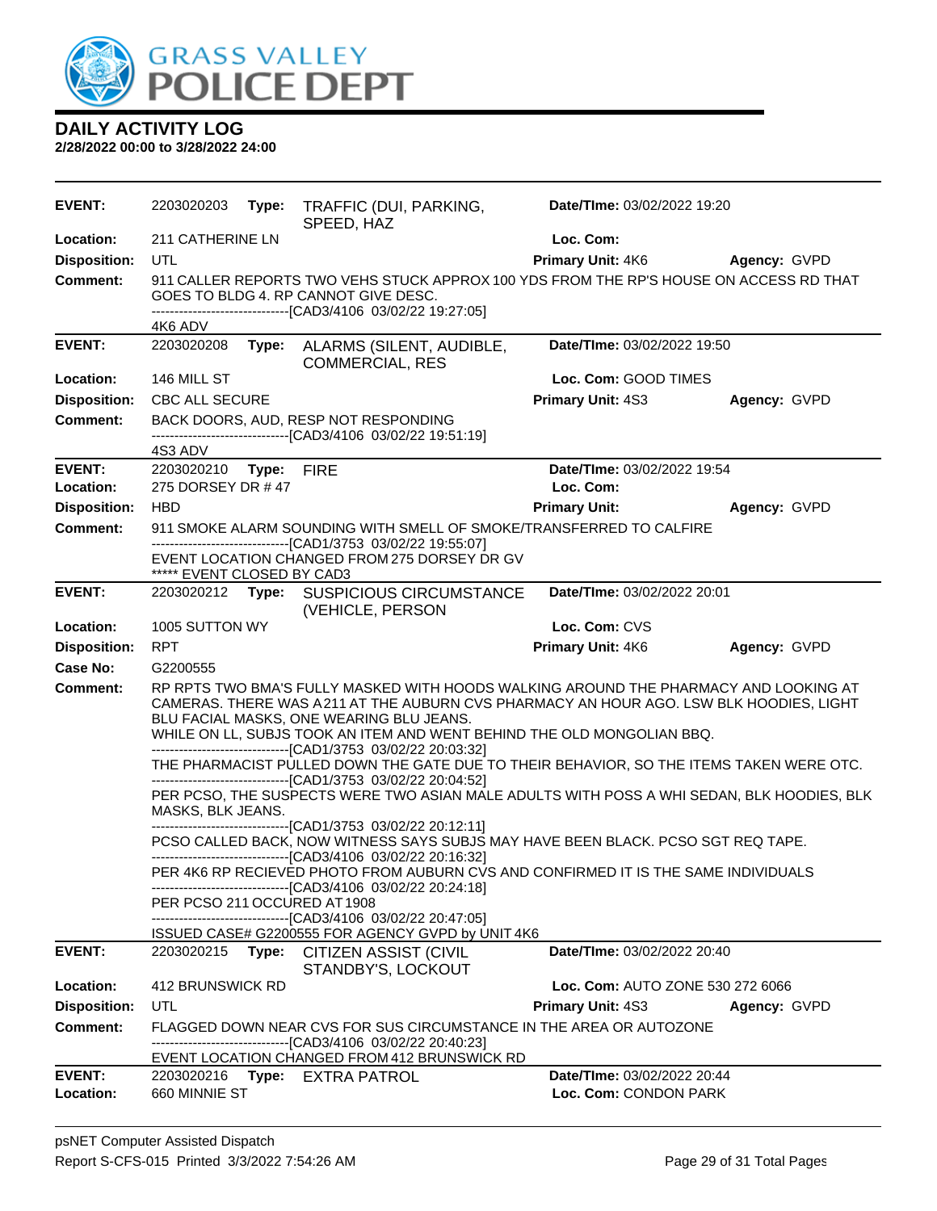# GRASS VALLEY POLICE DEPT

## DAILY ACTIVITY LOG

**2/28/2022 00:00 to 3/28/2022 24:00**

| | | | |
|---|---|---|---|
| **EVENT:** | 2203020203 **Type:** TRAFFIC (DUI, PARKING, SPEED, HAZ | **Date/TIme:** 03/02/2022 19:20 | |
| **Location:** | 211 CATHERINE LN | **Loc. Com:** | |
| **Disposition:** | UTL | **Primary Unit:** 4K6 | **Agency:** GVPD |
| **Comment:** | 911 CALLER REPORTS TWO VEHS STUCK APPROX 100 YDS FROM THE RP'S HOUSE ON ACCESS RD THAT GOES TO BLDG 4. RP CANNOT GIVE DESC.<br>------------------------------[CAD3/4106 03/02/22 19:27:05]<br>4K6 ADV | | |

| | | | |
|---|---|---|---|
| **EVENT:** | 2203020208 **Type:** ALARMS (SILENT, AUDIBLE, COMMERCIAL, RES | **Date/TIme:** 03/02/2022 19:50 | |
| **Location:** | 146 MILL ST | **Loc. Com:** GOOD TIMES | |
| **Disposition:** | CBC ALL SECURE | **Primary Unit:** 4S3 | **Agency:** GVPD |
| **Comment:** | BACK DOORS, AUD, RESP NOT RESPONDING<br>------------------------------[CAD3/4106 03/02/22 19:51:19]<br>4S3 ADV | | |

| | | | |
|---|---|---|---|
| **EVENT:** | 2203020210 **Type:** FIRE | **Date/TIme:** 03/02/2022 19:54 | |
| **Location:** | 275 DORSEY DR # 47 | **Loc. Com:** | |
| **Disposition:** | HBD | **Primary Unit:** | **Agency:** GVPD |
| **Comment:** | 911 SMOKE ALARM SOUNDING WITH SMELL OF SMOKE/TRANSFERRED TO CALFIRE<br>------------------------------[CAD1/3753 03/02/22 19:55:07]<br>EVENT LOCATION CHANGED FROM 275 DORSEY DR GV<br>***** EVENT CLOSED BY CAD3 | | |

| | | | |
|---|---|---|---|
| **EVENT:** | 2203020212 **Type:** SUSPICIOUS CIRCUMSTANCE (VEHICLE, PERSON | **Date/TIme:** 03/02/2022 20:01 | |
| **Location:** | 1005 SUTTON WY | **Loc. Com:** CVS | |
| **Disposition:** | RPT | **Primary Unit:** 4K6 | **Agency:** GVPD |
| **Case No:** | G2200555 | | |
| **Comment:** | RP RPTS TWO BMA'S FULLY MASKED WITH HOODS WALKING AROUND THE PHARMACY AND LOOKING AT CAMERAS. THERE WAS A 211 AT THE AUBURN CVS PHARMACY AN HOUR AGO. LSW BLK HOODIES, LIGHT BLU FACIAL MASKS, ONE WEARING BLU JEANS.<br>WHILE ON LL, SUBJS TOOK AN ITEM AND WENT BEHIND THE OLD MONGOLIAN BBQ.<br>------------------------------[CAD1/3753 03/02/22 20:03:32]<br>THE PHARMACIST PULLED DOWN THE GATE DUE TO THEIR BEHAVIOR, SO THE ITEMS TAKEN WERE OTC.<br>------------------------------[CAD1/3753 03/02/22 20:04:52]<br>PER PCSO, THE SUSPECTS WERE TWO ASIAN MALE ADULTS WITH POSS A WHI SEDAN, BLK HOODIES, BLK MASKS, BLK JEANS.<br>------------------------------[CAD1/3753 03/02/22 20:12:11]<br>PCSO CALLED BACK, NOW WITNESS SAYS SUBJS MAY HAVE BEEN BLACK. PCSO SGT REQ TAPE.<br>------------------------------[CAD3/4106 03/02/22 20:16:32]<br>PER 4K6 RP RECIEVED PHOTO FROM AUBURN CVS AND CONFIRMED IT IS THE SAME INDIVIDUALS<br>------------------------------[CAD3/4106 03/02/22 20:24:18]<br>PER PCSO 211 OCCURED AT 1908<br>------------------------------[CAD3/4106 03/02/22 20:47:05]<br>ISSUED CASE# G2200555 FOR AGENCY GVPD by UNIT 4K6 | | |

| | | | |
|---|---|---|---|
| **EVENT:** | 2203020215 **Type:** CITIZEN ASSIST (CIVIL STANDBY'S, LOCKOUT | **Date/TIme:** 03/02/2022 20:40 | |
| **Location:** | 412 BRUNSWICK RD | **Loc. Com:** AUTO ZONE 530 272 6066 | |
| **Disposition:** | UTL | **Primary Unit:** 4S3 | **Agency:** GVPD |
| **Comment:** | FLAGGED DOWN NEAR CVS FOR SUS CIRCUMSTANCE IN THE AREA OR AUTOZONE<br>------------------------------[CAD3/4106 03/02/22 20:40:23]<br>EVENT LOCATION CHANGED FROM 412 BRUNSWICK RD | | |

| | | | |
|---|---|---|---|
| **EVENT:** | 2203020216 **Type:** EXTRA PATROL | **Date/TIme:** 03/02/2022 20:44 | |
| **Location:** | 660 MINNIE ST | **Loc. Com:** CONDON PARK | |

psNET Computer Assisted Dispatch
Report S-CFS-015 Printed 3/3/2022 7:54:26 AM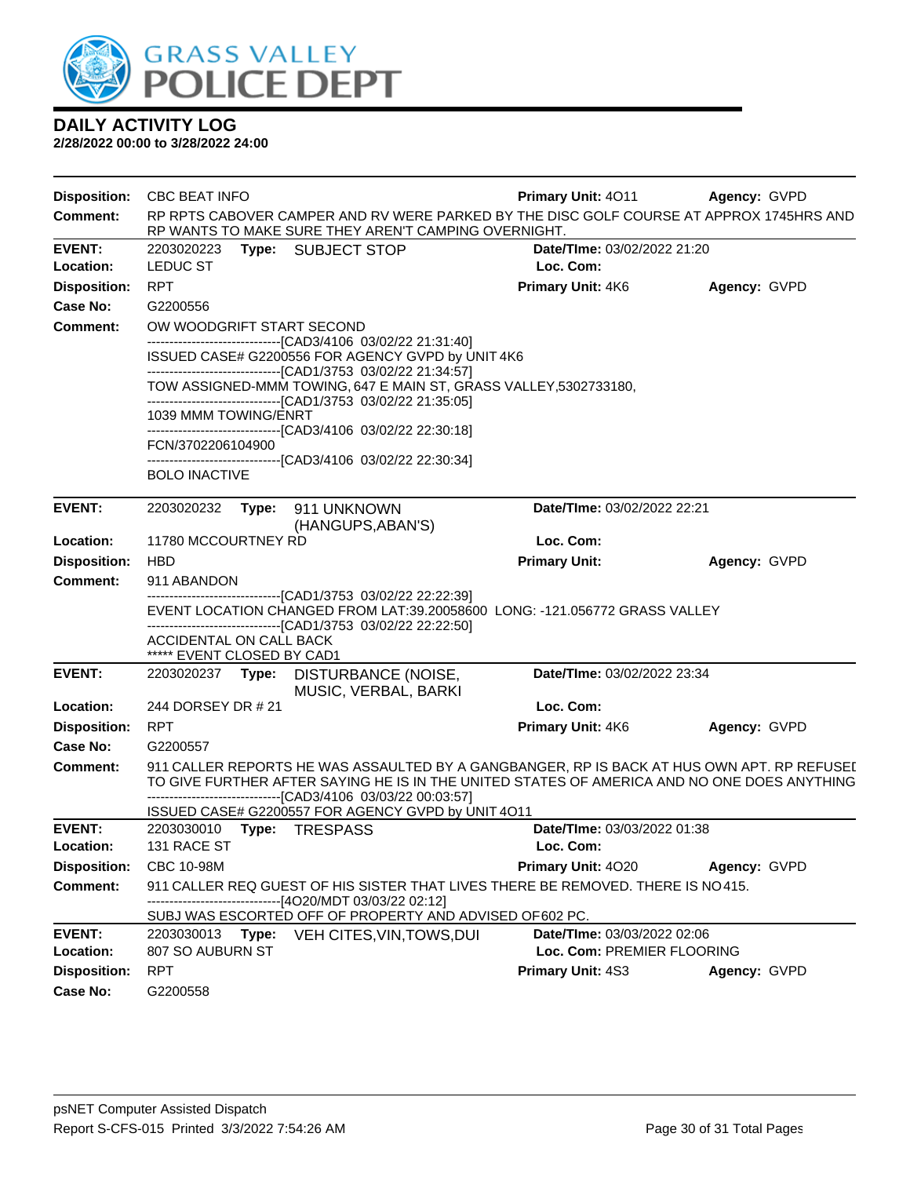# DAILY ACTIVITY LOG

**2/28/2022 00:00 to 3/28/2022 24:00**

**Disposition:** CBC BEAT INFO **Primary Unit:** 4O11 **Agency:** GVPD
**Comment:** RP RPTS CABOVER CAMPER AND RV WERE PARKED BY THE DISC GOLF COURSE AT APPROX 1745HRS AND RP WANTS TO MAKE SURE THEY AREN'T CAMPING OVERNIGHT.

---

**EVENT:** 2203020223 **Type:** SUBJECT STOP **Date/TIme:** 03/02/2022 21:20
**Location:** LEDUC ST **Loc. Com:**
**Disposition:** RPT **Primary Unit:** 4K6 **Agency:** GVPD
**Case No:** G2200556
**Comment:** OW WOODGRIFT START SECOND
------------------------------[CAD3/4106 03/02/22 21:31:40]
ISSUED CASE# G2200556 FOR AGENCY GVPD by UNIT 4K6
------------------------------[CAD1/3753 03/02/22 21:34:57]
TOW ASSIGNED-MMM TOWING, 647 E MAIN ST, GRASS VALLEY,5302733180,
------------------------------[CAD1/3753 03/02/22 21:35:05]
1039 MMM TOWING/ENRT
------------------------------[CAD3/4106 03/02/22 22:30:18]
FCN/3702206104900
------------------------------[CAD3/4106 03/02/22 22:30:34]
BOLO INACTIVE

---

**EVENT:** 2203020232 **Type:** 911 UNKNOWN (HANGUPS,ABAN'S) **Date/TIme:** 03/02/2022 22:21
**Location:** 11780 MCCOURTNEY RD **Loc. Com:**
**Disposition:** HBD **Primary Unit:** **Agency:** GVPD
**Comment:** 911 ABANDON
------------------------------[CAD1/3753 03/02/22 22:22:39]
EVENT LOCATION CHANGED FROM LAT:39.20058600 LONG: -121.056772 GRASS VALLEY
------------------------------[CAD1/3753 03/02/22 22:22:50]
ACCIDENTAL ON CALL BACK
***** EVENT CLOSED BY CAD1

---

**EVENT:** 2203020237 **Type:** DISTURBANCE (NOISE, MUSIC, VERBAL, BARKI **Date/TIme:** 03/02/2022 23:34
**Location:** 244 DORSEY DR # 21 **Loc. Com:**
**Disposition:** RPT **Primary Unit:** 4K6 **Agency:** GVPD
**Case No:** G2200557
**Comment:** 911 CALLER REPORTS HE WAS ASSAULTED BY A GANGBANGER, RP IS BACK AT HUS OWN APT. RP REFUSEI TO GIVE FURTHER AFTER SAYING HE IS IN THE UNITED STATES OF AMERICA AND NO ONE DOES ANYTHING
------------------------------[CAD3/4106 03/03/22 00:03:57]
ISSUED CASE# G2200557 FOR AGENCY GVPD by UNIT 4O11

---

**EVENT:** 2203030010 **Type:** TRESPASS **Date/TIme:** 03/03/2022 01:38
**Location:** 131 RACE ST **Loc. Com:**
**Disposition:** CBC 10-98M **Primary Unit:** 4O20 **Agency:** GVPD
**Comment:** 911 CALLER REQ GUEST OF HIS SISTER THAT LIVES THERE BE REMOVED. THERE IS NO 415.
------------------------------[4O20/MDT 03/03/22 02:12]
SUBJ WAS ESCORTED OFF OF PROPERTY AND ADVISED OF 602 PC.

---

**EVENT:** 2203030013 **Type:** VEH CITES,VIN,TOWS,DUI **Date/TIme:** 03/03/2022 02:06
**Location:** 807 SO AUBURN ST **Loc. Com:** PREMIER FLOORING
**Disposition:** RPT **Primary Unit:** 4S3 **Agency:** GVPD
**Case No:** G2200558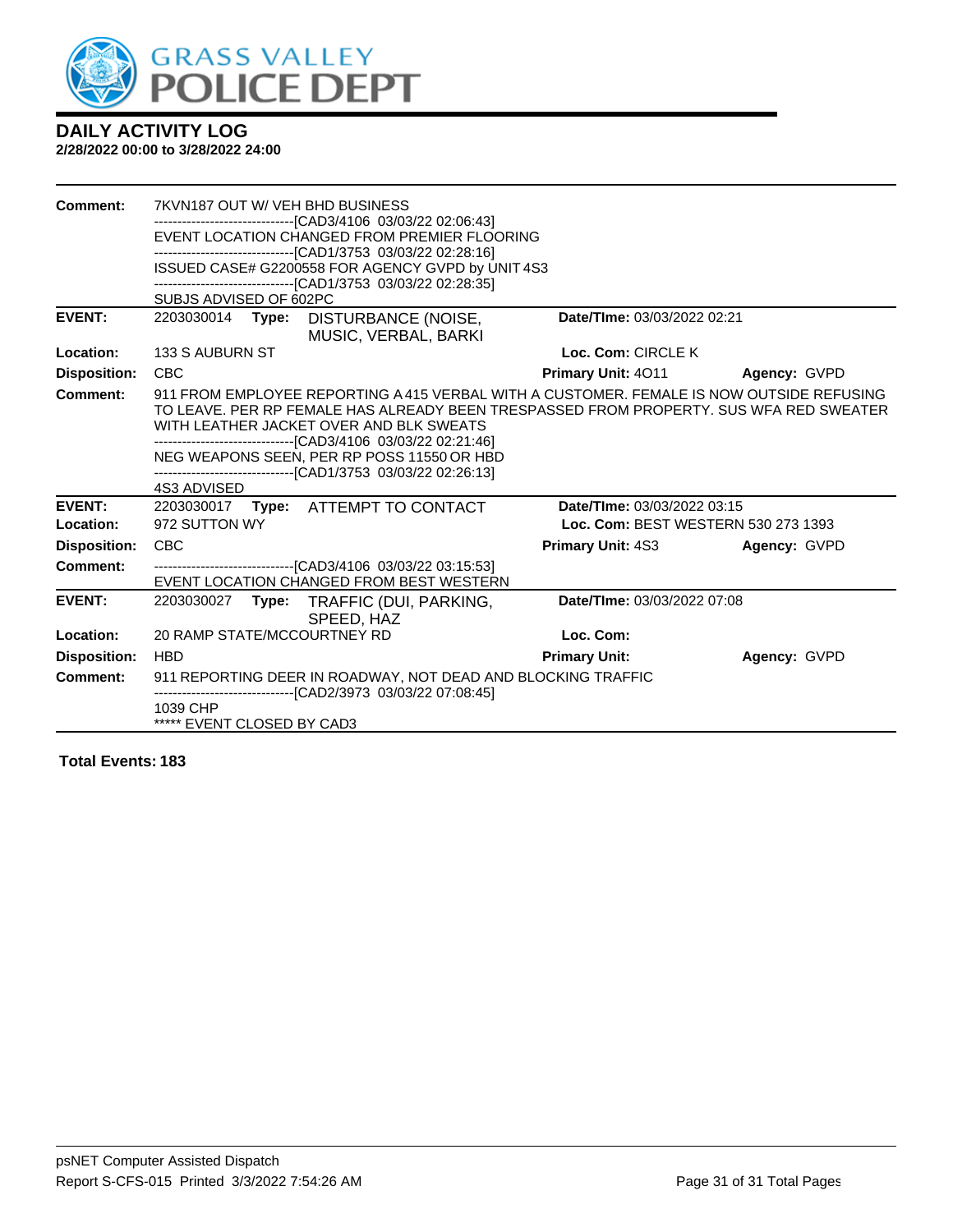# DAILY ACTIVITY LOG

**2/28/2022 00:00 to 3/28/2022 24:00**

| | | | |
|---|---|---|---|
| **Comment:** | 7KVN187 OUT W/ VEH BHD BUSINESS<br>------------------------------[CAD3/4106 03/03/22 02:06:43]<br>EVENT LOCATION CHANGED FROM PREMIER FLOORING<br>------------------------------[CAD1/3753 03/03/22 02:28:16]<br>ISSUED CASE# G2200558 FOR AGENCY GVPD by UNIT 4S3<br>------------------------------[CAD1/3753 03/03/22 02:28:35]<br>SUBJS ADVISED OF 602PC | | |
| **EVENT:** | 2203030014 **Type:** DISTURBANCE (NOISE, MUSIC, VERBAL, BARKI | **Date/TIme:** 03/03/2022 02:21 | |
| **Location:** | 133 S AUBURN ST | **Loc. Com:** CIRCLE K | |
| **Disposition:** | CBC | **Primary Unit:** 4O11 | **Agency:** GVPD |
| **Comment:** | 911 FROM EMPLOYEE REPORTING A 415 VERBAL WITH A CUSTOMER. FEMALE IS NOW OUTSIDE REFUSING TO LEAVE. PER RP FEMALE HAS ALREADY BEEN TRESPASSED FROM PROPERTY. SUS WFA RED SWEATER WITH LEATHER JACKET OVER AND BLK SWEATS<br>------------------------------[CAD3/4106 03/03/22 02:21:46]<br>NEG WEAPONS SEEN, PER RP POSS 11550 OR HBD<br>------------------------------[CAD1/3753 03/03/22 02:26:13]<br>4S3 ADVISED | | |
| **EVENT:** | 2203030017 **Type:** ATTEMPT TO CONTACT | **Date/TIme:** 03/03/2022 03:15 | |
| **Location:** | 972 SUTTON WY | **Loc. Com:** BEST WESTERN 530 273 1393 | |
| **Disposition:** | CBC | **Primary Unit:** 4S3 | **Agency:** GVPD |
| **Comment:** | ------------------------------[CAD3/4106 03/03/22 03:15:53]<br>EVENT LOCATION CHANGED FROM BEST WESTERN | | |
| **EVENT:** | 2203030027 **Type:** TRAFFIC (DUI, PARKING, SPEED, HAZ | **Date/TIme:** 03/03/2022 07:08 | |
| **Location:** | 20 RAMP STATE/MCCOURTNEY RD | **Loc. Com:** | |
| **Disposition:** | HBD | **Primary Unit:** | **Agency:** GVPD |
| **Comment:** | 911 REPORTING DEER IN ROADWAY, NOT DEAD AND BLOCKING TRAFFIC<br>------------------------------[CAD2/3973 03/03/22 07:08:45]<br>1039 CHP<br>***** EVENT CLOSED BY CAD3 | | |

**Total Events: 183**

psNET Computer Assisted Dispatch
Report S-CFS-015 Printed 3/3/2022 7:54:26 AM